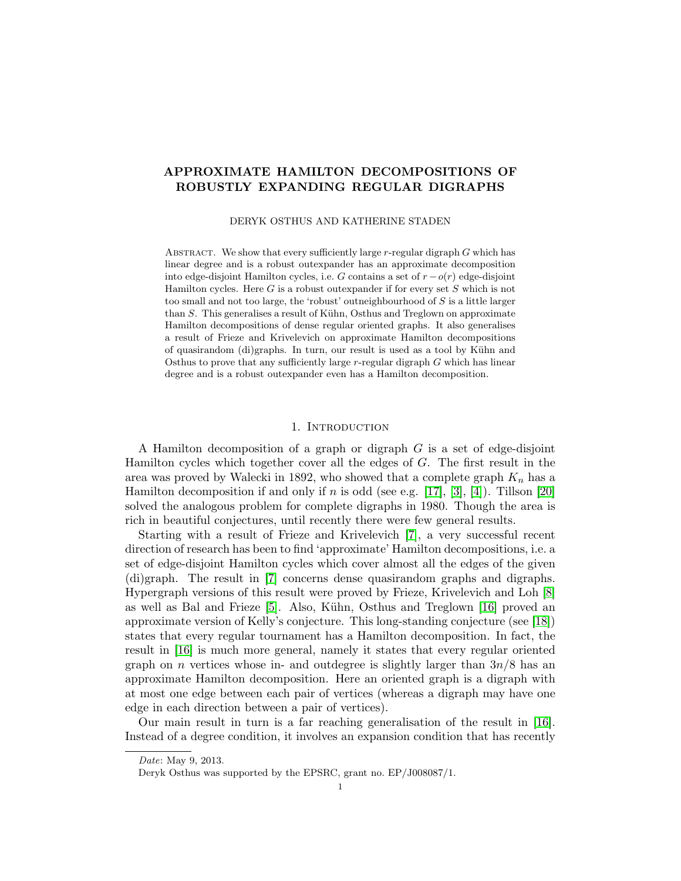# APPROXIMATE HAMILTON DECOMPOSITIONS OF ROBUSTLY EXPANDING REGULAR DIGRAPHS

DERYK OSTHUS AND KATHERINE STADEN

Abstract. We show that every sufficiently large $r$-regular digraph $G$ which has linear degree and is a robust outexpander has an approximate decomposition into edge-disjoint Hamilton cycles, i.e. $G$ contains a set of $r - o(r)$ edge-disjoint Hamilton cycles. Here $G$ is a robust outexpander if for every set $S$ which is not too small and not too large, the 'robust' outneighbourhood of $S$ is a little larger than $S$. This generalises a result of Kühn, Osthus and Treglown on approximate Hamilton decompositions of dense regular oriented graphs. It also generalises a result of Frieze and Krivelevich on approximate Hamilton decompositions of quasirandom (di)graphs. In turn, our result is used as a tool by Kühn and Osthus to prove that any sufficiently large $r$-regular digraph $G$ which has linear degree and is a robust outexpander even has a Hamilton decomposition.

## 1. Introduction

A Hamilton decomposition of a graph or digraph $G$ is a set of edge-disjoint Hamilton cycles which together cover all the edges of $G$. The first result in the area was proved by Walecki in 1892, who showed that a complete graph $K_n$ has a Hamilton decomposition if and only if $n$ is odd (see e.g. [17], [3], [4]). Tillson [20] solved the analogous problem for complete digraphs in 1980. Though the area is rich in beautiful conjectures, until recently there were few general results.

Starting with a result of Frieze and Krivelevich [7], a very successful recent direction of research has been to find 'approximate' Hamilton decompositions, i.e. a set of edge-disjoint Hamilton cycles which cover almost all the edges of the given (di)graph. The result in [7] concerns dense quasirandom graphs and digraphs. Hypergraph versions of this result were proved by Frieze, Krivelevich and Loh [8] as well as Bal and Frieze [5]. Also, Kühn, Osthus and Treglown [16] proved an approximate version of Kelly's conjecture. This long-standing conjecture (see [18]) states that every regular tournament has a Hamilton decomposition. In fact, the result in [16] is much more general, namely it states that every regular oriented graph on $n$ vertices whose in- and outdegree is slightly larger than $3n/8$ has an approximate Hamilton decomposition. Here an oriented graph is a digraph with at most one edge between each pair of vertices (whereas a digraph may have one edge in each direction between a pair of vertices).

Our main result in turn is a far reaching generalisation of the result in [16]. Instead of a degree condition, it involves an expansion condition that has recently

---

*Date*: May 9, 2013.

Deryk Osthus was supported by the EPSRC, grant no. EP/J008087/1.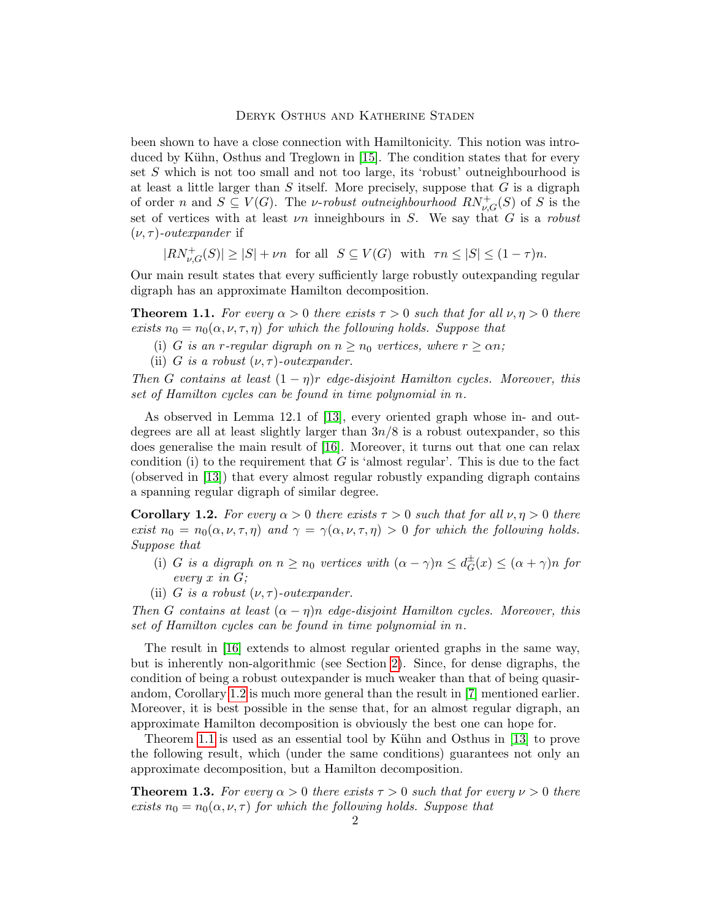been shown to have a close connection with Hamiltonicity. This notion was introduced by Kühn, Osthus and Treglown in [15]. The condition states that for every set $S$ which is not too small and not too large, its 'robust' outneighbourhood is at least a little larger than $S$ itself. More precisely, suppose that $G$ is a digraph of order $n$ and $S \subseteq V(G)$. The *$\nu$-robust outneighbourhood* $RN^+_{\nu,G}(S)$ of $S$ is the set of vertices with at least $\nu n$ inneighbours in $S$. We say that $G$ is a *robust $(\nu, \tau)$-outexpander* if

$$|RN^+_{\nu,G}(S)| \geq |S| + \nu n \quad \text{for all} \quad S \subseteq V(G) \quad \text{with} \quad \tau n \leq |S| \leq (1-\tau)n.$$

Our main result states that every sufficiently large robustly outexpanding regular digraph has an approximate Hamilton decomposition.

**Theorem 1.1.** *For every $\alpha > 0$ there exists $\tau > 0$ such that for all $\nu, \eta > 0$ there exists $n_0 = n_0(\alpha, \nu, \tau, \eta)$ for which the following holds. Suppose that*

(i) *$G$ is an $r$-regular digraph on $n \geq n_0$ vertices, where $r \geq \alpha n$;*
(ii) *$G$ is a robust $(\nu, \tau)$-outexpander.*

*Then $G$ contains at least $(1-\eta)r$ edge-disjoint Hamilton cycles. Moreover, this set of Hamilton cycles can be found in time polynomial in $n$.*

As observed in Lemma 12.1 of [13], every oriented graph whose in- and outdegrees are all at least slightly larger than $3n/8$ is a robust outexpander, so this does generalise the main result of [16]. Moreover, it turns out that one can relax condition (i) to the requirement that $G$ is 'almost regular'. This is due to the fact (observed in [13]) that every almost regular robustly expanding digraph contains a spanning regular digraph of similar degree.

**Corollary 1.2.** *For every $\alpha > 0$ there exists $\tau > 0$ such that for all $\nu, \eta > 0$ there exist $n_0 = n_0(\alpha, \nu, \tau, \eta)$ and $\gamma = \gamma(\alpha, \nu, \tau, \eta) > 0$ for which the following holds. Suppose that*

(i) *$G$ is a digraph on $n \geq n_0$ vertices with $(\alpha - \gamma)n \leq d^{\pm}_G(x) \leq (\alpha + \gamma)n$ for every $x$ in $G$;*
(ii) *$G$ is a robust $(\nu, \tau)$-outexpander.*

*Then $G$ contains at least $(\alpha - \eta)n$ edge-disjoint Hamilton cycles. Moreover, this set of Hamilton cycles can be found in time polynomial in $n$.*

The result in [16] extends to almost regular oriented graphs in the same way, but is inherently non-algorithmic (see Section 2). Since, for dense digraphs, the condition of being a robust outexpander is much weaker than that of being quasirandom, Corollary 1.2 is much more general than the result in [7] mentioned earlier. Moreover, it is best possible in the sense that, for an almost regular digraph, an approximate Hamilton decomposition is obviously the best one can hope for.

Theorem 1.1 is used as an essential tool by Kühn and Osthus in [13] to prove the following result, which (under the same conditions) guarantees not only an approximate decomposition, but a Hamilton decomposition.

**Theorem 1.3.** *For every $\alpha > 0$ there exists $\tau > 0$ such that for every $\nu > 0$ there exists $n_0 = n_0(\alpha, \nu, \tau)$ for which the following holds. Suppose that*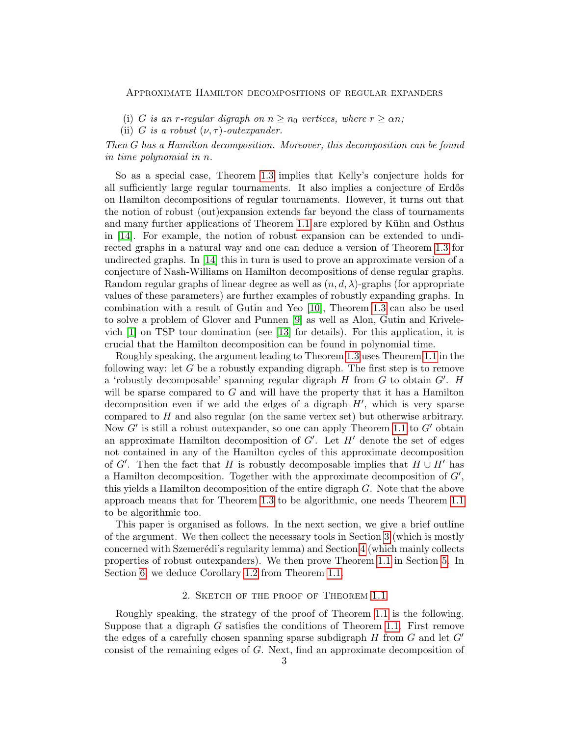(i) *$G$ is an $r$-regular digraph on $n \geq n_0$ vertices, where $r \geq \alpha n$;*
(ii) *$G$ is a robust $(\nu, \tau)$-outexpander.*

*Then $G$ has a Hamilton decomposition. Moreover, this decomposition can be found in time polynomial in $n$.*

So as a special case, Theorem 1.3 implies that Kelly's conjecture holds for all sufficiently large regular tournaments. It also implies a conjecture of Erdős on Hamilton decompositions of regular tournaments. However, it turns out that the notion of robust (out)expansion extends far beyond the class of tournaments and many further applications of Theorem 1.1 are explored by Kühn and Osthus in [14]. For example, the notion of robust expansion can be extended to undirected graphs in a natural way and one can deduce a version of Theorem 1.3 for undirected graphs. In [14] this in turn is used to prove an approximate version of a conjecture of Nash-Williams on Hamilton decompositions of dense regular graphs. Random regular graphs of linear degree as well as $(n, d, \lambda)$-graphs (for appropriate values of these parameters) are further examples of robustly expanding graphs. In combination with a result of Gutin and Yeo [10], Theorem 1.3 can also be used to solve a problem of Glover and Punnen [9] as well as Alon, Gutin and Krivelevich [1] on TSP tour domination (see [13] for details). For this application, it is crucial that the Hamilton decomposition can be found in polynomial time.

Roughly speaking, the argument leading to Theorem 1.3 uses Theorem 1.1 in the following way: let $G$ be a robustly expanding digraph. The first step is to remove a 'robustly decomposable' spanning regular digraph $H$ from $G$ to obtain $G'$. $H$ will be sparse compared to $G$ and will have the property that it has a Hamilton decomposition even if we add the edges of a digraph $H'$, which is very sparse compared to $H$ and also regular (on the same vertex set) but otherwise arbitrary. Now $G'$ is still a robust outexpander, so one can apply Theorem 1.1 to $G'$ obtain an approximate Hamilton decomposition of $G'$. Let $H'$ denote the set of edges not contained in any of the Hamilton cycles of this approximate decomposition of $G'$. Then the fact that $H$ is robustly decomposable implies that $H \cup H'$ has a Hamilton decomposition. Together with the approximate decomposition of $G'$, this yields a Hamilton decomposition of the entire digraph $G$. Note that the above approach means that for Theorem 1.3 to be algorithmic, one needs Theorem 1.1 to be algorithmic too.

This paper is organised as follows. In the next section, we give a brief outline of the argument. We then collect the necessary tools in Section 3 (which is mostly concerned with Szemerédi's regularity lemma) and Section 4 (which mainly collects properties of robust outexpanders). We then prove Theorem 1.1 in Section 5. In Section 6, we deduce Corollary 1.2 from Theorem 1.1.

## 2. Sketch of the proof of Theorem 1.1

Roughly speaking, the strategy of the proof of Theorem 1.1 is the following. Suppose that a digraph $G$ satisfies the conditions of Theorem 1.1. First remove the edges of a carefully chosen spanning sparse subdigraph $H$ from $G$ and let $G'$ consist of the remaining edges of $G$. Next, find an approximate decomposition of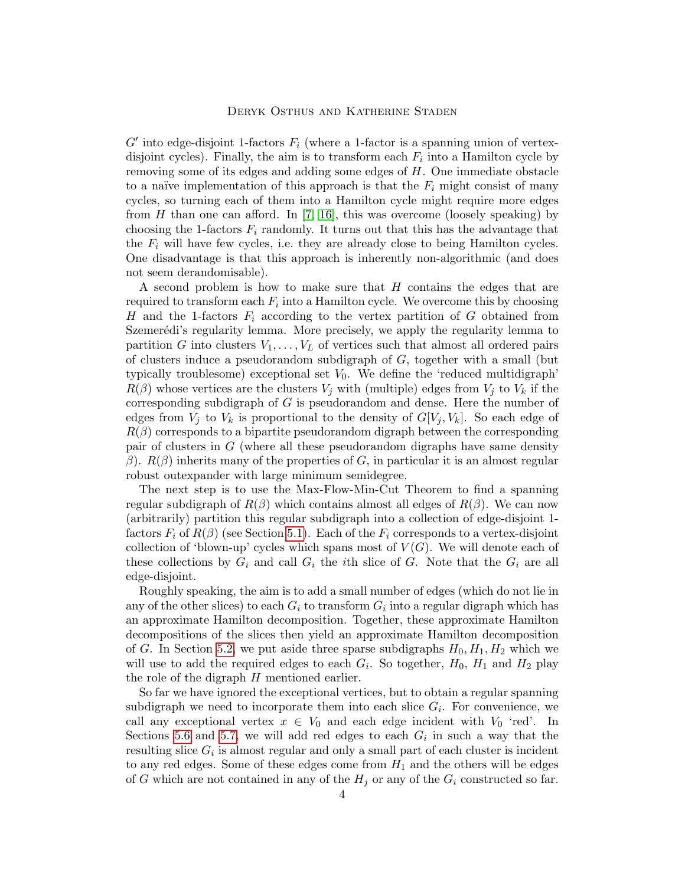$G'$ into edge-disjoint 1-factors $F_i$ (where a 1-factor is a spanning union of vertex-disjoint cycles). Finally, the aim is to transform each $F_i$ into a Hamilton cycle by removing some of its edges and adding some edges of $H$. One immediate obstacle to a naïve implementation of this approach is that the $F_i$ might consist of many cycles, so turning each of them into a Hamilton cycle might require more edges from $H$ than one can afford. In [7, 16], this was overcome (loosely speaking) by choosing the 1-factors $F_i$ randomly. It turns out that this has the advantage that the $F_i$ will have few cycles, i.e. they are already close to being Hamilton cycles. One disadvantage is that this approach is inherently non-algorithmic (and does not seem derandomisable).

A second problem is how to make sure that $H$ contains the edges that are required to transform each $F_i$ into a Hamilton cycle. We overcome this by choosing $H$ and the 1-factors $F_i$ according to the vertex partition of $G$ obtained from Szemerédi's regularity lemma. More precisely, we apply the regularity lemma to partition $G$ into clusters $V_1, \dots, V_L$ of vertices such that almost all ordered pairs of clusters induce a pseudorandom subdigraph of $G$, together with a small (but typically troublesome) exceptional set $V_0$. We define the 'reduced multidigraph' $R(\beta)$ whose vertices are the clusters $V_j$ with (multiple) edges from $V_j$ to $V_k$ if the corresponding subdigraph of $G$ is pseudorandom and dense. Here the number of edges from $V_j$ to $V_k$ is proportional to the density of $G[V_j, V_k]$. So each edge of $R(\beta)$ corresponds to a bipartite pseudorandom digraph between the corresponding pair of clusters in $G$ (where all these pseudorandom digraphs have same density $\beta$). $R(\beta)$ inherits many of the properties of $G$, in particular it is an almost regular robust outexpander with large minimum semidegree.

The next step is to use the Max-Flow-Min-Cut Theorem to find a spanning regular subdigraph of $R(\beta)$ which contains almost all edges of $R(\beta)$. We can now (arbitrarily) partition this regular subdigraph into a collection of edge-disjoint 1-factors $F_i$ of $R(\beta)$ (see Section 5.1). Each of the $F_i$ corresponds to a vertex-disjoint collection of 'blown-up' cycles which spans most of $V(G)$. We will denote each of these collections by $G_i$ and call $G_i$ the $i$th slice of $G$. Note that the $G_i$ are all edge-disjoint.

Roughly speaking, the aim is to add a small number of edges (which do not lie in any of the other slices) to each $G_i$ to transform $G_i$ into a regular digraph which has an approximate Hamilton decomposition. Together, these approximate Hamilton decompositions of the slices then yield an approximate Hamilton decomposition of $G$. In Section 5.2, we put aside three sparse subdigraphs $H_0, H_1, H_2$ which we will use to add the required edges to each $G_i$. So together, $H_0$, $H_1$ and $H_2$ play the role of the digraph $H$ mentioned earlier.

So far we have ignored the exceptional vertices, but to obtain a regular spanning subdigraph we need to incorporate them into each slice $G_i$. For convenience, we call any exceptional vertex $x \in V_0$ and each edge incident with $V_0$ 'red'. In Sections 5.6 and 5.7, we will add red edges to each $G_i$ in such a way that the resulting slice $G_i$ is almost regular and only a small part of each cluster is incident to any red edges. Some of these edges come from $H_1$ and the others will be edges of $G$ which are not contained in any of the $H_j$ or any of the $G_i$ constructed so far.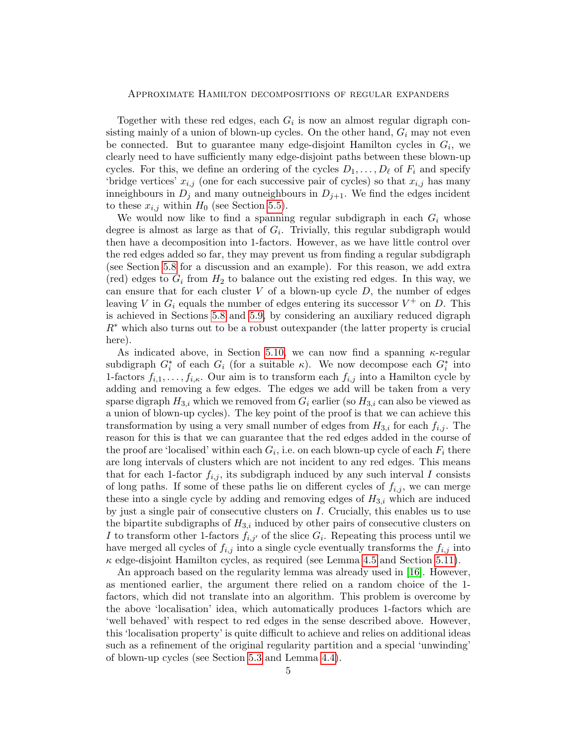Together with these red edges, each $G_i$ is now an almost regular digraph consisting mainly of a union of blown-up cycles. On the other hand, $G_i$ may not even be connected. But to guarantee many edge-disjoint Hamilton cycles in $G_i$, we clearly need to have sufficiently many edge-disjoint paths between these blown-up cycles. For this, we define an ordering of the cycles $D_1, \dots, D_\ell$ of $F_i$ and specify 'bridge vertices' $x_{i,j}$ (one for each successive pair of cycles) so that $x_{i,j}$ has many inneighbours in $D_j$ and many outneighbours in $D_{j+1}$. We find the edges incident to these $x_{i,j}$ within $H_0$ (see Section 5.5).

We would now like to find a spanning regular subdigraph in each $G_i$ whose degree is almost as large as that of $G_i$. Trivially, this regular subdigraph would then have a decomposition into 1-factors. However, as we have little control over the red edges added so far, they may prevent us from finding a regular subdigraph (see Section 5.8 for a discussion and an example). For this reason, we add extra (red) edges to $G_i$ from $H_2$ to balance out the existing red edges. In this way, we can ensure that for each cluster $V$ of a blown-up cycle $D$, the number of edges leaving $V$ in $G_i$ equals the number of edges entering its successor $V^+$ on $D$. This is achieved in Sections 5.8 and 5.9, by considering an auxiliary reduced digraph $R^*$ which also turns out to be a robust outexpander (the latter property is crucial here).

As indicated above, in Section 5.10, we can now find a spanning $\kappa$-regular subdigraph $G_i^*$ of each $G_i$ (for a suitable $\kappa$). We now decompose each $G_i^*$ into 1-factors $f_{i,1}, \dots, f_{i,\kappa}$. Our aim is to transform each $f_{i,j}$ into a Hamilton cycle by adding and removing a few edges. The edges we add will be taken from a very sparse digraph $H_{3,i}$ which we removed from $G_i$ earlier (so $H_{3,i}$ can also be viewed as a union of blown-up cycles). The key point of the proof is that we can achieve this transformation by using a very small number of edges from $H_{3,i}$ for each $f_{i,j}$. The reason for this is that we can guarantee that the red edges added in the course of the proof are 'localised' within each $G_i$, i.e. on each blown-up cycle of each $F_i$ there are long intervals of clusters which are not incident to any red edges. This means that for each 1-factor $f_{i,j}$, its subdigraph induced by any such interval $I$ consists of long paths. If some of these paths lie on different cycles of $f_{i,j}$, we can merge these into a single cycle by adding and removing edges of $H_{3,i}$ which are induced by just a single pair of consecutive clusters on $I$. Crucially, this enables us to use the bipartite subdigraphs of $H_{3,i}$ induced by other pairs of consecutive clusters on $I$ to transform other 1-factors $f_{i,j'}$ of the slice $G_i$. Repeating this process until we have merged all cycles of $f_{i,j}$ into a single cycle eventually transforms the $f_{i,j}$ into $\kappa$ edge-disjoint Hamilton cycles, as required (see Lemma 4.5 and Section 5.11).

An approach based on the regularity lemma was already used in [16]. However, as mentioned earlier, the argument there relied on a random choice of the 1-factors, which did not translate into an algorithm. This problem is overcome by the above 'localisation' idea, which automatically produces 1-factors which are 'well behaved' with respect to red edges in the sense described above. However, this 'localisation property' is quite difficult to achieve and relies on additional ideas such as a refinement of the original regularity partition and a special 'unwinding' of blown-up cycles (see Section 5.3 and Lemma 4.4).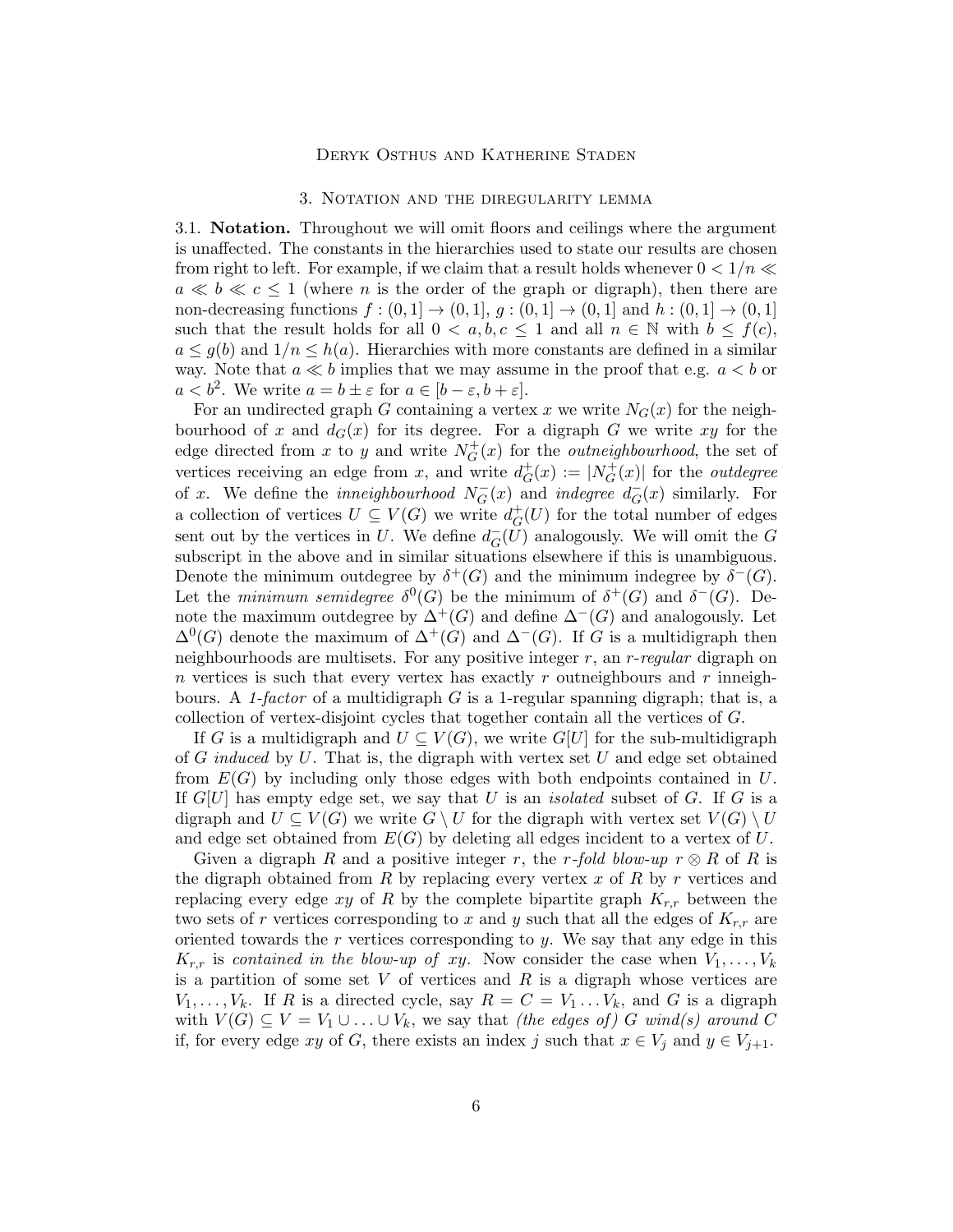## 3. Notation and the diregularity lemma

3.1. **Notation.** Throughout we will omit floors and ceilings where the argument is unaffected. The constants in the hierarchies used to state our results are chosen from right to left. For example, if we claim that a result holds whenever $0 < 1/n \ll a \ll b \ll c \leq 1$ (where $n$ is the order of the graph or digraph), then there are non-decreasing functions $f : (0, 1] \to (0, 1]$, $g : (0, 1] \to (0, 1]$ and $h : (0, 1] \to (0, 1]$ such that the result holds for all $0 < a, b, c \leq 1$ and all $n \in \mathbb{N}$ with $b \leq f(c)$, $a \leq g(b)$ and $1/n \leq h(a)$. Hierarchies with more constants are defined in a similar way. Note that $a \ll b$ implies that we may assume in the proof that e.g. $a < b$ or $a < b^2$. We write $a = b \pm \varepsilon$ for $a \in [b - \varepsilon, b + \varepsilon]$.

For an undirected graph $G$ containing a vertex $x$ we write $N_G(x)$ for the neighbourhood of $x$ and $d_G(x)$ for its degree. For a digraph $G$ we write $xy$ for the edge directed from $x$ to $y$ and write $N^+_G(x)$ for the *outneighbourhood*, the set of vertices receiving an edge from $x$, and write $d^+_G(x) := |N^+_G(x)|$ for the *outdegree* of $x$. We define the *inneighbourhood* $N^-_G(x)$ and *indegree* $d^-_G(x)$ similarly. For a collection of vertices $U \subseteq V(G)$ we write $d^+_G(U)$ for the total number of edges sent out by the vertices in $U$. We define $d^-_G(U)$ analogously. We will omit the $G$ subscript in the above and in similar situations elsewhere if this is unambiguous. Denote the minimum outdegree by $\delta^+(G)$ and the minimum indegree by $\delta^-(G)$. Let the *minimum semidegree* $\delta^0(G)$ be the minimum of $\delta^+(G)$ and $\delta^-(G)$. Denote the maximum outdegree by $\Delta^+(G)$ and define $\Delta^-(G)$ and analogously. Let $\Delta^0(G)$ denote the maximum of $\Delta^+(G)$ and $\Delta^-(G)$. If $G$ is a multidigraph then neighbourhoods are multisets. For any positive integer $r$, an *$r$-regular* digraph on $n$ vertices is such that every vertex has exactly $r$ outneighbours and $r$ inneighbours. A *1-factor* of a multidigraph $G$ is a 1-regular spanning digraph; that is, a collection of vertex-disjoint cycles that together contain all the vertices of $G$.

If $G$ is a multidigraph and $U \subseteq V(G)$, we write $G[U]$ for the sub-multidigraph of $G$ *induced* by $U$. That is, the digraph with vertex set $U$ and edge set obtained from $E(G)$ by including only those edges with both endpoints contained in $U$. If $G[U]$ has empty edge set, we say that $U$ is an *isolated* subset of $G$. If $G$ is a digraph and $U \subseteq V(G)$ we write $G \setminus U$ for the digraph with vertex set $V(G) \setminus U$ and edge set obtained from $E(G)$ by deleting all edges incident to a vertex of $U$.

Given a digraph $R$ and a positive integer $r$, the *$r$-fold blow-up* $r \otimes R$ of $R$ is the digraph obtained from $R$ by replacing every vertex $x$ of $R$ by $r$ vertices and replacing every edge $xy$ of $R$ by the complete bipartite graph $K_{r,r}$ between the two sets of $r$ vertices corresponding to $x$ and $y$ such that all the edges of $K_{r,r}$ are oriented towards the $r$ vertices corresponding to $y$. We say that any edge in this $K_{r,r}$ is *contained in the blow-up of $xy$*. Now consider the case when $V_1, \ldots, V_k$ is a partition of some set $V$ of vertices and $R$ is a digraph whose vertices are $V_1, \ldots, V_k$. If $R$ is a directed cycle, say $R = C = V_1 \ldots V_k$, and $G$ is a digraph with $V(G) \subseteq V = V_1 \cup \ldots \cup V_k$, we say that *(the edges of) $G$ wind(s) around $C$* if, for every edge $xy$ of $G$, there exists an index $j$ such that $x \in V_j$ and $y \in V_{j+1}$.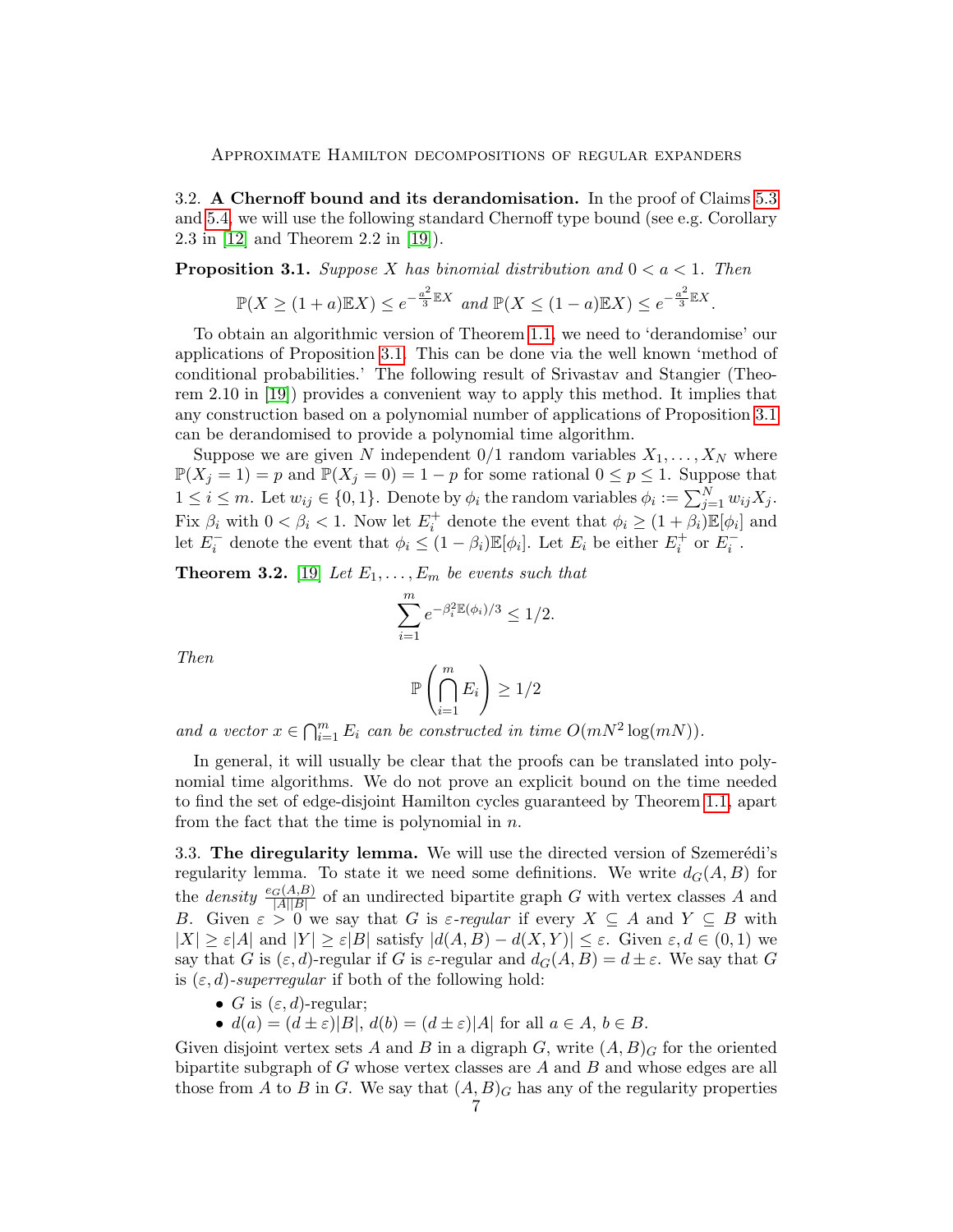### 3.2. A Chernoff bound and its derandomisation.

In the proof of Claims 5.3 and 5.4, we will use the following standard Chernoff type bound (see e.g. Corollary 2.3 in [12] and Theorem 2.2 in [19]).

**Proposition 3.1.** *Suppose $X$ has binomial distribution and $0 < a < 1$. Then*

$$\mathbb{P}(X \geq (1+a)\mathbb{E}X) \leq e^{-\frac{a^2}{3}\mathbb{E}X} \text{ and } \mathbb{P}(X \leq (1-a)\mathbb{E}X) \leq e^{-\frac{a^2}{3}\mathbb{E}X}.$$

To obtain an algorithmic version of Theorem 1.1, we need to 'derandomise' our applications of Proposition 3.1. This can be done via the well known 'method of conditional probabilities.' The following result of Srivastav and Stangier (Theorem 2.10 in [19]) provides a convenient way to apply this method. It implies that any construction based on a polynomial number of applications of Proposition 3.1 can be derandomised to provide a polynomial time algorithm.

Suppose we are given $N$ independent 0/1 random variables $X_1, \dots, X_N$ where $\mathbb{P}(X_j = 1) = p$ and $\mathbb{P}(X_j = 0) = 1 - p$ for some rational $0 \leq p \leq 1$. Suppose that $1 \leq i \leq m$. Let $w_{ij} \in \{0, 1\}$. Denote by $\phi_i$ the random variables $\phi_i := \sum_{j=1}^N w_{ij} X_j$. Fix $\beta_i$ with $0 < \beta_i < 1$. Now let $E_i^+$ denote the event that $\phi_i \geq (1 + \beta_i)\mathbb{E}[\phi_i]$ and let $E_i^-$ denote the event that $\phi_i \leq (1 - \beta_i)\mathbb{E}[\phi_i]$. Let $E_i$ be either $E_i^+$ or $E_i^-$.

**Theorem 3.2.** [19] *Let $E_1, \dots, E_m$ be events such that*

$$\sum_{i=1}^m e^{-\beta_i^2 \mathbb{E}(\phi_i)/3} \leq 1/2.$$

*Then*

$$\mathbb{P}\left(\bigcap_{i=1}^m E_i\right) \geq 1/2$$

*and a vector $x \in \bigcap_{i=1}^m E_i$ can be constructed in time $O(mN^2 \log(mN))$.*

In general, it will usually be clear that the proofs can be translated into polynomial time algorithms. We do not prove an explicit bound on the time needed to find the set of edge-disjoint Hamilton cycles guaranteed by Theorem 1.1, apart from the fact that the time is polynomial in $n$.

### 3.3. The diregularity lemma.

We will use the directed version of Szemerédi's regularity lemma. To state it we need some definitions. We write $d_G(A, B)$ for the *density* $\frac{e_G(A,B)}{|A||B|}$ of an undirected bipartite graph $G$ with vertex classes $A$ and $B$. Given $\varepsilon > 0$ we say that $G$ is *$\varepsilon$-regular* if every $X \subseteq A$ and $Y \subseteq B$ with $|X| \geq \varepsilon|A|$ and $|Y| \geq \varepsilon|B|$ satisfy $|d(A, B) - d(X, Y)| \leq \varepsilon$. Given $\varepsilon, d \in (0, 1)$ we say that $G$ is $(\varepsilon, d)$-regular if $G$ is $\varepsilon$-regular and $d_G(A, B) = d \pm \varepsilon$. We say that $G$ is $(\varepsilon, d)$-*superregular* if both of the following hold:

- $G$ is $(\varepsilon, d)$-regular;
- $d(a) = (d \pm \varepsilon)|B|$, $d(b) = (d \pm \varepsilon)|A|$ for all $a \in A$, $b \in B$.

Given disjoint vertex sets $A$ and $B$ in a digraph $G$, write $(A, B)_G$ for the oriented bipartite subgraph of $G$ whose vertex classes are $A$ and $B$ and whose edges are all those from $A$ to $B$ in $G$. We say that $(A, B)_G$ has any of the regularity properties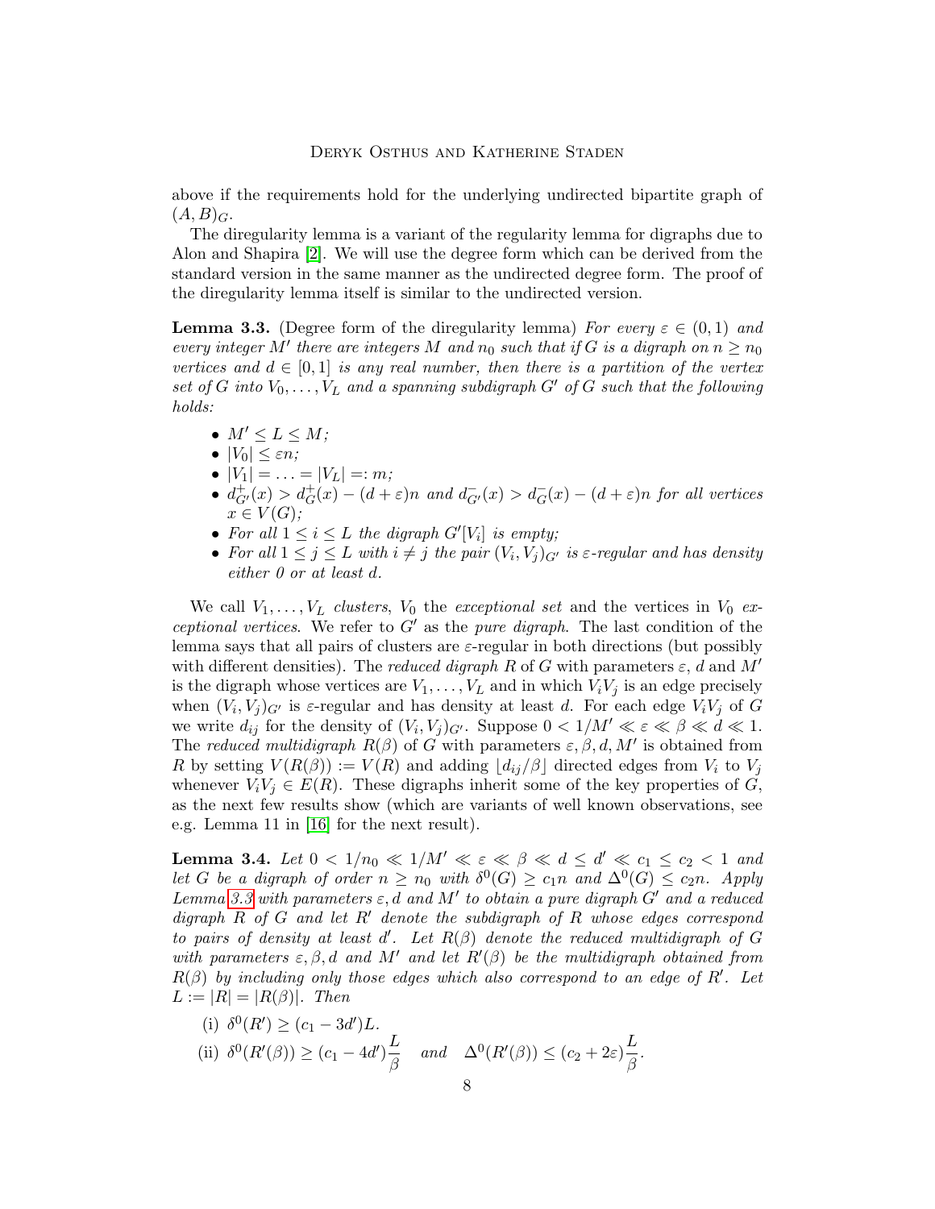above if the requirements hold for the underlying undirected bipartite graph of $(A, B)_G$.

The diregularity lemma is a variant of the regularity lemma for digraphs due to Alon and Shapira [2]. We will use the degree form which can be derived from the standard version in the same manner as the undirected degree form. The proof of the diregularity lemma itself is similar to the undirected version.

**Lemma 3.3.** (Degree form of the diregularity lemma) *For every $\varepsilon \in (0,1)$ and every integer $M'$ there are integers $M$ and $n_0$ such that if $G$ is a digraph on $n \geq n_0$ vertices and $d \in [0,1]$ is any real number, then there is a partition of the vertex set of $G$ into $V_0, \ldots, V_L$ and a spanning subdigraph $G'$ of $G$ such that the following holds:*

- *$M' \leq L \leq M$;*
- *$|V_0| \leq \varepsilon n$;*
- *$|V_1| = \ldots = |V_L| =: m$;*
- *$d^+_{G'}(x) > d^+_G(x) - (d+\varepsilon)n$ and $d^-_{G'}(x) > d^-_G(x) - (d+\varepsilon)n$ for all vertices $x \in V(G)$;*
- *For all $1 \leq i \leq L$ the digraph $G'[V_i]$ is empty;*
- *For all $1 \leq j \leq L$ with $i \neq j$ the pair $(V_i, V_j)_{G'}$ is $\varepsilon$-regular and has density either 0 or at least $d$.*

We call $V_1, \ldots, V_L$ *clusters*, $V_0$ the *exceptional set* and the vertices in $V_0$ *exceptional vertices*. We refer to $G'$ as the *pure digraph*. The last condition of the lemma says that all pairs of clusters are $\varepsilon$-regular in both directions (but possibly with different densities). The *reduced digraph* $R$ of $G$ with parameters $\varepsilon$, $d$ and $M'$ is the digraph whose vertices are $V_1, \ldots, V_L$ and in which $V_iV_j$ is an edge precisely when $(V_i, V_j)_{G'}$ is $\varepsilon$-regular and has density at least $d$. For each edge $V_iV_j$ of $G$ we write $d_{ij}$ for the density of $(V_i, V_j)_{G'}$. Suppose $0 < 1/M' \ll \varepsilon \ll \beta \ll d \ll 1$. The *reduced multidigraph* $R(\beta)$ of $G$ with parameters $\varepsilon, \beta, d, M'$ is obtained from $R$ by setting $V(R(\beta)) := V(R)$ and adding $\lfloor d_{ij}/\beta \rfloor$ directed edges from $V_i$ to $V_j$ whenever $V_iV_j \in E(R)$. These digraphs inherit some of the key properties of $G$, as the next few results show (which are variants of well known observations, see e.g. Lemma 11 in [16] for the next result).

**Lemma 3.4.** *Let $0 < 1/n_0 \ll 1/M' \ll \varepsilon \ll \beta \ll d \leq d' \ll c_1 \leq c_2 < 1$ and let $G$ be a digraph of order $n \geq n_0$ with $\delta^0(G) \geq c_1 n$ and $\Delta^0(G) \leq c_2 n$. Apply Lemma 3.3 with parameters $\varepsilon, d$ and $M'$ to obtain a pure digraph $G'$ and a reduced digraph $R$ of $G$ and let $R'$ denote the subdigraph of $R$ whose edges correspond to pairs of density at least $d'$. Let $R(\beta)$ denote the reduced multidigraph of $G$ with parameters $\varepsilon, \beta, d$ and $M'$ and let $R'(\beta)$ be the multidigraph obtained from $R(\beta)$ by including only those edges which also correspond to an edge of $R'$. Let $L := |R| = |R(\beta)|$. Then*

(i) $\delta^0(R') \geq (c_1 - 3d')L$.

(ii) $\delta^0(R'(\beta)) \geq (c_1 - 4d')\dfrac{L}{\beta}$ *and* $\Delta^0(R'(\beta)) \leq (c_2 + 2\varepsilon)\dfrac{L}{\beta}$.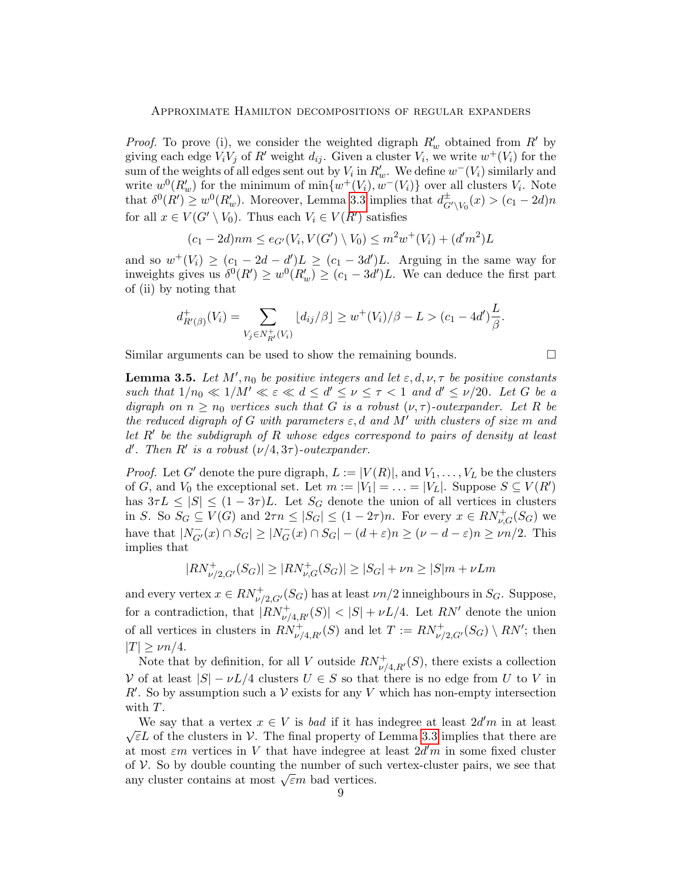*Proof.* To prove (i), we consider the weighted digraph $R'_w$ obtained from $R'$ by giving each edge $V_iV_j$ of $R'$ weight $d_{ij}$. Given a cluster $V_i$, we write $w^+(V_i)$ for the sum of the weights of all edges sent out by $V_i$ in $R'_w$. We define $w^-(V_i)$ similarly and write $w^0(R'_w)$ for the minimum of $\min\{w^+(V_i), w^-(V_i)\}$ over all clusters $V_i$. Note that $\delta^0(R') \geq w^0(R'_w)$. Moreover, Lemma 3.3 implies that $d^\pm_{G'\setminus V_0}(x) > (c_1 - 2d)n$ for all $x \in V(G' \setminus V_0)$. Thus each $V_i \in V(R')$ satisfies

$$(c_1 - 2d)nm \leq e_{G'}(V_i, V(G') \setminus V_0) \leq m^2 w^+(V_i) + (d'm^2)L$$

and so $w^+(V_i) \geq (c_1 - 2d - d')L \geq (c_1 - 3d')L$. Arguing in the same way for inweights gives us $\delta^0(R') \geq w^0(R'_w) \geq (c_1 - 3d')L$. We can deduce the first part of (ii) by noting that

$$d^+_{R'(\beta)}(V_i) = \sum_{V_j \in N^+_{R'}(V_i)} \lfloor d_{ij}/\beta \rfloor \geq w^+(V_i)/\beta - L > (c_1 - 4d')\frac{L}{\beta}.$$

Similar arguments can be used to show the remaining bounds. □

**Lemma 3.5.** *Let $M', n_0$ be positive integers and let $\varepsilon, d, \nu, \tau$ be positive constants such that $1/n_0 \ll 1/M' \ll \varepsilon \ll d \leq d' \leq \nu \leq \tau < 1$ and $d' \leq \nu/20$. Let $G$ be a digraph on $n \geq n_0$ vertices such that $G$ is a robust $(\nu, \tau)$-outexpander. Let $R$ be the reduced digraph of $G$ with parameters $\varepsilon, d$ and $M'$ with clusters of size $m$ and let $R'$ be the subdigraph of $R$ whose edges correspond to pairs of density at least $d'$. Then $R'$ is a robust $(\nu/4, 3\tau)$-outexpander.*

*Proof.* Let $G'$ denote the pure digraph, $L := |V(R)|$, and $V_1, \dots, V_L$ be the clusters of $G$, and $V_0$ the exceptional set. Let $m := |V_1| = \dots = |V_L|$. Suppose $S \subseteq V(R')$ has $3\tau L \leq |S| \leq (1 - 3\tau)L$. Let $S_G$ denote the union of all vertices in clusters in $S$. So $S_G \subseteq V(G)$ and $2\tau n \leq |S_G| \leq (1 - 2\tau)n$. For every $x \in RN^+_{\nu,G}(S_G)$ we have that $|N^-_{G'}(x) \cap S_G| \geq |N^-_G(x) \cap S_G| - (d + \varepsilon)n \geq (\nu - d - \varepsilon)n \geq \nu n/2$. This implies that

$$|RN^+_{\nu/2,G'}(S_G)| \geq |RN^+_{\nu,G}(S_G)| \geq |S_G| + \nu n \geq |S|m + \nu Lm$$

and every vertex $x \in RN^+_{\nu/2,G'}(S_G)$ has at least $\nu n/2$ inneighbours in $S_G$. Suppose, for a contradiction, that $|RN^+_{\nu/4,R'}(S)| < |S| + \nu L/4$. Let $RN'$ denote the union of all vertices in clusters in $RN^+_{\nu/4,R'}(S)$ and let $T := RN^+_{\nu/2,G'}(S_G) \setminus RN'$; then $|T| \geq \nu n/4$.

Note that by definition, for all $V$ outside $RN^+_{\nu/4,R'}(S)$, there exists a collection $\mathcal{V}$ of at least $|S| - \nu L/4$ clusters $U \in S$ so that there is no edge from $U$ to $V$ in $R'$. So by assumption such a $\mathcal{V}$ exists for any $V$ which has non-empty intersection with $T$.

We say that a vertex $x \in V$ is *bad* if it has indegree at least $2d'm$ in at least $\sqrt{\varepsilon}L$ of the clusters in $\mathcal{V}$. The final property of Lemma 3.3 implies that there are at most $\varepsilon m$ vertices in $V$ that have indegree at least $2d'm$ in some fixed cluster of $\mathcal{V}$. So by double counting the number of such vertex-cluster pairs, we see that any cluster contains at most $\sqrt{\varepsilon}m$ bad vertices.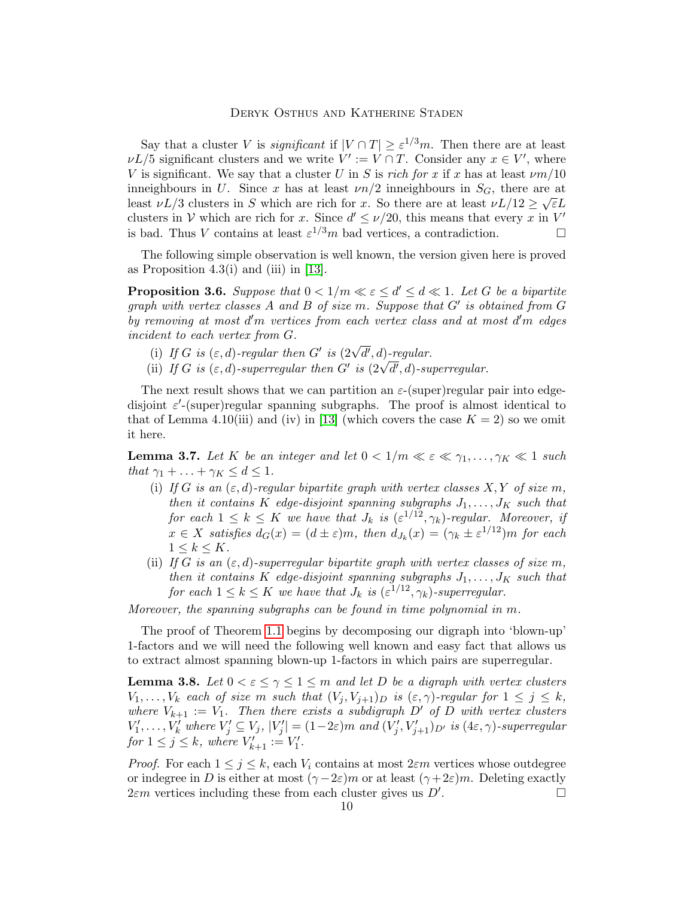Say that a cluster $V$ is *significant* if $|V \cap T| \geq \varepsilon^{1/3}m$. Then there are at least $\nu L/5$ significant clusters and we write $V' := V \cap T$. Consider any $x \in V'$, where $V$ is significant. We say that a cluster $U$ in $S$ is *rich for* $x$ if $x$ has at least $\nu m/10$ inneighbours in $U$. Since $x$ has at least $\nu n/2$ inneighbours in $S_G$, there are at least $\nu L/3$ clusters in $S$ which are rich for $x$. So there are at least $\nu L/12 \geq \sqrt{\varepsilon}L$ clusters in $\mathcal{V}$ which are rich for $x$. Since $d' \leq \nu/20$, this means that every $x$ in $V'$ is bad. Thus $V$ contains at least $\varepsilon^{1/3}m$ bad vertices, a contradiction. □

The following simple observation is well known, the version given here is proved as Proposition 4.3(i) and (iii) in [13].

**Proposition 3.6.** *Suppose that $0 < 1/m \ll \varepsilon \leq d' \leq d \ll 1$. Let $G$ be a bipartite graph with vertex classes $A$ and $B$ of size $m$. Suppose that $G'$ is obtained from $G$ by removing at most $d'm$ vertices from each vertex class and at most $d'm$ edges incident to each vertex from $G$.*

(i) *If $G$ is $(\varepsilon, d)$-regular then $G'$ is $(2\sqrt{d'}, d)$-regular.*
(ii) *If $G$ is $(\varepsilon, d)$-superregular then $G'$ is $(2\sqrt{d'}, d)$-superregular.*

The next result shows that we can partition an $\varepsilon$-(super)regular pair into edge-disjoint $\varepsilon'$-(super)regular spanning subgraphs. The proof is almost identical to that of Lemma 4.10(iii) and (iv) in [13] (which covers the case $K = 2$) so we omit it here.

**Lemma 3.7.** *Let $K$ be an integer and let $0 < 1/m \ll \varepsilon \ll \gamma_1, \ldots, \gamma_K \ll 1$ such that $\gamma_1 + \ldots + \gamma_K \leq d \leq 1$.*

(i) *If $G$ is an $(\varepsilon, d)$-regular bipartite graph with vertex classes $X, Y$ of size $m$, then it contains $K$ edge-disjoint spanning subgraphs $J_1, \ldots, J_K$ such that for each $1 \leq k \leq K$ we have that $J_k$ is $(\varepsilon^{1/12}, \gamma_k)$-regular. Moreover, if $x \in X$ satisfies $d_G(x) = (d \pm \varepsilon)m$, then $d_{J_k}(x) = (\gamma_k \pm \varepsilon^{1/12})m$ for each $1 \leq k \leq K$.*
(ii) *If $G$ is an $(\varepsilon, d)$-superregular bipartite graph with vertex classes of size $m$, then it contains $K$ edge-disjoint spanning subgraphs $J_1, \ldots, J_K$ such that for each $1 \leq k \leq K$ we have that $J_k$ is $(\varepsilon^{1/12}, \gamma_k)$-superregular.*

*Moreover, the spanning subgraphs can be found in time polynomial in $m$.*

The proof of Theorem 1.1 begins by decomposing our digraph into 'blown-up' 1-factors and we will need the following well known and easy fact that allows us to extract almost spanning blown-up 1-factors in which pairs are superregular.

**Lemma 3.8.** *Let $0 < \varepsilon \leq \gamma \leq 1 \leq m$ and let $D$ be a digraph with vertex clusters $V_1, \ldots, V_k$ each of size $m$ such that $(V_j, V_{j+1})_D$ is $(\varepsilon, \gamma)$-regular for $1 \leq j \leq k$, where $V_{k+1} := V_1$. Then there exists a subdigraph $D'$ of $D$ with vertex clusters $V_1', \ldots, V_k'$ where $V_j' \subseteq V_j$, $|V_j'| = (1-2\varepsilon)m$ and $(V_j', V_{j+1}')_{D'}$ is $(4\varepsilon, \gamma)$-superregular for $1 \leq j \leq k$, where $V_{k+1}' := V_1'$.*

*Proof.* For each $1 \leq j \leq k$, each $V_i$ contains at most $2\varepsilon m$ vertices whose outdegree or indegree in $D$ is either at most $(\gamma - 2\varepsilon)m$ or at least $(\gamma + 2\varepsilon)m$. Deleting exactly $2\varepsilon m$ vertices including these from each cluster gives us $D'$. □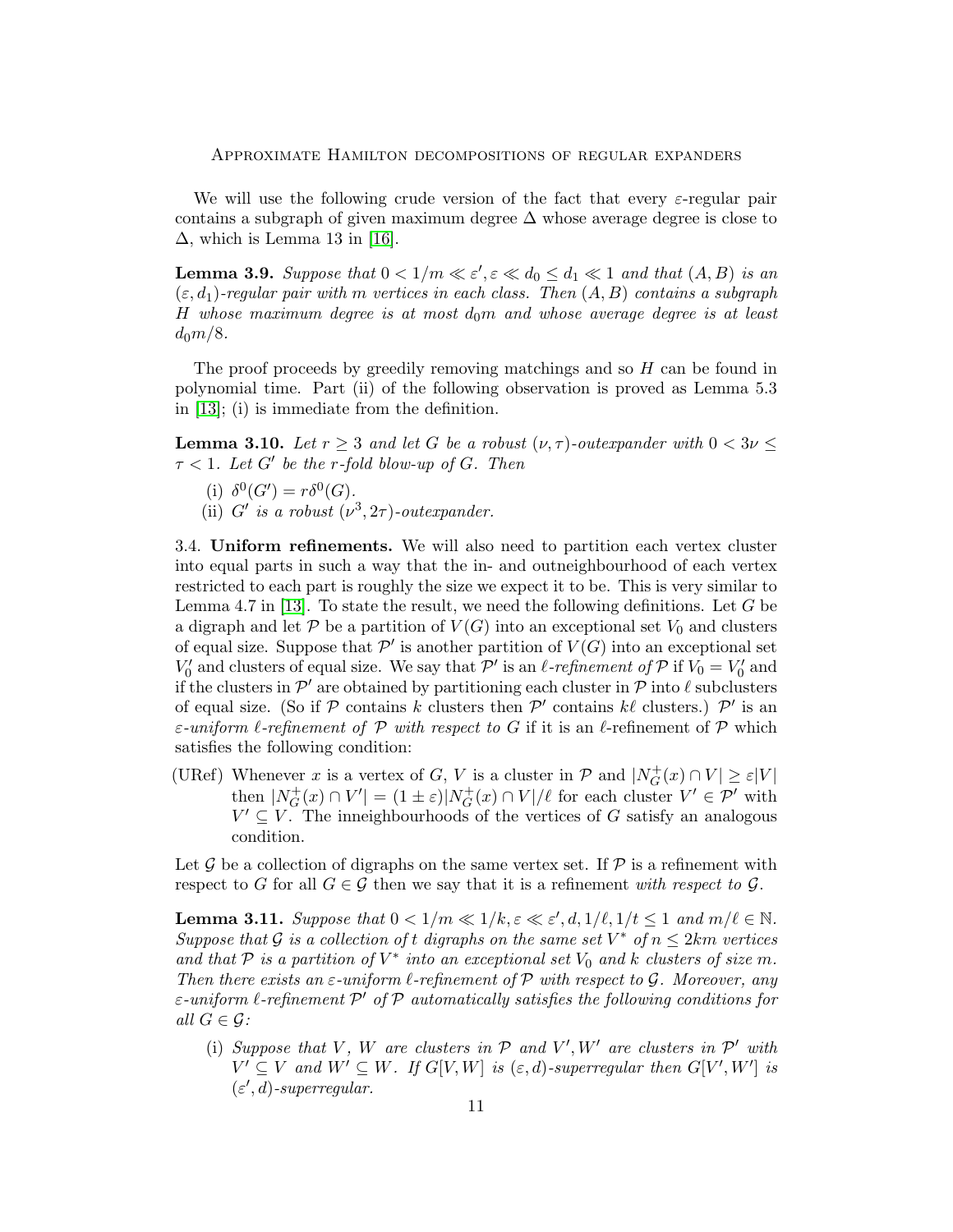We will use the following crude version of the fact that every $\varepsilon$-regular pair contains a subgraph of given maximum degree $\Delta$ whose average degree is close to $\Delta$, which is Lemma 13 in [16].

**Lemma 3.9.** *Suppose that $0 < 1/m \ll \varepsilon', \varepsilon \ll d_0 \leq d_1 \ll 1$ and that $(A, B)$ is an $(\varepsilon, d_1)$-regular pair with $m$ vertices in each class. Then $(A, B)$ contains a subgraph $H$ whose maximum degree is at most $d_0 m$ and whose average degree is at least $d_0 m/8$.*

The proof proceeds by greedily removing matchings and so $H$ can be found in polynomial time. Part (ii) of the following observation is proved as Lemma 5.3 in [13]; (i) is immediate from the definition.

**Lemma 3.10.** *Let $r \geq 3$ and let $G$ be a robust $(\nu, \tau)$-outexpander with $0 < 3\nu \leq \tau < 1$. Let $G'$ be the $r$-fold blow-up of $G$. Then*

- (i) $\delta^0(G') = r\delta^0(G)$.
- (ii) *$G'$ is a robust $(\nu^3, 2\tau)$-outexpander.*

### 3.4. Uniform refinements.

We will also need to partition each vertex cluster into equal parts in such a way that the in- and outneighbourhood of each vertex restricted to each part is roughly the size we expect it to be. This is very similar to Lemma 4.7 in [13]. To state the result, we need the following definitions. Let $G$ be a digraph and let $\mathcal{P}$ be a partition of $V(G)$ into an exceptional set $V_0$ and clusters of equal size. Suppose that $\mathcal{P}'$ is another partition of $V(G)$ into an exceptional set $V_0'$ and clusters of equal size. We say that $\mathcal{P}'$ is an *$\ell$-refinement of* $\mathcal{P}$ if $V_0 = V_0'$ and if the clusters in $\mathcal{P}'$ are obtained by partitioning each cluster in $\mathcal{P}$ into $\ell$ subclusters of equal size. (So if $\mathcal{P}$ contains $k$ clusters then $\mathcal{P}'$ contains $k\ell$ clusters.) $\mathcal{P}'$ is an *$\varepsilon$-uniform $\ell$-refinement of $\mathcal{P}$ with respect to $G$* if it is an $\ell$-refinement of $\mathcal{P}$ which satisfies the following condition:

(URef) Whenever $x$ is a vertex of $G$, $V$ is a cluster in $\mathcal{P}$ and $|N_G^+(x) \cap V| \geq \varepsilon|V|$ then $|N_G^+(x) \cap V'| = (1 \pm \varepsilon)|N_G^+(x) \cap V|/\ell$ for each cluster $V' \in \mathcal{P}'$ with $V' \subseteq V$. The inneighbourhoods of the vertices of $G$ satisfy an analogous condition.

Let $\mathcal{G}$ be a collection of digraphs on the same vertex set. If $\mathcal{P}$ is a refinement with respect to $G$ for all $G \in \mathcal{G}$ then we say that it is a refinement *with respect to* $\mathcal{G}$.

**Lemma 3.11.** *Suppose that $0 < 1/m \ll 1/k, \varepsilon \ll \varepsilon', d, 1/\ell, 1/t \leq 1$ and $m/\ell \in \mathbb{N}$. Suppose that $\mathcal{G}$ is a collection of $t$ digraphs on the same set $V^*$ of $n \leq 2km$ vertices and that $\mathcal{P}$ is a partition of $V^*$ into an exceptional set $V_0$ and $k$ clusters of size $m$. Then there exists an $\varepsilon$-uniform $\ell$-refinement of $\mathcal{P}$ with respect to $\mathcal{G}$. Moreover, any $\varepsilon$-uniform $\ell$-refinement $\mathcal{P}'$ of $\mathcal{P}$ automatically satisfies the following conditions for all $G \in \mathcal{G}$:*

- (i) *Suppose that $V$, $W$ are clusters in $\mathcal{P}$ and $V', W'$ are clusters in $\mathcal{P}'$ with $V' \subseteq V$ and $W' \subseteq W$. If $G[V, W]$ is $(\varepsilon, d)$-superregular then $G[V', W']$ is $(\varepsilon', d)$-superregular.*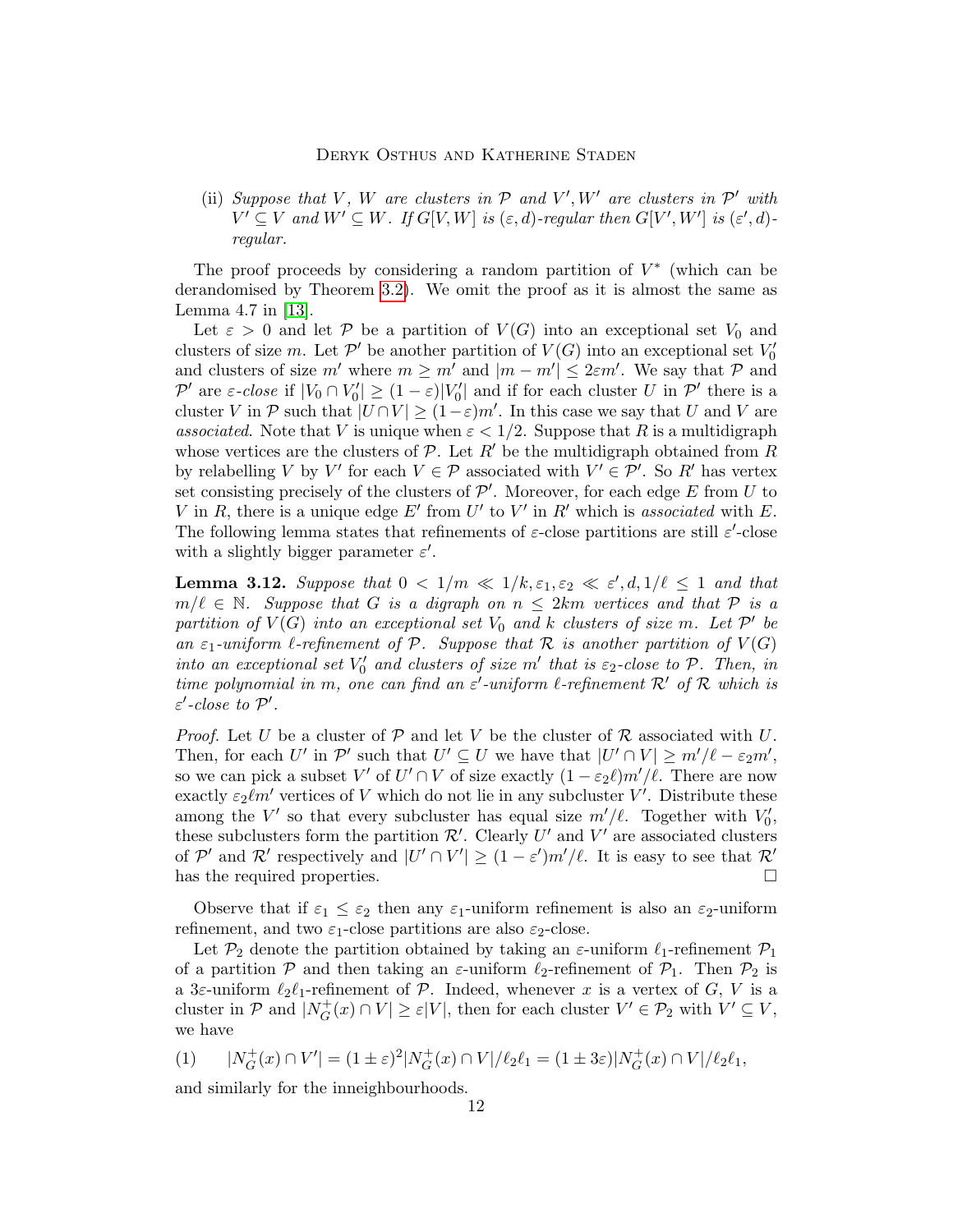(ii) *Suppose that $V$, $W$ are clusters in $\mathcal{P}$ and $V', W'$ are clusters in $\mathcal{P}'$ with $V' \subseteq V$ and $W' \subseteq W$. If $G[V, W]$ is $(\varepsilon, d)$-regular then $G[V', W']$ is $(\varepsilon', d)$-regular.*

The proof proceeds by considering a random partition of $V^*$ (which can be derandomised by Theorem 3.2). We omit the proof as it is almost the same as Lemma 4.7 in [13].

Let $\varepsilon > 0$ and let $\mathcal{P}$ be a partition of $V(G)$ into an exceptional set $V_0$ and clusters of size $m$. Let $\mathcal{P}'$ be another partition of $V(G)$ into an exceptional set $V_0'$ and clusters of size $m'$ where $m \geq m'$ and $|m - m'| \leq 2\varepsilon m'$. We say that $\mathcal{P}$ and $\mathcal{P}'$ are *$\varepsilon$-close* if $|V_0 \cap V_0'| \geq (1-\varepsilon)|V_0'|$ and if for each cluster $U$ in $\mathcal{P}'$ there is a cluster $V$ in $\mathcal{P}$ such that $|U \cap V| \geq (1-\varepsilon)m'$. In this case we say that $U$ and $V$ are *associated*. Note that $V$ is unique when $\varepsilon < 1/2$. Suppose that $R$ is a multidigraph whose vertices are the clusters of $\mathcal{P}$. Let $R'$ be the multidigraph obtained from $R$ by relabelling $V$ by $V'$ for each $V \in \mathcal{P}$ associated with $V' \in \mathcal{P}'$. So $R'$ has vertex set consisting precisely of the clusters of $\mathcal{P}'$. Moreover, for each edge $E$ from $U$ to $V$ in $R$, there is a unique edge $E'$ from $U'$ to $V'$ in $R'$ which is *associated* with $E$. The following lemma states that refinements of $\varepsilon$-close partitions are still $\varepsilon'$-close with a slightly bigger parameter $\varepsilon'$.

**Lemma 3.12.** *Suppose that $0 < 1/m \ll 1/k, \varepsilon_1, \varepsilon_2 \ll \varepsilon', d, 1/\ell \leq 1$ and that $m/\ell \in \mathbb{N}$. Suppose that $G$ is a digraph on $n \leq 2km$ vertices and that $\mathcal{P}$ is a partition of $V(G)$ into an exceptional set $V_0$ and $k$ clusters of size $m$. Let $\mathcal{P}'$ be an $\varepsilon_1$-uniform $\ell$-refinement of $\mathcal{P}$. Suppose that $\mathcal{R}$ is another partition of $V(G)$ into an exceptional set $V_0'$ and clusters of size $m'$ that is $\varepsilon_2$-close to $\mathcal{P}$. Then, in time polynomial in $m$, one can find an $\varepsilon'$-uniform $\ell$-refinement $\mathcal{R}'$ of $\mathcal{R}$ which is $\varepsilon'$-close to $\mathcal{P}'$.*

*Proof.* Let $U$ be a cluster of $\mathcal{P}$ and let $V$ be the cluster of $\mathcal{R}$ associated with $U$. Then, for each $U'$ in $\mathcal{P}'$ such that $U' \subseteq U$ we have that $|U' \cap V| \geq m'/\ell - \varepsilon_2 m'$, so we can pick a subset $V'$ of $U' \cap V$ of size exactly $(1-\varepsilon_2\ell)m'/\ell$. There are now exactly $\varepsilon_2 \ell m'$ vertices of $V$ which do not lie in any subcluster $V'$. Distribute these among the $V'$ so that every subcluster has equal size $m'/\ell$. Together with $V_0'$, these subclusters form the partition $\mathcal{R}'$. Clearly $U'$ and $V'$ are associated clusters of $\mathcal{P}'$ and $\mathcal{R}'$ respectively and $|U' \cap V'| \geq (1-\varepsilon')m'/\ell$. It is easy to see that $\mathcal{R}'$ has the required properties. $\square$

Observe that if $\varepsilon_1 \leq \varepsilon_2$ then any $\varepsilon_1$-uniform refinement is also an $\varepsilon_2$-uniform refinement, and two $\varepsilon_1$-close partitions are also $\varepsilon_2$-close.

Let $\mathcal{P}_2$ denote the partition obtained by taking an $\varepsilon$-uniform $\ell_1$-refinement $\mathcal{P}_1$ of a partition $\mathcal{P}$ and then taking an $\varepsilon$-uniform $\ell_2$-refinement of $\mathcal{P}_1$. Then $\mathcal{P}_2$ is a $3\varepsilon$-uniform $\ell_2\ell_1$-refinement of $\mathcal{P}$. Indeed, whenever $x$ is a vertex of $G$, $V$ is a cluster in $\mathcal{P}$ and $|N_G^+(x) \cap V| \geq \varepsilon|V|$, then for each cluster $V' \in \mathcal{P}_2$ with $V' \subseteq V$, we have

$$(1) \qquad |N_G^+(x) \cap V'| = (1 \pm \varepsilon)^2 |N_G^+(x) \cap V|/\ell_2\ell_1 = (1 \pm 3\varepsilon)|N_G^+(x) \cap V|/\ell_2\ell_1,$$

and similarly for the inneighbourhoods.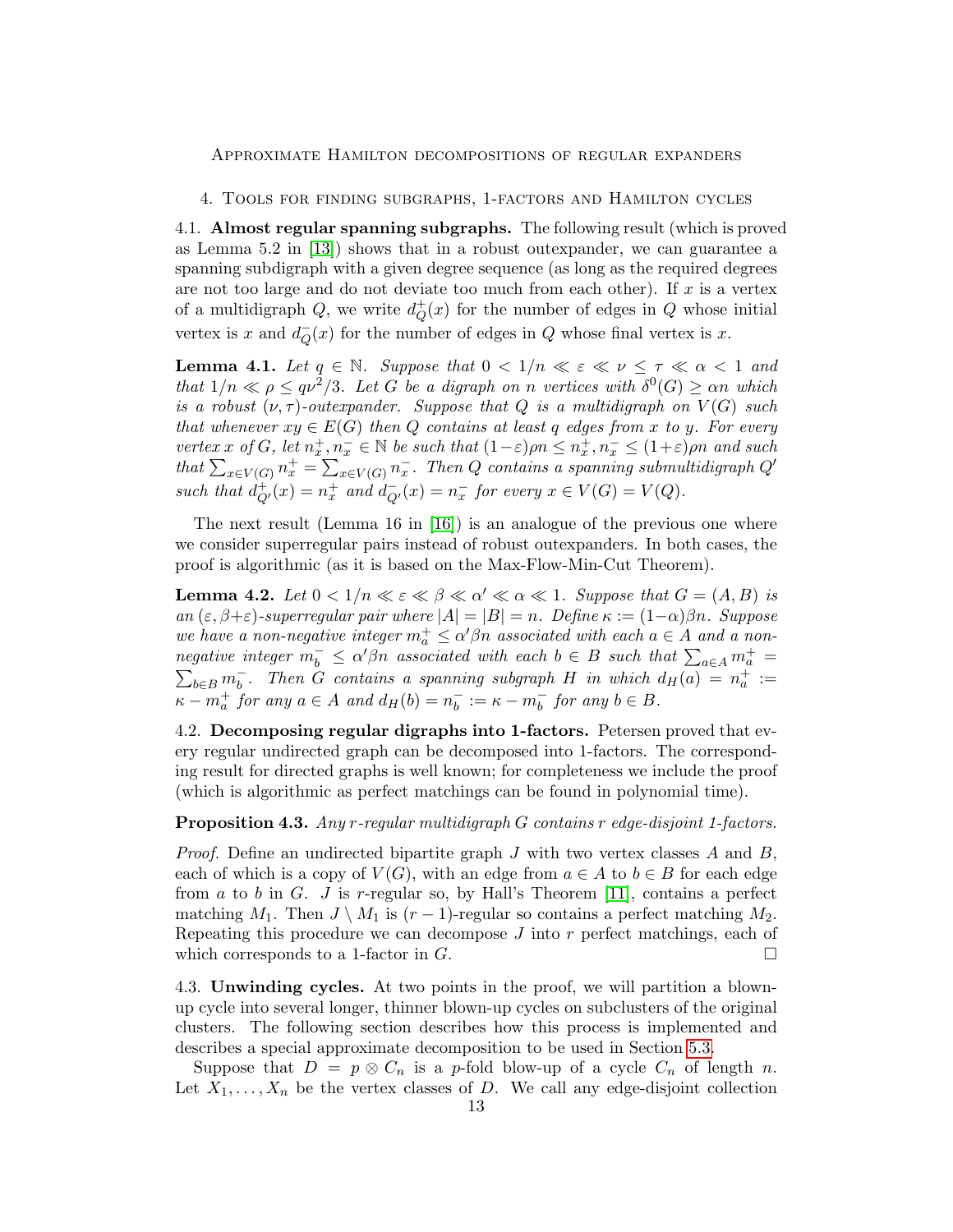## 4. Tools for finding subgraphs, 1-factors and Hamilton cycles

### 4.1. Almost regular spanning subgraphs.

The following result (which is proved as Lemma 5.2 in [13]) shows that in a robust outexpander, we can guarantee a spanning subdigraph with a given degree sequence (as long as the required degrees are not too large and do not deviate too much from each other). If $x$ is a vertex of a multidigraph $Q$, we write $d^+_Q(x)$ for the number of edges in $Q$ whose initial vertex is $x$ and $d^-_Q(x)$ for the number of edges in $Q$ whose final vertex is $x$.

**Lemma 4.1.** *Let $q \in \mathbb{N}$. Suppose that $0 < 1/n \ll \varepsilon \ll \nu \leq \tau \ll \alpha < 1$ and that $1/n \ll \rho \leq q\nu^2/3$. Let $G$ be a digraph on $n$ vertices with $\delta^0(G) \geq \alpha n$ which is a robust $(\nu, \tau)$-outexpander. Suppose that $Q$ is a multidigraph on $V(G)$ such that whenever $xy \in E(G)$ then $Q$ contains at least $q$ edges from $x$ to $y$. For every vertex $x$ of $G$, let $n^+_x, n^-_x \in \mathbb{N}$ be such that $(1-\varepsilon)\rho n \leq n^+_x, n^-_x \leq (1+\varepsilon)\rho n$ and such that $\sum_{x\in V(G)} n^+_x = \sum_{x \in V(G)} n^-_x$. Then $Q$ contains a spanning submultidigraph $Q'$ such that $d^+_{Q'}(x) = n^+_x$ and $d^-_{Q'}(x) = n^-_x$ for every $x \in V(G) = V(Q)$.*

The next result (Lemma 16 in [16]) is an analogue of the previous one where we consider superregular pairs instead of robust outexpanders. In both cases, the proof is algorithmic (as it is based on the Max-Flow-Min-Cut Theorem).

**Lemma 4.2.** *Let $0 < 1/n \ll \varepsilon \ll \beta \ll \alpha' \ll \alpha \ll 1$. Suppose that $G = (A, B)$ is an $(\varepsilon, \beta+\varepsilon)$-superregular pair where $|A| = |B| = n$. Define $\kappa := (1-\alpha)\beta n$. Suppose we have a non-negative integer $m^+_a \leq \alpha'\beta n$ associated with each $a \in A$ and a non-negative integer $m^-_b \leq \alpha'\beta n$ associated with each $b \in B$ such that $\sum_{a\in A} m^+_a = \sum_{b \in B} m^-_b$. Then $G$ contains a spanning subgraph $H$ in which $d_H(a) = n^+_a := \kappa - m^+_a$ for any $a \in A$ and $d_H(b) = n^-_b := \kappa - m^-_b$ for any $b \in B$.*

### 4.2. Decomposing regular digraphs into 1-factors.

Petersen proved that every regular undirected graph can be decomposed into 1-factors. The corresponding result for directed graphs is well known; for completeness we include the proof (which is algorithmic as perfect matchings can be found in polynomial time).

**Proposition 4.3.** *Any $r$-regular multidigraph $G$ contains $r$ edge-disjoint 1-factors.*

*Proof.* Define an undirected bipartite graph $J$ with two vertex classes $A$ and $B$, each of which is a copy of $V(G)$, with an edge from $a \in A$ to $b \in B$ for each edge from $a$ to $b$ in $G$. $J$ is $r$-regular so, by Hall's Theorem [11], contains a perfect matching $M_1$. Then $J \setminus M_1$ is $(r-1)$-regular so contains a perfect matching $M_2$. Repeating this procedure we can decompose $J$ into $r$ perfect matchings, each of which corresponds to a 1-factor in $G$. □

### 4.3. Unwinding cycles.

At two points in the proof, we will partition a blown-up cycle into several longer, thinner blown-up cycles on subclusters of the original clusters. The following section describes how this process is implemented and describes a special approximate decomposition to be used in Section 5.3.

Suppose that $D = p \otimes C_n$ is a $p$-fold blow-up of a cycle $C_n$ of length $n$. Let $X_1, \ldots, X_n$ be the vertex classes of $D$. We call any edge-disjoint collection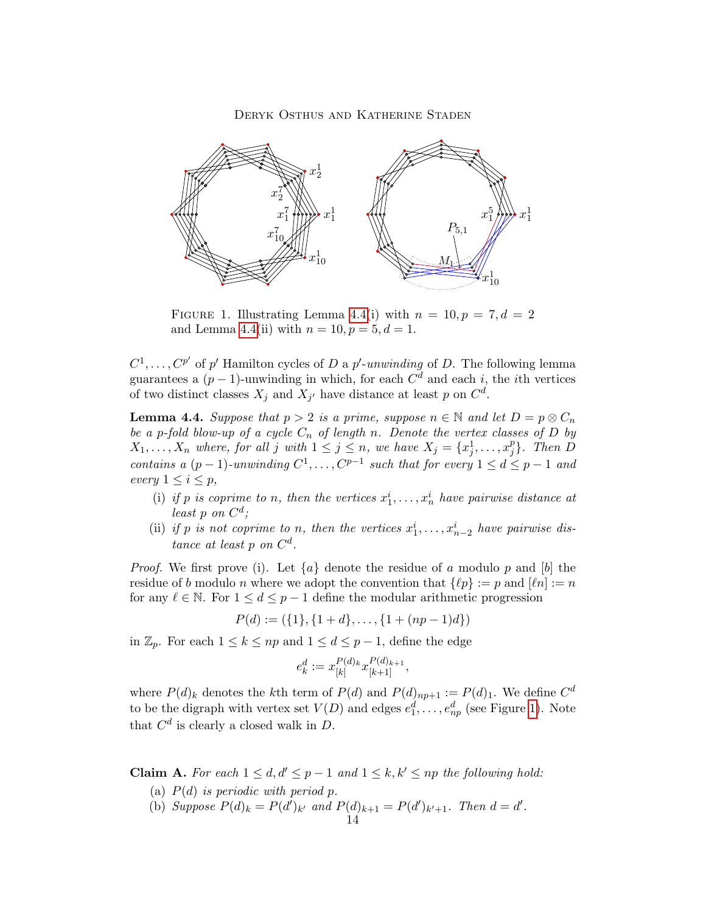FIGURE 1. Illustrating Lemma 4.4(i) with $n = 10, p = 7, d = 2$ and Lemma 4.4(ii) with $n = 10, p = 5, d = 1$.

$C^1, \ldots, C^{p'}$ of $p'$ Hamilton cycles of $D$ a $p'$-*unwinding* of $D$. The following lemma guarantees a $(p-1)$-unwinding in which, for each $C^d$ and each $i$, the $i$th vertices of two distinct classes $X_j$ and $X_{j'}$ have distance at least $p$ on $C^d$.

**Lemma 4.4.** *Suppose that $p > 2$ is a prime, suppose $n \in \mathbb{N}$ and let $D = p \otimes C_n$ be a $p$-fold blow-up of a cycle $C_n$ of length $n$. Denote the vertex classes of $D$ by $X_1, \ldots, X_n$ where, for all $j$ with $1 \leq j \leq n$, we have $X_j = \{x_j^1, \ldots, x_j^p\}$. Then $D$ contains a $(p-1)$-unwinding $C^1, \ldots, C^{p-1}$ such that for every $1 \leq d \leq p-1$ and every $1 \leq i \leq p$,*

- (i) *if $p$ is coprime to $n$, then the vertices $x_1^i, \ldots, x_n^i$ have pairwise distance at least $p$ on $C^d$;*
- (ii) *if $p$ is not coprime to $n$, then the vertices $x_1^i, \ldots, x_{n-2}^i$ have pairwise distance at least $p$ on $C^d$.*

*Proof.* We first prove (i). Let $\{a\}$ denote the residue of $a$ modulo $p$ and $[b]$ the residue of $b$ modulo $n$ where we adopt the convention that $\{\ell p\} := p$ and $[\ell n] := n$ for any $\ell \in \mathbb{N}$. For $1 \leq d \leq p-1$ define the modular arithmetic progression

$$P(d) := (\{1\}, \{1+d\}, \ldots, \{1+(np-1)d\})$$

in $\mathbb{Z}_p$. For each $1 \leq k \leq np$ and $1 \leq d \leq p-1$, define the edge

$$e_k^d := x_{[k]}^{P(d)_k} x_{[k+1]}^{P(d)_{k+1}},$$

where $P(d)_k$ denotes the $k$th term of $P(d)$ and $P(d)_{np+1} := P(d)_1$. We define $C^d$ to be the digraph with vertex set $V(D)$ and edges $e_1^d, \ldots, e_{np}^d$ (see Figure 1). Note that $C^d$ is clearly a closed walk in $D$.

**Claim A.** *For each $1 \leq d, d' \leq p-1$ and $1 \leq k, k' \leq np$ the following hold:*

- (a) *$P(d)$ is periodic with period $p$.*
- (b) *Suppose $P(d)_k = P(d')_{k'}$ and $P(d)_{k+1} = P(d')_{k'+1}$. Then $d = d'$.*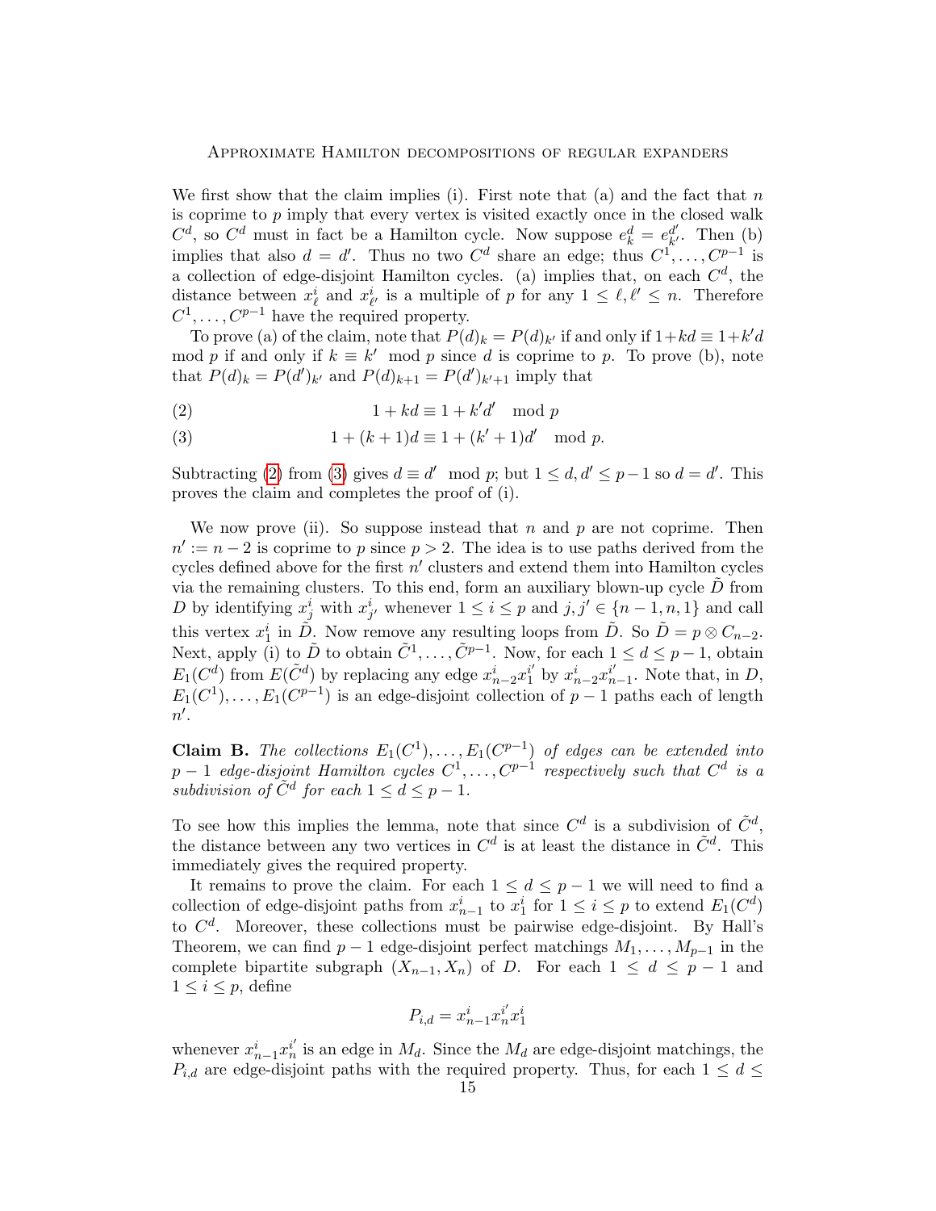We first show that the claim implies (i). First note that (a) and the fact that $n$ is coprime to $p$ imply that every vertex is visited exactly once in the closed walk $C^d$, so $C^d$ must in fact be a Hamilton cycle. Now suppose $e^d_k = e^{d'}_{k'}$. Then (b) implies that also $d = d'$. Thus no two $C^d$ share an edge; thus $C^1, \dots, C^{p-1}$ is a collection of edge-disjoint Hamilton cycles. (a) implies that, on each $C^d$, the distance between $x^i_\ell$ and $x^i_{\ell'}$ is a multiple of $p$ for any $1 \leq \ell, \ell' \leq n$. Therefore $C^1, \dots, C^{p-1}$ have the required property.

To prove (a) of the claim, note that $P(d)_k = P(d)_{k'}$ if and only if $1+kd \equiv 1+k'd \mod p$ if and only if $k \equiv k' \mod p$ since $d$ is coprime to $p$. To prove (b), note that $P(d)_k = P(d')_{k'}$ and $P(d)_{k+1} = P(d')_{k'+1}$ imply that

$$1 + kd \equiv 1 + k'd' \mod p \tag{2}$$

$$1 + (k+1)d \equiv 1 + (k'+1)d' \mod p. \tag{3}$$

Subtracting (2) from (3) gives $d \equiv d' \mod p$; but $1 \leq d, d' \leq p-1$ so $d = d'$. This proves the claim and completes the proof of (i).

We now prove (ii). So suppose instead that $n$ and $p$ are not coprime. Then $n' := n-2$ is coprime to $p$ since $p > 2$. The idea is to use paths derived from the cycles defined above for the first $n'$ clusters and extend them into Hamilton cycles via the remaining clusters. To this end, form an auxiliary blown-up cycle $\tilde{D}$ from $D$ by identifying $x^i_j$ with $x^i_{j'}$ whenever $1 \leq i \leq p$ and $j, j' \in \{n-1, n, 1\}$ and call this vertex $x^i_1$ in $\tilde{D}$. Now remove any resulting loops from $\tilde{D}$. So $\tilde{D} = p \otimes C_{n-2}$. Next, apply (i) to $\tilde{D}$ to obtain $\tilde{C}^1, \dots, \tilde{C}^{p-1}$. Now, for each $1 \leq d \leq p-1$, obtain $E_1(C^d)$ from $E(\tilde{C}^d)$ by replacing any edge $x^i_{n-2}x^{i'}_1$ by $x^i_{n-2}x^{i'}_{n-1}$. Note that, in $D$, $E_1(C^1), \dots, E_1(C^{p-1})$ is an edge-disjoint collection of $p-1$ paths each of length $n'$.

**Claim B.** *The collections $E_1(C^1), \dots, E_1(C^{p-1})$ of edges can be extended into $p-1$ edge-disjoint Hamilton cycles $C^1, \dots, C^{p-1}$ respectively such that $C^d$ is a subdivision of $\tilde{C}^d$ for each $1 \leq d \leq p-1$.*

To see how this implies the lemma, note that since $C^d$ is a subdivision of $\tilde{C}^d$, the distance between any two vertices in $C^d$ is at least the distance in $\tilde{C}^d$. This immediately gives the required property.

It remains to prove the claim. For each $1 \leq d \leq p-1$ we will need to find a collection of edge-disjoint paths from $x^i_{n-1}$ to $x^i_1$ for $1 \leq i \leq p$ to extend $E_1(C^d)$ to $C^d$. Moreover, these collections must be pairwise edge-disjoint. By Hall's Theorem, we can find $p-1$ edge-disjoint perfect matchings $M_1, \dots, M_{p-1}$ in the complete bipartite subgraph $(X_{n-1}, X_n)$ of $D$. For each $1 \leq d \leq p-1$ and $1 \leq i \leq p$, define

$$P_{i,d} = x^i_{n-1}x^{i'}_n x^i_1$$

whenever $x^i_{n-1}x^{i'}_n$ is an edge in $M_d$. Since the $M_d$ are edge-disjoint matchings, the $P_{i,d}$ are edge-disjoint paths with the required property. Thus, for each $1 \leq d \leq$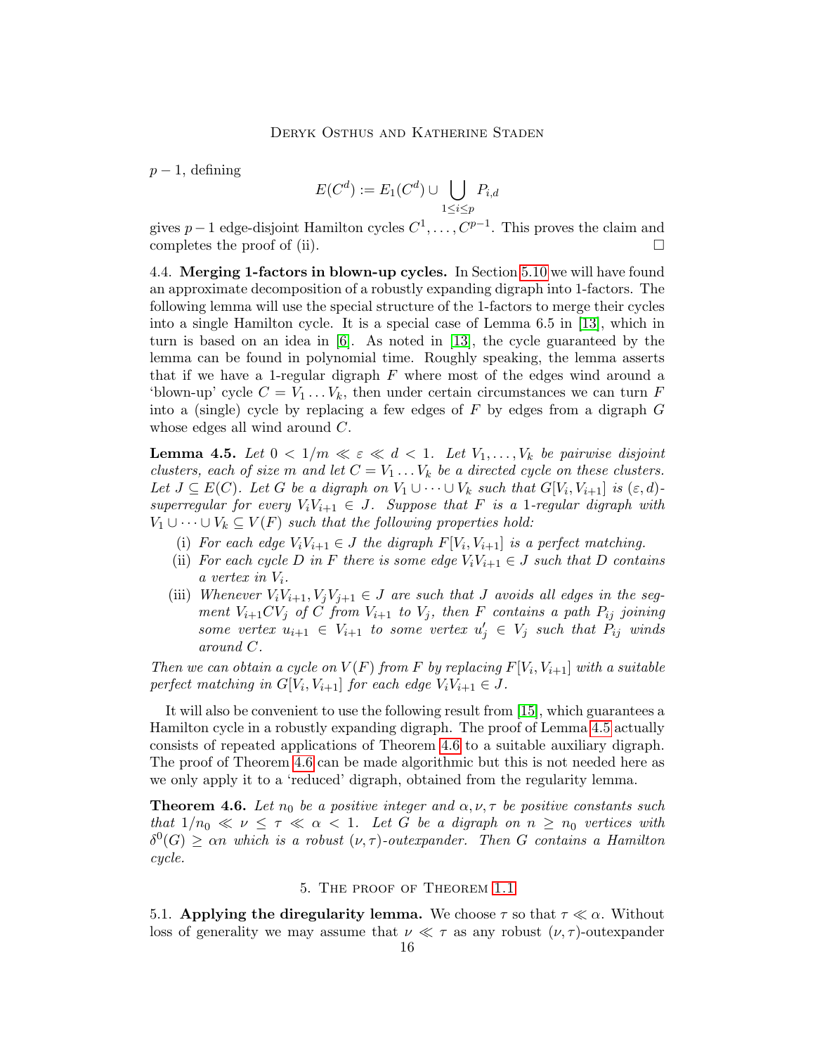$p-1$, defining

$$E(C^d) := E_1(C^d) \cup \bigcup_{1 \leq i \leq p} P_{i,d}$$

gives $p-1$ edge-disjoint Hamilton cycles $C^1, \dots, C^{p-1}$. This proves the claim and completes the proof of (ii). $\square$

4.4. **Merging 1-factors in blown-up cycles.** In Section 5.10 we will have found an approximate decomposition of a robustly expanding digraph into 1-factors. The following lemma will use the special structure of the 1-factors to merge their cycles into a single Hamilton cycle. It is a special case of Lemma 6.5 in [13], which in turn is based on an idea in [6]. As noted in [13], the cycle guaranteed by the lemma can be found in polynomial time. Roughly speaking, the lemma asserts that if we have a 1-regular digraph $F$ where most of the edges wind around a 'blown-up' cycle $C = V_1 \dots V_k$, then under certain circumstances we can turn $F$ into a (single) cycle by replacing a few edges of $F$ by edges from a digraph $G$ whose edges all wind around $C$.

**Lemma 4.5.** *Let $0 < 1/m \ll \varepsilon \ll d < 1$. Let $V_1, \dots, V_k$ be pairwise disjoint clusters, each of size $m$ and let $C = V_1 \dots V_k$ be a directed cycle on these clusters. Let $J \subseteq E(C)$. Let $G$ be a digraph on $V_1 \cup \dots \cup V_k$ such that $G[V_i, V_{i+1}]$ is $(\varepsilon, d)$-superregular for every $V_iV_{i+1} \in J$. Suppose that $F$ is a 1-regular digraph with $V_1 \cup \dots \cup V_k \subseteq V(F)$ such that the following properties hold:*

- (i) *For each edge $V_iV_{i+1} \in J$ the digraph $F[V_i, V_{i+1}]$ is a perfect matching.*
- (ii) *For each cycle $D$ in $F$ there is some edge $V_iV_{i+1} \in J$ such that $D$ contains a vertex in $V_i$.*
- (iii) *Whenever $V_iV_{i+1}, V_jV_{j+1} \in J$ are such that $J$ avoids all edges in the segment $V_{i+1}CV_j$ of $C$ from $V_{i+1}$ to $V_j$, then $F$ contains a path $P_{ij}$ joining some vertex $u_{i+1} \in V_{i+1}$ to some vertex $u'_j \in V_j$ such that $P_{ij}$ winds around $C$.*

*Then we can obtain a cycle on $V(F)$ from $F$ by replacing $F[V_i, V_{i+1}]$ with a suitable perfect matching in $G[V_i, V_{i+1}]$ for each edge $V_iV_{i+1} \in J$.*

It will also be convenient to use the following result from [15], which guarantees a Hamilton cycle in a robustly expanding digraph. The proof of Lemma 4.5 actually consists of repeated applications of Theorem 4.6 to a suitable auxiliary digraph. The proof of Theorem 4.6 can be made algorithmic but this is not needed here as we only apply it to a 'reduced' digraph, obtained from the regularity lemma.

**Theorem 4.6.** *Let $n_0$ be a positive integer and $\alpha, \nu, \tau$ be positive constants such that $1/n_0 \ll \nu \leq \tau \ll \alpha < 1$. Let $G$ be a digraph on $n \geq n_0$ vertices with $\delta^0(G) \geq \alpha n$ which is a robust $(\nu, \tau)$-outexpander. Then $G$ contains a Hamilton cycle.*

## 5. The proof of Theorem 1.1

5.1. **Applying the diregularity lemma.** We choose $\tau$ so that $\tau \ll \alpha$. Without loss of generality we may assume that $\nu \ll \tau$ as any robust $(\nu, \tau)$-outexpander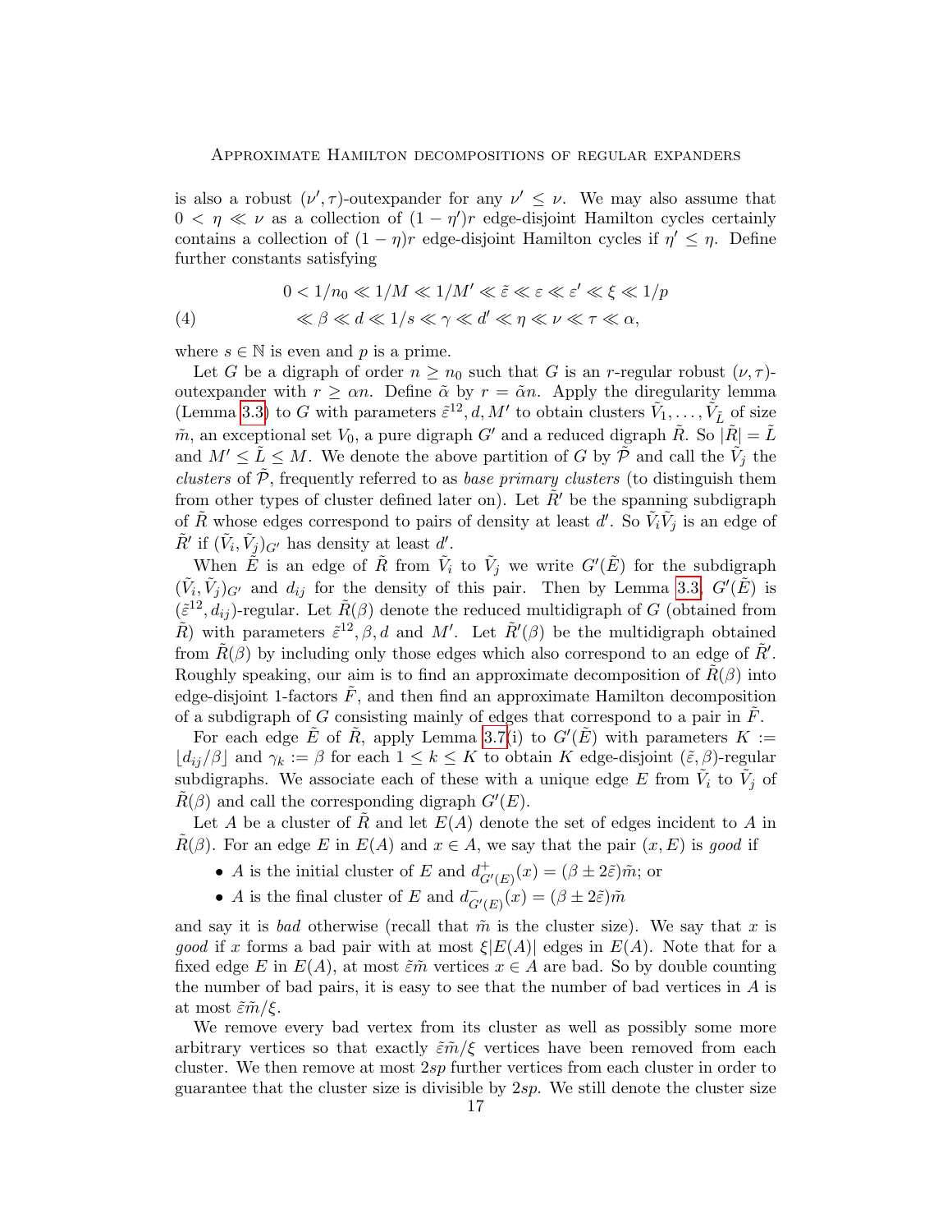is also a robust $(\nu', \tau)$-outexpander for any $\nu' \leq \nu$. We may also assume that $0 < \eta \ll \nu$ as a collection of $(1-\eta')r$ edge-disjoint Hamilton cycles certainly contains a collection of $(1-\eta)r$ edge-disjoint Hamilton cycles if $\eta' \leq \eta$. Define further constants satisfying

$$
\begin{aligned}
& 0 < 1/n_0 \ll 1/M \ll 1/M' \ll \tilde{\varepsilon} \ll \varepsilon \ll \varepsilon' \ll \xi \ll 1/p \\
(4) \qquad & \ll \beta \ll d \ll 1/s \ll \gamma \ll d' \ll \eta \ll \nu \ll \tau \ll \alpha,
\end{aligned}
$$

where $s \in \mathbb{N}$ is even and $p$ is a prime.

Let $G$ be a digraph of order $n \geq n_0$ such that $G$ is an $r$-regular robust $(\nu, \tau)$-outexpander with $r \geq \alpha n$. Define $\tilde{\alpha}$ by $r = \tilde{\alpha} n$. Apply the diregularity lemma (Lemma 3.3) to $G$ with parameters $\tilde{\varepsilon}^{12}, d, M'$ to obtain clusters $\tilde{V}_1, \ldots, \tilde{V}_{\tilde{L}}$ of size $\tilde{m}$, an exceptional set $V_0$, a pure digraph $G'$ and a reduced digraph $\tilde{R}$. So $|\tilde{R}| = \tilde{L}$ and $M' \leq \tilde{L} \leq M$. We denote the above partition of $G$ by $\tilde{\mathcal{P}}$ and call the $\tilde{V}_j$ the *clusters* of $\tilde{\mathcal{P}}$, frequently referred to as *base primary clusters* (to distinguish them from other types of cluster defined later on). Let $\tilde{R}'$ be the spanning subdigraph of $\tilde{R}$ whose edges correspond to pairs of density at least $d'$. So $\tilde{V}_i\tilde{V}_j$ is an edge of $\tilde{R}'$ if $(\tilde{V}_i, \tilde{V}_j)_{G'}$ has density at least $d'$.

When $\tilde{E}$ is an edge of $\tilde{R}$ from $\tilde{V}_i$ to $\tilde{V}_j$ we write $G'(\tilde{E})$ for the subdigraph $(\tilde{V}_i, \tilde{V}_j)_{G'}$ and $d_{ij}$ for the density of this pair. Then by Lemma 3.3, $G'(\tilde{E})$ is $(\tilde{\varepsilon}^{12}, d_{ij})$-regular. Let $\tilde{R}(\beta)$ denote the reduced multidigraph of $G$ (obtained from $\tilde{R}$) with parameters $\tilde{\varepsilon}^{12}, \beta, d$ and $M'$. Let $\tilde{R}'(\beta)$ be the multidigraph obtained from $\tilde{R}(\beta)$ by including only those edges which also correspond to an edge of $\tilde{R}'$. Roughly speaking, our aim is to find an approximate decomposition of $\tilde{R}(\beta)$ into edge-disjoint 1-factors $\tilde{F}$, and then find an approximate Hamilton decomposition of a subdigraph of $G$ consisting mainly of edges that correspond to a pair in $\tilde{F}$.

For each edge $\tilde{E}$ of $\tilde{R}$, apply Lemma 3.7(i) to $G'(\tilde{E})$ with parameters $K := \lfloor d_{ij}/\beta \rfloor$ and $\gamma_k := \beta$ for each $1 \leq k \leq K$ to obtain $K$ edge-disjoint $(\tilde{\varepsilon}, \beta)$-regular subdigraphs. We associate each of these with a unique edge $E$ from $\tilde{V}_i$ to $\tilde{V}_j$ of $\tilde{R}(\beta)$ and call the corresponding digraph $G'(E)$.

Let $A$ be a cluster of $\tilde{R}$ and let $E(A)$ denote the set of edges incident to $A$ in $\tilde{R}(\beta)$. For an edge $E$ in $E(A)$ and $x \in A$, we say that the pair $(x, E)$ is *good* if

- $A$ is the initial cluster of $E$ and $d^+_{G'(E)}(x) = (\beta \pm 2\tilde{\varepsilon})\tilde{m}$; or
- $A$ is the final cluster of $E$ and $d^-_{G'(E)}(x) = (\beta \pm 2\tilde{\varepsilon})\tilde{m}$

and say it is *bad* otherwise (recall that $\tilde{m}$ is the cluster size). We say that $x$ is *good* if $x$ forms a bad pair with at most $\xi|E(A)|$ edges in $E(A)$. Note that for a fixed edge $E$ in $E(A)$, at most $\tilde{\varepsilon}\tilde{m}$ vertices $x \in A$ are bad. So by double counting the number of bad pairs, it is easy to see that the number of bad vertices in $A$ is at most $\tilde{\varepsilon}\tilde{m}/\xi$.

We remove every bad vertex from its cluster as well as possibly some more arbitrary vertices so that exactly $\tilde{\varepsilon}\tilde{m}/\xi$ vertices have been removed from each cluster. We then remove at most $2sp$ further vertices from each cluster in order to guarantee that the cluster size is divisible by $2sp$. We still denote the cluster size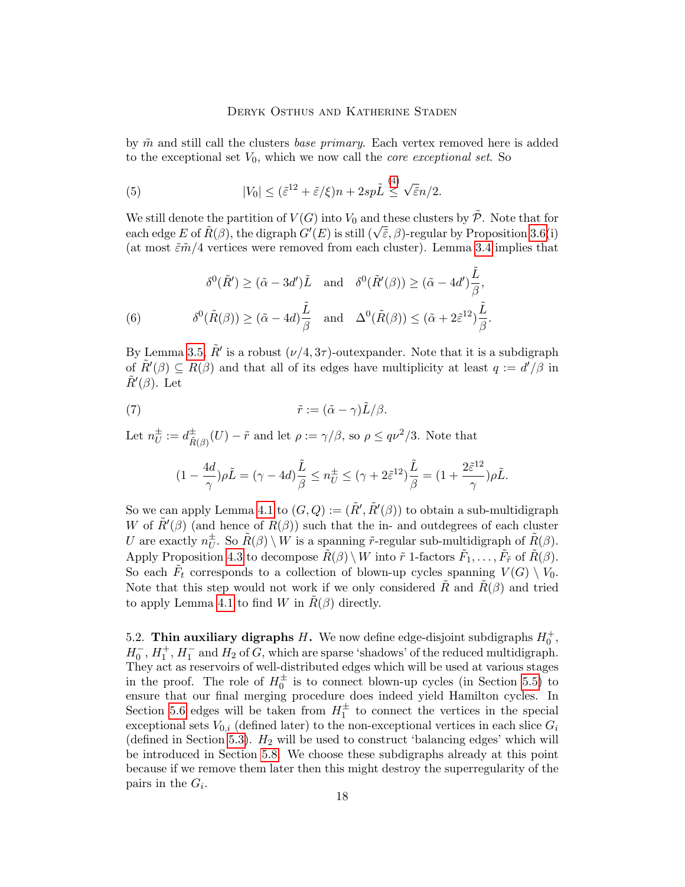by $\tilde{m}$ and still call the clusters *base primary*. Each vertex removed here is added to the exceptional set $V_0$, which we now call the *core exceptional set*. So

$$|V_0| \leq (\tilde{\varepsilon}^{12} + \tilde{\varepsilon}/\xi)n + 2sp\tilde{L} \overset{(4)}{\leq} \sqrt{\tilde{\varepsilon}}n/2. \tag{5}$$

We still denote the partition of $V(G)$ into $V_0$ and these clusters by $\tilde{\mathcal{P}}$. Note that for each edge $E$ of $\tilde{R}(\beta)$, the digraph $G'(E)$ is still $(\sqrt{\tilde{\varepsilon}}, \beta)$-regular by Proposition 3.6(i) (at most $\tilde{\varepsilon}\tilde{m}/4$ vertices were removed from each cluster). Lemma 3.4 implies that

$$\delta^0(\tilde{R}') \geq (\tilde{\alpha} - 3d')\tilde{L} \quad \text{and} \quad \delta^0(\tilde{R}'(\beta)) \geq (\tilde{\alpha} - 4d')\frac{\tilde{L}}{\beta},$$

$$\delta^0(\tilde{R}(\beta)) \geq (\tilde{\alpha} - 4d)\frac{\tilde{L}}{\beta} \quad \text{and} \quad \Delta^0(\tilde{R}(\beta)) \leq (\tilde{\alpha} + 2\tilde{\varepsilon}^{12})\frac{\tilde{L}}{\beta}. \tag{6}$$

By Lemma 3.5, $\tilde{R}'$ is a robust $(\nu/4, 3\tau)$-outexpander. Note that it is a subdigraph of $\tilde{R}'(\beta) \subseteq R(\beta)$ and that all of its edges have multiplicity at least $q := d'/\beta$ in $\tilde{R}'(\beta)$. Let

$$\tilde{r} := (\tilde{\alpha} - \gamma)\tilde{L}/\beta. \tag{7}$$

Let $n_U^{\pm} := d^{\pm}_{\tilde{R}(\beta)}(U) - \tilde{r}$ and let $\rho := \gamma/\beta$, so $\rho \leq q\nu^2/3$. Note that

$$(1 - \frac{4d}{\gamma})\rho\tilde{L} = (\gamma - 4d)\frac{\tilde{L}}{\beta} \leq n_U^{\pm} \leq (\gamma + 2\tilde{\varepsilon}^{12})\frac{\tilde{L}}{\beta} = (1 + \frac{2\tilde{\varepsilon}^{12}}{\gamma})\rho\tilde{L}.$$

So we can apply Lemma 4.1 to $(G, Q) := (\tilde{R}', \tilde{R}'(\beta))$ to obtain a sub-multidigraph $W$ of $\tilde{R}'(\beta)$ (and hence of $R(\beta)$) such that the in- and outdegrees of each cluster $U$ are exactly $n_U^{\pm}$. So $\tilde{R}(\beta) \setminus W$ is a spanning $\tilde{r}$-regular sub-multidigraph of $\tilde{R}(\beta)$. Apply Proposition 4.3 to decompose $\tilde{R}(\beta) \setminus W$ into $\tilde{r}$ 1-factors $\tilde{F}_1, \ldots, \tilde{F}_{\tilde{r}}$ of $\tilde{R}(\beta)$. So each $\tilde{F}_t$ corresponds to a collection of blown-up cycles spanning $V(G) \setminus V_0$. Note that this step would not work if we only considered $\tilde{R}$ and $\tilde{R}(\beta)$ and tried to apply Lemma 4.1 to find $W$ in $\tilde{R}(\beta)$ directly.

5.2. **Thin auxiliary digraphs $H$.** We now define edge-disjoint subgraphs $H_0^+$, $H_0^-$, $H_1^+$, $H_1^-$ and $H_2$ of $G$, which are sparse 'shadows' of the reduced multidigraph. They act as reservoirs of well-distributed edges which will be used at various stages in the proof. The role of $H_0^{\pm}$ is to connect blown-up cycles (in Section 5.5) to ensure that our final merging procedure does indeed yield Hamilton cycles. In Section 5.6 edges will be taken from $H_1^{\pm}$ to connect the vertices in the special exceptional sets $V_{0,i}$ (defined later) to the non-exceptional vertices in each slice $G_i$ (defined in Section 5.3). $H_2$ will be used to construct 'balancing edges' which will be introduced in Section 5.8. We choose these subdigraphs already at this point because if we remove them later then this might destroy the superregularity of the pairs in the $G_i$.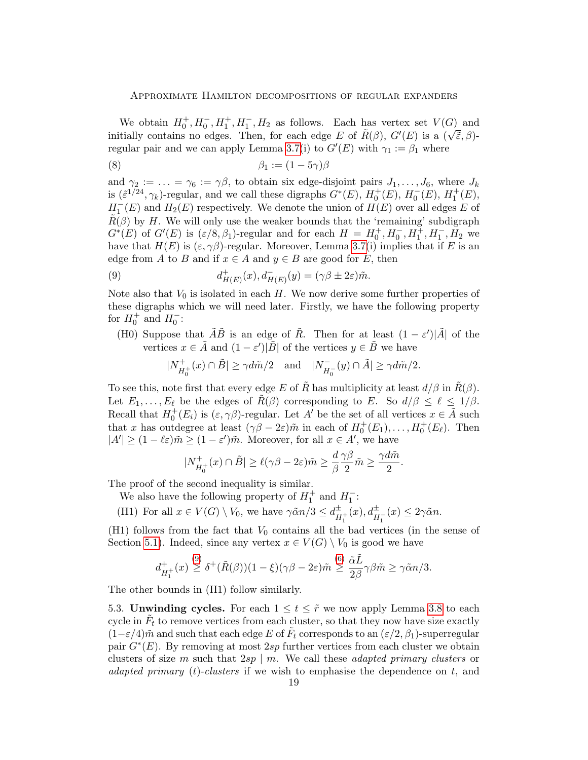We obtain $H_0^+, H_0^-, H_1^+, H_1^-, H_2$ as follows. Each has vertex set $V(G)$ and initially contains no edges. Then, for each edge $E$ of $\tilde{R}(\beta)$, $G'(E)$ is a $(\sqrt{\bar{\varepsilon}}, \beta)$-regular pair and we can apply Lemma 3.7(i) to $G'(E)$ with $\gamma_1 := \beta_1$ where

$$\beta_1 := (1 - 5\gamma)\beta \tag{8}$$

and $\gamma_2 := \ldots := \gamma_6 := \gamma\beta$, to obtain six edge-disjoint pairs $J_1, \ldots, J_6$, where $J_k$ is $(\bar{\varepsilon}^{1/24}, \gamma_k)$-regular, and we call these digraphs $G^*(E)$, $H_0^+(E)$, $H_0^-(E)$, $H_1^+(E)$, $H_1^-(E)$ and $H_2(E)$ respectively. We denote the union of $H(E)$ over all edges $E$ of $\tilde{R}(\beta)$ by $H$. We will only use the weaker bounds that the 'remaining' subdigraph $G^*(E)$ of $G'(E)$ is $(\varepsilon/8, \beta_1)$-regular and for each $H = H_0^+, H_0^-, H_1^+, H_1^-, H_2$ we have that $H(E)$ is $(\varepsilon, \gamma\beta)$-regular. Moreover, Lemma 3.7(i) implies that if $E$ is an edge from $A$ to $B$ and if $x \in A$ and $y \in B$ are good for $E$, then

$$d^+_{H(E)}(x), d^-_{H(E)}(y) = (\gamma\beta \pm 2\varepsilon)\tilde{m}. \tag{9}$$

Note also that $V_0$ is isolated in each $H$. We now derive some further properties of these digraphs which we will need later. Firstly, we have the following property for $H_0^+$ and $H_0^-$:

(H0) Suppose that $\tilde{A}\tilde{B}$ is an edge of $\tilde{R}$. Then for at least $(1-\varepsilon')|\tilde{A}|$ of the vertices $x \in \tilde{A}$ and $(1-\varepsilon')|\tilde{B}|$ of the vertices $y \in \tilde{B}$ we have

$$|N^+_{H_0^+}(x) \cap \tilde{B}| \geq \gamma d\tilde{m}/2 \quad \text{and} \quad |N^-_{H_0^-}(y) \cap \tilde{A}| \geq \gamma d\tilde{m}/2.$$

To see this, note first that every edge $E$ of $\tilde{R}$ has multiplicity at least $d/\beta$ in $\tilde{R}(\beta)$. Let $E_1, \ldots, E_\ell$ be the edges of $\tilde{R}(\beta)$ corresponding to $E$. So $d/\beta \leq \ell \leq 1/\beta$. Recall that $H_0^+(E_i)$ is $(\varepsilon, \gamma\beta)$-regular. Let $A'$ be the set of all vertices $x \in \tilde{A}$ such that $x$ has outdegree at least $(\gamma\beta - 2\varepsilon)\tilde{m}$ in each of $H_0^+(E_1), \ldots, H_0^+(E_\ell)$. Then $|A'| \geq (1 - \ell\varepsilon)\tilde{m} \geq (1-\varepsilon')\tilde{m}$. Moreover, for all $x \in A'$, we have

$$|N^+_{H_0^+}(x) \cap \tilde{B}| \geq \ell(\gamma\beta - 2\varepsilon)\tilde{m} \geq \frac{d}{\beta}\frac{\gamma\beta}{2}\tilde{m} \geq \frac{\gamma d\tilde{m}}{2}.$$

The proof of the second inequality is similar.

We also have the following property of $H_1^+$ and $H_1^-$:

(H1) For all $x \in V(G) \setminus V_0$, we have $\gamma\tilde{\alpha}n/3 \leq d^{\pm}_{H_1^+}(x), d^{\pm}_{H_1^-}(x) \leq 2\gamma\tilde{\alpha}n$.

(H1) follows from the fact that $V_0$ contains all the bad vertices (in the sense of Section 5.1). Indeed, since any vertex $x \in V(G) \setminus V_0$ is good we have

$$d^+_{H_1^+}(x) \overset{(9)}{\geq} \delta^+(\tilde{R}(\beta))(1-\xi)(\gamma\beta - 2\varepsilon)\tilde{m} \overset{(6)}{\geq} \frac{\tilde{\alpha}\tilde{L}}{2\beta}\gamma\beta\tilde{m} \geq \gamma\tilde{\alpha}n/3.$$

The other bounds in (H1) follow similarly.

5.3. **Unwinding cycles.** For each $1 \leq t \leq \tilde{r}$ we now apply Lemma 3.8 to each cycle in $\tilde{F}_t$ to remove vertices from each cluster, so that they now have size exactly $(1-\varepsilon/4)\tilde{m}$ and such that each edge $E$ of $\tilde{F}_t$ corresponds to an $(\varepsilon/2, \beta_1)$-superregular pair $G^*(E)$. By removing at most $2sp$ further vertices from each cluster we obtain clusters of size $m$ such that $2sp \mid m$. We call these *adapted primary clusters* or *adapted primary $(t)$-clusters* if we wish to emphasise the dependence on $t$, and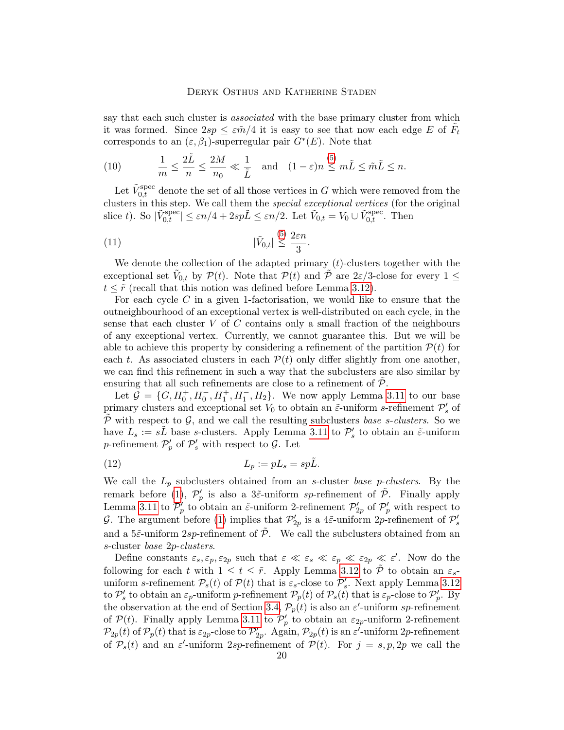say that each such cluster is *associated* with the base primary cluster from which it was formed. Since $2sp \leq \varepsilon\tilde{m}/4$ it is easy to see that now each edge $E$ of $\tilde{F}_t$ corresponds to an $(\varepsilon, \beta_1)$-superregular pair $G^*(E)$. Note that

$$\frac{1}{m} \leq \frac{2\tilde{L}}{n} \leq \frac{2M}{n_0} \ll \frac{1}{\tilde{L}} \quad \text{and} \quad (1-\varepsilon)n \stackrel{(5)}{\leq} m\tilde{L} \leq \tilde{m}\tilde{L} \leq n. \tag{10}$$

Let $\tilde{V}_{0,t}^{\rm spec}$ denote the set of all those vertices in $G$ which were removed from the clusters in this step. We call them the *special exceptional vertices* (for the original slice $t$). So $|\tilde{V}_{0,t}^{\rm spec}| \leq \varepsilon n/4 + 2sp\tilde{L} \leq \varepsilon n/2$. Let $\tilde{V}_{0,t} = V_0 \cup \tilde{V}_{0,t}^{\rm spec}$. Then

$$|\tilde{V}_{0,t}| \stackrel{(5)}{\leq} \frac{2\varepsilon n}{3}. \tag{11}$$

We denote the collection of the adapted primary $(t)$-clusters together with the exceptional set $\tilde{V}_{0,t}$ by $\mathcal{P}(t)$. Note that $\mathcal{P}(t)$ and $\tilde{\mathcal{P}}$ are $2\varepsilon/3$-close for every $1 \leq t \leq \tilde{r}$ (recall that this notion was defined before Lemma 3.12).

For each cycle $C$ in a given 1-factorisation, we would like to ensure that the outneighbourhood of an exceptional vertex is well-distributed on each cycle, in the sense that each cluster $V$ of $C$ contains only a small fraction of the neighbours of any exceptional vertex. Currently, we cannot guarantee this. But we will be able to achieve this property by considering a refinement of the partition $\mathcal{P}(t)$ for each $t$. As associated clusters in each $\mathcal{P}(t)$ only differ slightly from one another, we can find this refinement in such a way that the subclusters are also similar by ensuring that all such refinements are close to a refinement of $\tilde{\mathcal{P}}$.

Let $\mathcal{G} = \{G, H_0^+, H_0^-, H_1^+, H_1^-, H_2\}$. We now apply Lemma 3.11 to our base primary clusters and exceptional set $V_0$ to obtain an $\tilde{\varepsilon}$-uniform $s$-refinement $\mathcal{P}_s'$ of $\tilde{\mathcal{P}}$ with respect to $\mathcal{G}$, and we call the resulting subclusters *base $s$-clusters*. So we have $L_s := s\tilde{L}$ base $s$-clusters. Apply Lemma 3.11 to $\mathcal{P}_s'$ to obtain an $\tilde{\varepsilon}$-uniform $p$-refinement $\mathcal{P}_p'$ of $\mathcal{P}_s'$ with respect to $\mathcal{G}$. Let

$$L_p := pL_s = sp\tilde{L}. \tag{12}$$

We call the $L_p$ subclusters obtained from an $s$-cluster *base $p$-clusters*. By the remark before (1), $\mathcal{P}_p'$ is also a $3\tilde{\varepsilon}$-uniform $sp$-refinement of $\tilde{\mathcal{P}}$. Finally apply Lemma 3.11 to $\mathcal{P}_p'$ to obtain an $\tilde{\varepsilon}$-uniform 2-refinement $\mathcal{P}_{2p}'$ of $\mathcal{P}_p'$ with respect to $\mathcal{G}$. The argument before (1) implies that $\mathcal{P}_{2p}'$ is a $4\tilde{\varepsilon}$-uniform $2p$-refinement of $\mathcal{P}_s'$ and a $5\tilde{\varepsilon}$-uniform $2sp$-refinement of $\tilde{\mathcal{P}}$. We call the subclusters obtained from an $s$-cluster *base $2p$-clusters*.

Define constants $\varepsilon_s, \varepsilon_p, \varepsilon_{2p}$ such that $\varepsilon \ll \varepsilon_s \ll \varepsilon_p \ll \varepsilon_{2p} \ll \varepsilon'$. Now do the following for each $t$ with $1 \leq t \leq \tilde{r}$. Apply Lemma 3.12 to $\tilde{\mathcal{P}}$ to obtain an $\varepsilon_s$-uniform $s$-refinement $\mathcal{P}_s(t)$ of $\mathcal{P}(t)$ that is $\varepsilon_s$-close to $\mathcal{P}_s'$. Next apply Lemma 3.12 to $\mathcal{P}_s'$ to obtain an $\varepsilon_p$-uniform $p$-refinement $\mathcal{P}_p(t)$ of $\mathcal{P}_s(t)$ that is $\varepsilon_p$-close to $\mathcal{P}_p'$. By the observation at the end of Section 3.4, $\mathcal{P}_p(t)$ is also an $\varepsilon'$-uniform $sp$-refinement of $\mathcal{P}(t)$. Finally apply Lemma 3.11 to $\mathcal{P}_p'$ to obtain an $\varepsilon_{2p}$-uniform 2-refinement $\mathcal{P}_{2p}(t)$ of $\mathcal{P}_p(t)$ that is $\varepsilon_{2p}$-close to $\mathcal{P}_{2p}'$. Again, $\mathcal{P}_{2p}(t)$ is an $\varepsilon'$-uniform $2p$-refinement of $\mathcal{P}_s(t)$ and an $\varepsilon'$-uniform $2sp$-refinement of $\mathcal{P}(t)$. For $j = s, p, 2p$ we call the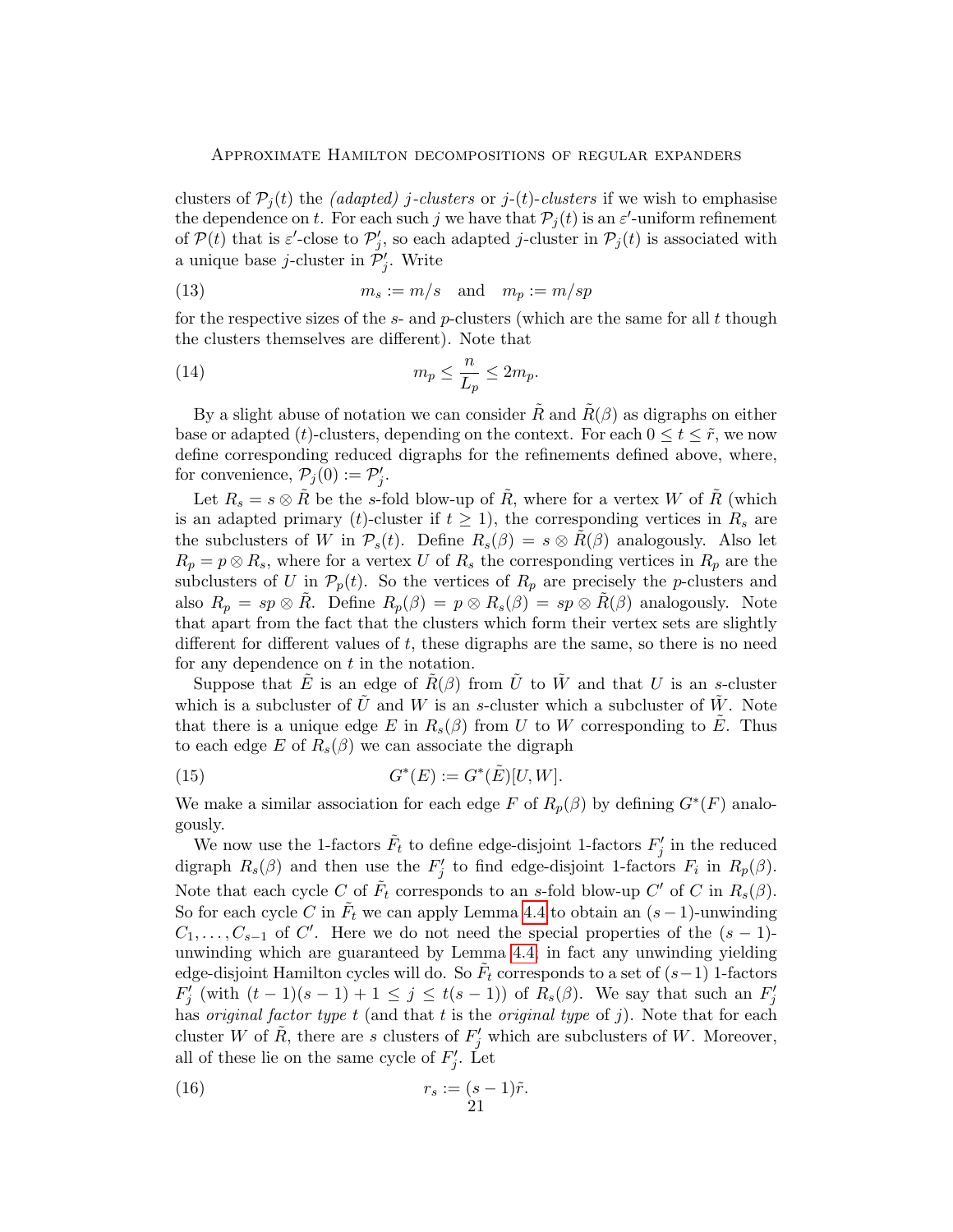clusters of $\mathcal{P}_j(t)$ the *(adapted) j-clusters* or *j-(t)-clusters* if we wish to emphasise the dependence on $t$. For each such $j$ we have that $\mathcal{P}_j(t)$ is an $\varepsilon'$-uniform refinement of $\mathcal{P}(t)$ that is $\varepsilon'$-close to $\mathcal{P}'_j$, so each adapted $j$-cluster in $\mathcal{P}_j(t)$ is associated with a unique base $j$-cluster in $\mathcal{P}'_j$. Write

$$m_s := m/s \quad \text{and} \quad m_p := m/sp \tag{13}$$

for the respective sizes of the $s$- and $p$-clusters (which are the same for all $t$ though the clusters themselves are different). Note that

$$m_p \leq \frac{n}{L_p} \leq 2m_p. \tag{14}$$

By a slight abuse of notation we can consider $\tilde{R}$ and $\tilde{R}(\beta)$ as digraphs on either base or adapted $(t)$-clusters, depending on the context. For each $0 \leq t \leq \tilde{r}$, we now define corresponding reduced digraphs for the refinements defined above, where, for convenience, $\mathcal{P}_j(0) := \mathcal{P}'_j$.

Let $R_s = s \otimes \tilde{R}$ be the $s$-fold blow-up of $\tilde{R}$, where for a vertex $W$ of $\tilde{R}$ (which is an adapted primary $(t)$-cluster if $t \geq 1$), the corresponding vertices in $R_s$ are the subclusters of $W$ in $\mathcal{P}_s(t)$. Define $R_s(\beta) = s \otimes \tilde{R}(\beta)$ analogously. Also let $R_p = p \otimes R_s$, where for a vertex $U$ of $R_s$ the corresponding vertices in $R_p$ are the subclusters of $U$ in $\mathcal{P}_p(t)$. So the vertices of $R_p$ are precisely the $p$-clusters and also $R_p = sp \otimes \tilde{R}$. Define $R_p(\beta) = p \otimes R_s(\beta) = sp \otimes \tilde{R}(\beta)$ analogously. Note that apart from the fact that the clusters which form their vertex sets are slightly different for different values of $t$, these digraphs are the same, so there is no need for any dependence on $t$ in the notation.

Suppose that $\tilde{E}$ is an edge of $\tilde{R}(\beta)$ from $\tilde{U}$ to $\tilde{W}$ and that $U$ is an $s$-cluster which is a subcluster of $\tilde{U}$ and $W$ is an $s$-cluster which a subcluster of $\tilde{W}$. Note that there is a unique edge $E$ in $R_s(\beta)$ from $U$ to $W$ corresponding to $\tilde{E}$. Thus to each edge $E$ of $R_s(\beta)$ we can associate the digraph

$$G^*(E) := G^*(\tilde{E})[U, W]. \tag{15}$$

We make a similar association for each edge $F$ of $R_p(\beta)$ by defining $G^*(F)$ analogously.

We now use the 1-factors $\tilde{F}_t$ to define edge-disjoint 1-factors $F'_j$ in the reduced digraph $R_s(\beta)$ and then use the $F'_j$ to find edge-disjoint 1-factors $F_i$ in $R_p(\beta)$. Note that each cycle $C$ of $\tilde{F}_t$ corresponds to an $s$-fold blow-up $C'$ of $C$ in $R_s(\beta)$. So for each cycle $C$ in $\tilde{F}_t$ we can apply Lemma 4.4 to obtain an $(s-1)$-unwinding $C_1, \dots, C_{s-1}$ of $C'$. Here we do not need the special properties of the $(s-1)$-unwinding which are guaranteed by Lemma 4.4, in fact any unwinding yielding edge-disjoint Hamilton cycles will do. So $\tilde{F}_t$ corresponds to a set of $(s-1)$ 1-factors $F'_j$ (with $(t-1)(s-1)+1 \leq j \leq t(s-1)$) of $R_s(\beta)$. We say that such an $F'_j$ has *original factor type* $t$ (and that $t$ is the *original type* of $j$). Note that for each cluster $W$ of $\tilde{R}$, there are $s$ clusters of $F'_j$ which are subclusters of $W$. Moreover, all of these lie on the same cycle of $F'_j$. Let

$$r_s := (s-1)\tilde{r}. \tag{16}$$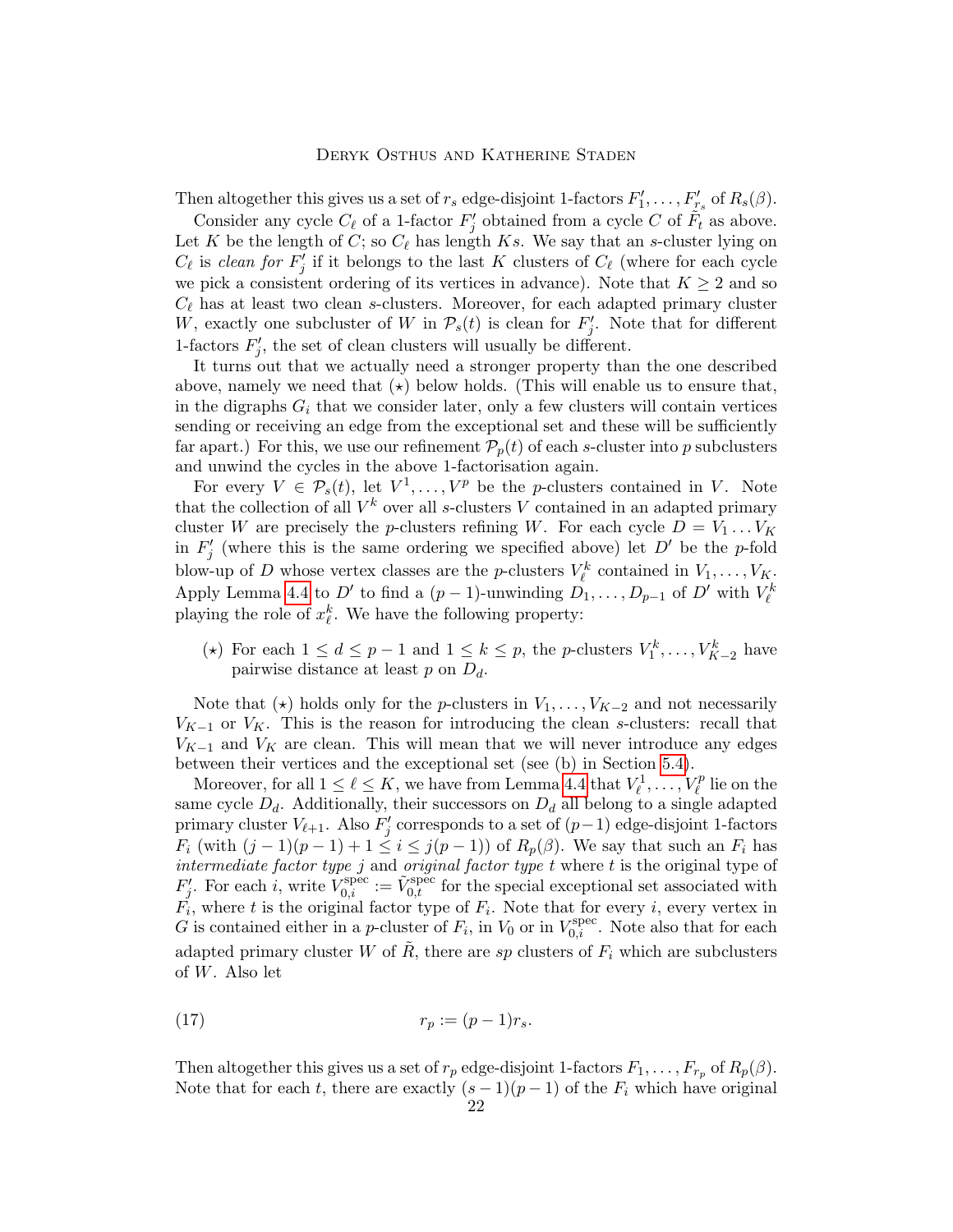Then altogether this gives us a set of $r_s$ edge-disjoint 1-factors $F'_1, \dots, F'_{r_s}$ of $R_s(\beta)$.

Consider any cycle $C_\ell$ of a 1-factor $F'_j$ obtained from a cycle $C$ of $\tilde{F}_t$ as above. Let $K$ be the length of $C$; so $C_\ell$ has length $Ks$. We say that an $s$-cluster lying on $C_\ell$ is *clean for* $F'_j$ if it belongs to the last $K$ clusters of $C_\ell$ (where for each cycle we pick a consistent ordering of its vertices in advance). Note that $K \geq 2$ and so $C_\ell$ has at least two clean $s$-clusters. Moreover, for each adapted primary cluster $W$, exactly one subcluster of $W$ in $\mathcal{P}_s(t)$ is clean for $F'_j$. Note that for different 1-factors $F'_j$, the set of clean clusters will usually be different.

It turns out that we actually need a stronger property than the one described above, namely we need that $(\star)$ below holds. (This will enable us to ensure that, in the digraphs $G_i$ that we consider later, only a few clusters will contain vertices sending or receiving an edge from the exceptional set and these will be sufficiently far apart.) For this, we use our refinement $\mathcal{P}_p(t)$ of each $s$-cluster into $p$ subclusters and unwind the cycles in the above 1-factorisation again.

For every $V \in \mathcal{P}_s(t)$, let $V^1, \dots, V^p$ be the $p$-clusters contained in $V$. Note that the collection of all $V^k$ over all $s$-clusters $V$ contained in an adapted primary cluster $W$ are precisely the $p$-clusters refining $W$. For each cycle $D = V_1 \dots V_K$ in $F'_j$ (where this is the same ordering we specified above) let $D'$ be the $p$-fold blow-up of $D$ whose vertex classes are the $p$-clusters $V^k_\ell$ contained in $V_1, \dots, V_K$. Apply Lemma 4.4 to $D'$ to find a $(p-1)$-unwinding $D_1, \dots, D_{p-1}$ of $D'$ with $V^k_\ell$ playing the role of $x^k_\ell$. We have the following property:

- $(\star)$ For each $1 \leq d \leq p-1$ and $1 \leq k \leq p$, the $p$-clusters $V^k_1, \dots, V^k_{K-2}$ have pairwise distance at least $p$ on $D_d$.

Note that $(\star)$ holds only for the $p$-clusters in $V_1, \dots, V_{K-2}$ and not necessarily $V_{K-1}$ or $V_K$. This is the reason for introducing the clean $s$-clusters: recall that $V_{K-1}$ and $V_K$ are clean. This will mean that we will never introduce any edges between their vertices and the exceptional set (see (b) in Section 5.4).

Moreover, for all $1 \leq \ell \leq K$, we have from Lemma 4.4 that $V^1_\ell, \dots, V^p_\ell$ lie on the same cycle $D_d$. Additionally, their successors on $D_d$ all belong to a single adapted primary cluster $V_{\ell+1}$. Also $F'_j$ corresponds to a set of $(p-1)$ edge-disjoint 1-factors $F_i$ (with $(j-1)(p-1)+1 \leq i \leq j(p-1)$) of $R_p(\beta)$. We say that such an $F_i$ has *intermediate factor type* $j$ and *original factor type* $t$ where $t$ is the original type of $F'_j$. For each $i$, write $V^{\rm spec}_{0,i} := \tilde{V}^{\rm spec}_{0,t}$ for the special exceptional set associated with $F_i$, where $t$ is the original factor type of $F_i$. Note that for every $i$, every vertex in $G$ is contained either in a $p$-cluster of $F_i$, in $V_0$ or in $V^{\rm spec}_{0,i}$. Note also that for each adapted primary cluster $W$ of $\tilde{R}$, there are $sp$ clusters of $F_i$ which are subclusters of $W$. Also let

$$r_p := (p-1)r_s. \tag{17}$$

Then altogether this gives us a set of $r_p$ edge-disjoint 1-factors $F_1, \dots, F_{r_p}$ of $R_p(\beta)$. Note that for each $t$, there are exactly $(s-1)(p-1)$ of the $F_i$ which have original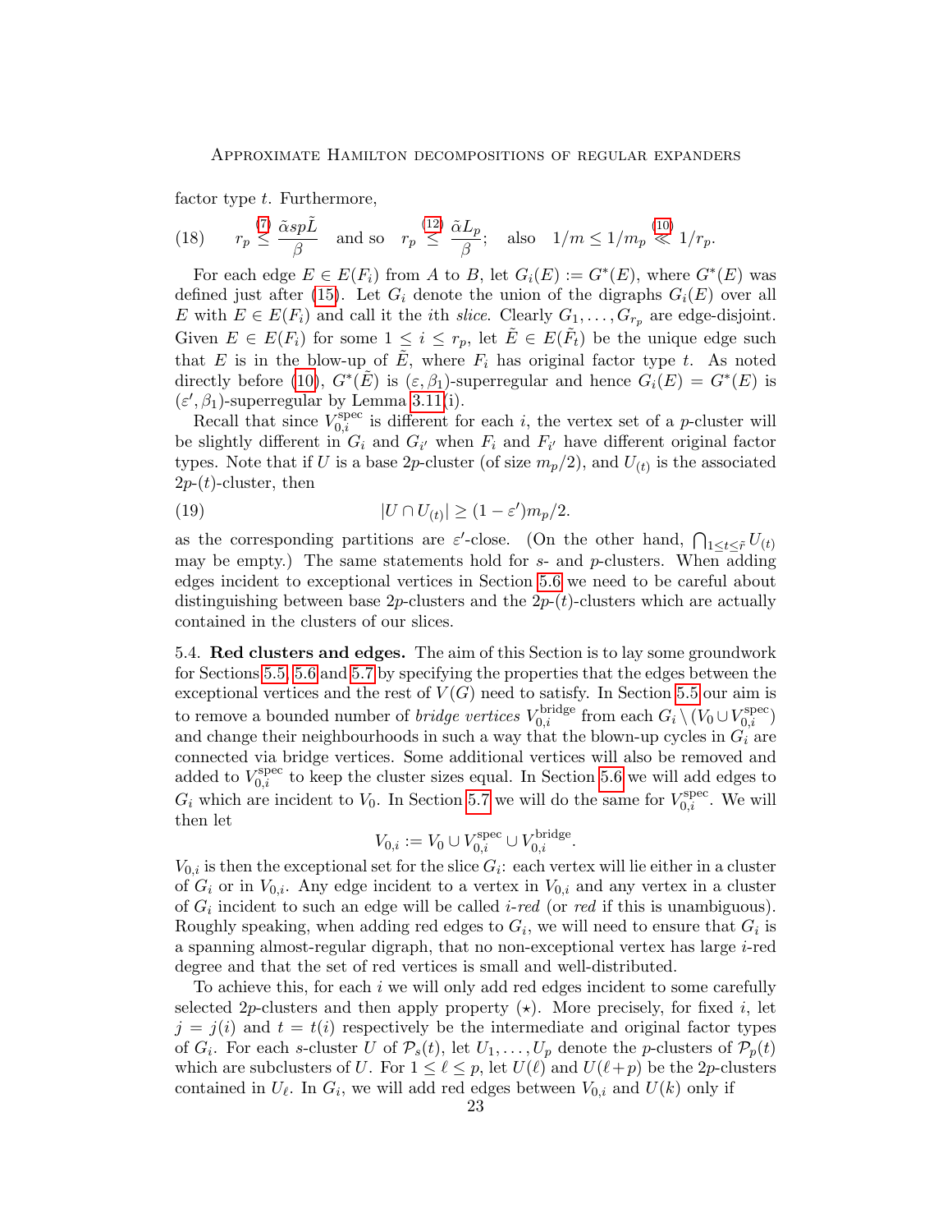factor type $t$. Furthermore,

$$(18)\qquad r_p \overset{(7)}{\leq} \frac{\tilde{\alpha} s p \tilde{L}}{\beta} \quad \text{and so} \quad r_p \overset{(12)}{\leq} \frac{\tilde{\alpha} L_p}{\beta}; \quad \text{also} \quad 1/m \leq 1/m_p \overset{(10)}{\ll} 1/r_p.$$

For each edge $E \in E(F_i)$ from $A$ to $B$, let $G_i(E) := G^*(E)$, where $G^*(E)$ was defined just after (15). Let $G_i$ denote the union of the digraphs $G_i(E)$ over all $E$ with $E \in E(F_i)$ and call it the $i$th *slice*. Clearly $G_1, \dots, G_{r_p}$ are edge-disjoint. Given $E \in E(F_i)$ for some $1 \leq i \leq r_p$, let $\tilde{E} \in E(\tilde{F}_t)$ be the unique edge such that $E$ is in the blow-up of $\tilde{E}$, where $F_i$ has original factor type $t$. As noted directly before (10), $G^*(\tilde{E})$ is $(\varepsilon, \beta_1)$-superregular and hence $G_i(E) = G^*(E)$ is $(\varepsilon', \beta_1)$-superregular by Lemma 3.11(i).

Recall that since $V_{0,i}^{\text{spec}}$ is different for each $i$, the vertex set of a $p$-cluster will be slightly different in $G_i$ and $G_{i'}$ when $F_i$ and $F_{i'}$ have different original factor types. Note that if $U$ is a base $2p$-cluster (of size $m_p/2$), and $U_{(t)}$ is the associated $2p$-$(t)$-cluster, then

$$(19)\qquad |U \cap U_{(t)}| \geq (1 - \varepsilon')m_p/2.$$

as the corresponding partitions are $\varepsilon'$-close. (On the other hand, $\bigcap_{1 \leq t \leq \tilde{r}} U_{(t)}$ may be empty.) The same statements hold for $s$- and $p$-clusters. When adding edges incident to exceptional vertices in Section 5.6 we need to be careful about distinguishing between base $2p$-clusters and the $2p$-$(t)$-clusters which are actually contained in the clusters of our slices.

5.4. **Red clusters and edges.** The aim of this Section is to lay some groundwork for Sections 5.5, 5.6 and 5.7 by specifying the properties that the edges between the exceptional vertices and the rest of $V(G)$ need to satisfy. In Section 5.5 our aim is to remove a bounded number of *bridge vertices* $V_{0,i}^{\text{bridge}}$ from each $G_i \setminus (V_0 \cup V_{0,i}^{\text{spec}})$ and change their neighbourhoods in such a way that the blown-up cycles in $G_i$ are connected via bridge vertices. Some additional vertices will also be removed and added to $V_{0,i}^{\text{spec}}$ to keep the cluster sizes equal. In Section 5.6 we will add edges to $G_i$ which are incident to $V_0$. In Section 5.7 we will do the same for $V_{0,i}^{\text{spec}}$. We will then let

$$V_{0,i} := V_0 \cup V_{0,i}^{\text{spec}} \cup V_{0,i}^{\text{bridge}}.$$

$V_{0,i}$ is then the exceptional set for the slice $G_i$: each vertex will lie either in a cluster of $G_i$ or in $V_{0,i}$. Any edge incident to a vertex in $V_{0,i}$ and any vertex in a cluster of $G_i$ incident to such an edge will be called *$i$-red* (or *red* if this is unambiguous). Roughly speaking, when adding red edges to $G_i$, we will need to ensure that $G_i$ is a spanning almost-regular digraph, that no non-exceptional vertex has large $i$-red degree and that the set of red vertices is small and well-distributed.

To achieve this, for each $i$ we will only add red edges incident to some carefully selected $2p$-clusters and then apply property $(\star)$. More precisely, for fixed $i$, let $j = j(i)$ and $t = t(i)$ respectively be the intermediate and original factor types of $G_i$. For each $s$-cluster $U$ of $\mathcal{P}_s(t)$, let $U_1, \dots, U_p$ denote the $p$-clusters of $\mathcal{P}_p(t)$ which are subclusters of $U$. For $1 \leq \ell \leq p$, let $U(\ell)$ and $U(\ell + p)$ be the $2p$-clusters contained in $U_\ell$. In $G_i$, we will add red edges between $V_{0,i}$ and $U(k)$ only if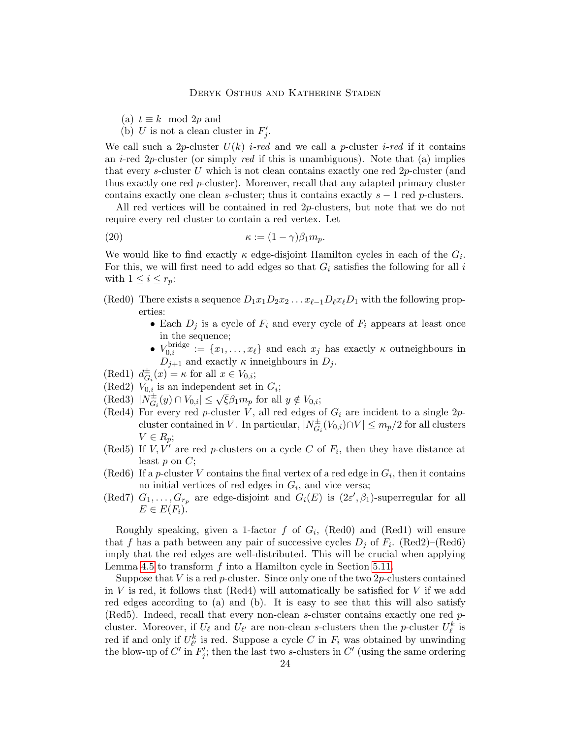(a) $t \equiv k \mod 2p$ and

(b) $U$ is not a clean cluster in $F'_j$.

We call such a $2p$-cluster $U(k)$ *i-red* and we call a $p$-cluster *i-red* if it contains an $i$-red $2p$-cluster (or simply *red* if this is unambiguous). Note that (a) implies that every $s$-cluster $U$ which is not clean contains exactly one red $2p$-cluster (and thus exactly one red $p$-cluster). Moreover, recall that any adapted primary cluster contains exactly one clean $s$-cluster; thus it contains exactly $s-1$ red $p$-clusters.

All red vertices will be contained in red $2p$-clusters, but note that we do not require every red cluster to contain a red vertex. Let

$$\kappa := (1-\gamma)\beta_1 m_p. \tag{20}$$

We would like to find exactly $\kappa$ edge-disjoint Hamilton cycles in each of the $G_i$. For this, we will first need to add edges so that $G_i$ satisfies the following for all $i$ with $1 \le i \le r_p$:

(Red0) There exists a sequence $D_1 x_1 D_2 x_2 \dots x_{\ell-1} D_\ell x_\ell D_1$ with the following properties:
- Each $D_j$ is a cycle of $F_i$ and every cycle of $F_i$ appears at least once in the sequence;
- $V_{0,i}^{\rm bridge} := \{x_1, \dots, x_\ell\}$ and each $x_j$ has exactly $\kappa$ outneighbours in $D_{j+1}$ and exactly $\kappa$ inneighbours in $D_j$.

(Red1) $d^\pm_{G_i}(x) = \kappa$ for all $x \in V_{0,i}$;

(Red2) $V_{0,i}$ is an independent set in $G_i$;

(Red3) $|N^\pm_{G_i}(y) \cap V_{0,i}| \le \sqrt{\xi}\beta_1 m_p$ for all $y \notin V_{0,i}$;

(Red4) For every red $p$-cluster $V$, all red edges of $G_i$ are incident to a single $2p$-cluster contained in $V$. In particular, $|N^\pm_{G_i}(V_{0,i}) \cap V| \le m_p/2$ for all clusters $V \in R_p$;

(Red5) If $V, V'$ are red $p$-clusters on a cycle $C$ of $F_i$, then they have distance at least $p$ on $C$;

(Red6) If a $p$-cluster $V$ contains the final vertex of a red edge in $G_i$, then it contains no initial vertices of red edges in $G_i$, and vice versa;

(Red7) $G_1, \dots, G_{r_p}$ are edge-disjoint and $G_i(E)$ is $(2\varepsilon', \beta_1)$-superregular for all $E \in E(F_i)$.

Roughly speaking, given a 1-factor $f$ of $G_i$, (Red0) and (Red1) will ensure that $f$ has a path between any pair of successive cycles $D_j$ of $F_i$. (Red2)–(Red6) imply that the red edges are well-distributed. This will be crucial when applying Lemma 4.5 to transform $f$ into a Hamilton cycle in Section 5.11.

Suppose that $V$ is a red $p$-cluster. Since only one of the two $2p$-clusters contained in $V$ is red, it follows that (Red4) will automatically be satisfied for $V$ if we add red edges according to (a) and (b). It is easy to see that this will also satisfy (Red5). Indeed, recall that every non-clean $s$-cluster contains exactly one red $p$-cluster. Moreover, if $U_\ell$ and $U_{\ell'}$ are non-clean $s$-clusters then the $p$-cluster $U^k_\ell$ is red if and only if $U^k_{\ell'}$ is red. Suppose a cycle $C$ in $F_i$ was obtained by unwinding the blow-up of $C'$ in $F'_j$; then the last two $s$-clusters in $C'$ (using the same ordering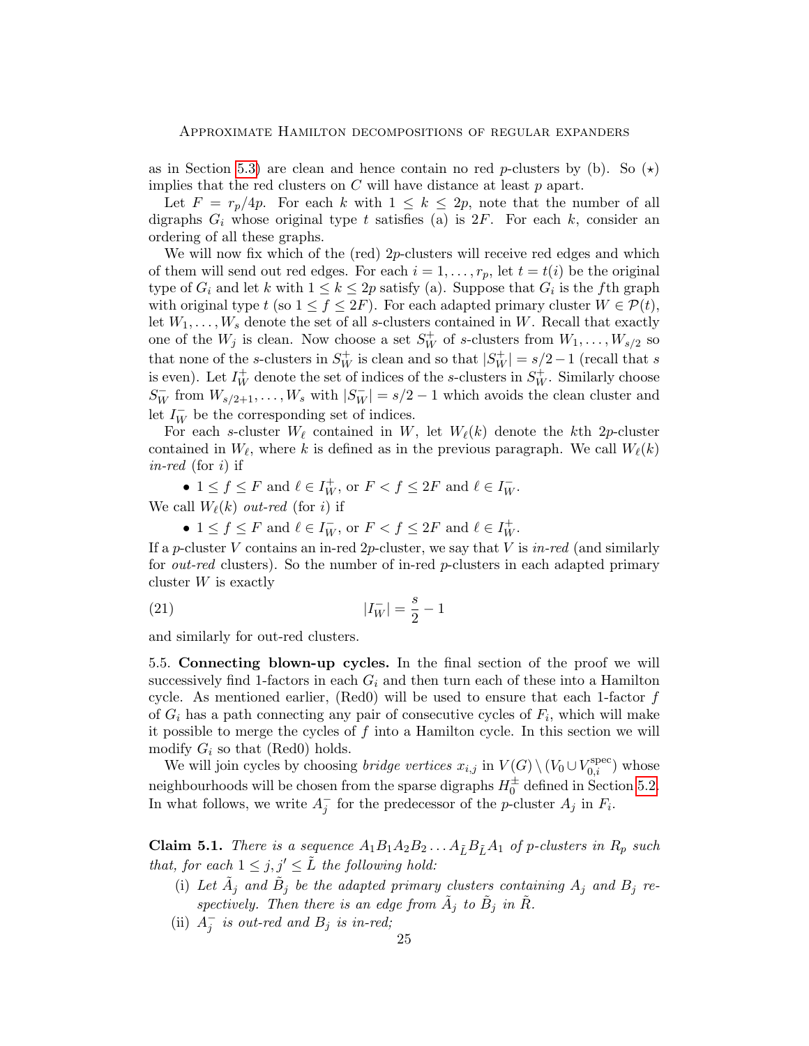as in Section 5.3) are clean and hence contain no red $p$-clusters by (b). So ($\star$) implies that the red clusters on $C$ will have distance at least $p$ apart.

Let $F = r_p/4p$. For each $k$ with $1 \leq k \leq 2p$, note that the number of all digraphs $G_i$ whose original type $t$ satisfies (a) is $2F$. For each $k$, consider an ordering of all these graphs.

We will now fix which of the (red) $2p$-clusters will receive red edges and which of them will send out red edges. For each $i = 1, \dots, r_p$, let $t = t(i)$ be the original type of $G_i$ and let $k$ with $1 \leq k \leq 2p$ satisfy (a). Suppose that $G_i$ is the $f$th graph with original type $t$ (so $1 \leq f \leq 2F$). For each adapted primary cluster $W \in \mathcal{P}(t)$, let $W_1, \dots, W_s$ denote the set of all $s$-clusters contained in $W$. Recall that exactly one of the $W_j$ is clean. Now choose a set $S^+_W$ of $s$-clusters from $W_1, \dots, W_{s/2}$ so that none of the $s$-clusters in $S^+_W$ is clean and so that $|S^+_W| = s/2 - 1$ (recall that $s$ is even). Let $I^+_W$ denote the set of indices of the $s$-clusters in $S^+_W$. Similarly choose $S^-_W$ from $W_{s/2+1}, \dots, W_s$ with $|S^-_W| = s/2 - 1$ which avoids the clean cluster and let $I^-_W$ be the corresponding set of indices.

For each $s$-cluster $W_\ell$ contained in $W$, let $W_\ell(k)$ denote the $k$th $2p$-cluster contained in $W_\ell$, where $k$ is defined as in the previous paragraph. We call $W_\ell(k)$ *in-red* (for $i$) if

- $1 \leq f \leq F$ and $\ell \in I^+_W$, or $F < f \leq 2F$ and $\ell \in I^-_W$.

We call $W_\ell(k)$ *out-red* (for $i$) if

- $1 \leq f \leq F$ and $\ell \in I^-_W$, or $F < f \leq 2F$ and $\ell \in I^+_W$.

If a $p$-cluster $V$ contains an in-red $2p$-cluster, we say that $V$ is *in-red* (and similarly for *out-red* clusters). So the number of in-red $p$-clusters in each adapted primary cluster $W$ is exactly

$$|I^-_W| = \frac{s}{2} - 1 \tag{21}$$

and similarly for out-red clusters.

5.5. **Connecting blown-up cycles.** In the final section of the proof we will successively find 1-factors in each $G_i$ and then turn each of these into a Hamilton cycle. As mentioned earlier, (Red0) will be used to ensure that each 1-factor $f$ of $G_i$ has a path connecting any pair of consecutive cycles of $F_i$, which will make it possible to merge the cycles of $f$ into a Hamilton cycle. In this section we will modify $G_i$ so that (Red0) holds.

We will join cycles by choosing *bridge vertices* $x_{i,j}$ in $V(G) \setminus (V_0 \cup V^{\rm spec}_{0,i})$ whose neighbourhoods will be chosen from the sparse digraphs $H^\pm_0$ defined in Section 5.2. In what follows, we write $A^-_j$ for the predecessor of the $p$-cluster $A_j$ in $F_i$.

**Claim 5.1.** *There is a sequence $A_1B_1A_2B_2 \dots A_{\tilde{L}}B_{\tilde{L}}A_1$ of $p$-clusters in $R_p$ such that, for each $1 \leq j, j' \leq \tilde{L}$ the following hold:*

- (i) *Let $\tilde{A}_j$ and $\tilde{B}_j$ be the adapted primary clusters containing $A_j$ and $B_j$ respectively. Then there is an edge from $\tilde{A}_j$ to $\tilde{B}_j$ in $\tilde{R}$.*
- (ii) *$A^-_j$ is out-red and $B_j$ is in-red;*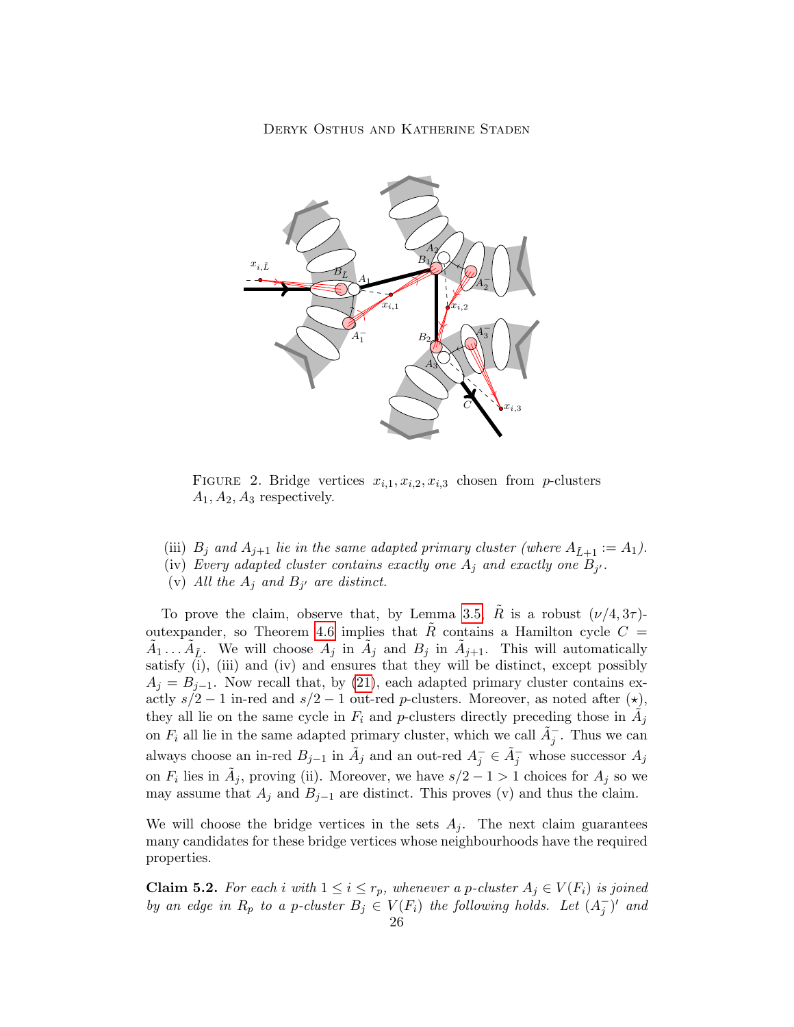FIGURE 2. Bridge vertices $x_{i,1}, x_{i,2}, x_{i,3}$ chosen from $p$-clusters $A_1, A_2, A_3$ respectively.

(iii) *$B_j$ and $A_{j+1}$ lie in the same adapted primary cluster (where $A_{\tilde{L}+1} := A_1$).*
(iv) *Every adapted cluster contains exactly one $A_j$ and exactly one $B_{j'}$.*
(v) *All the $A_j$ and $B_{j'}$ are distinct.*

To prove the claim, observe that, by Lemma 3.5, $\tilde{R}$ is a robust $(\nu/4, 3\tau)$-outexpander, so Theorem 4.6 implies that $\tilde{R}$ contains a Hamilton cycle $C = \tilde{A}_1 \dots \tilde{A}_{\tilde{L}}$. We will choose $A_j$ in $\tilde{A}_j$ and $B_j$ in $\tilde{A}_{j+1}$. This will automatically satisfy (i), (iii) and (iv) and ensures that they will be distinct, except possibly $A_j = B_{j-1}$. Now recall that, by (21), each adapted primary cluster contains exactly $s/2-1$ in-red and $s/2-1$ out-red $p$-clusters. Moreover, as noted after ($\star$), they all lie on the same cycle in $F_i$ and $p$-clusters directly preceding those in $\tilde{A}_j$ on $F_i$ all lie in the same adapted primary cluster, which we call $\tilde{A}_j^-$. Thus we can always choose an in-red $B_{j-1}$ in $\tilde{A}_j$ and an out-red $A_j^- \in \tilde{A}_j^-$ whose successor $A_j$ on $F_i$ lies in $\tilde{A}_j$, proving (ii). Moreover, we have $s/2-1 > 1$ choices for $A_j$ so we may assume that $A_j$ and $B_{j-1}$ are distinct. This proves (v) and thus the claim.

We will choose the bridge vertices in the sets $A_j$. The next claim guarantees many candidates for these bridge vertices whose neighbourhoods have the required properties.

**Claim 5.2.** *For each $i$ with $1 \le i \le r_p$, whenever a $p$-cluster $A_j \in V(F_i)$ is joined by an edge in $R_p$ to a $p$-cluster $B_j \in V(F_i)$ the following holds. Let $(A_j^-)'$ and*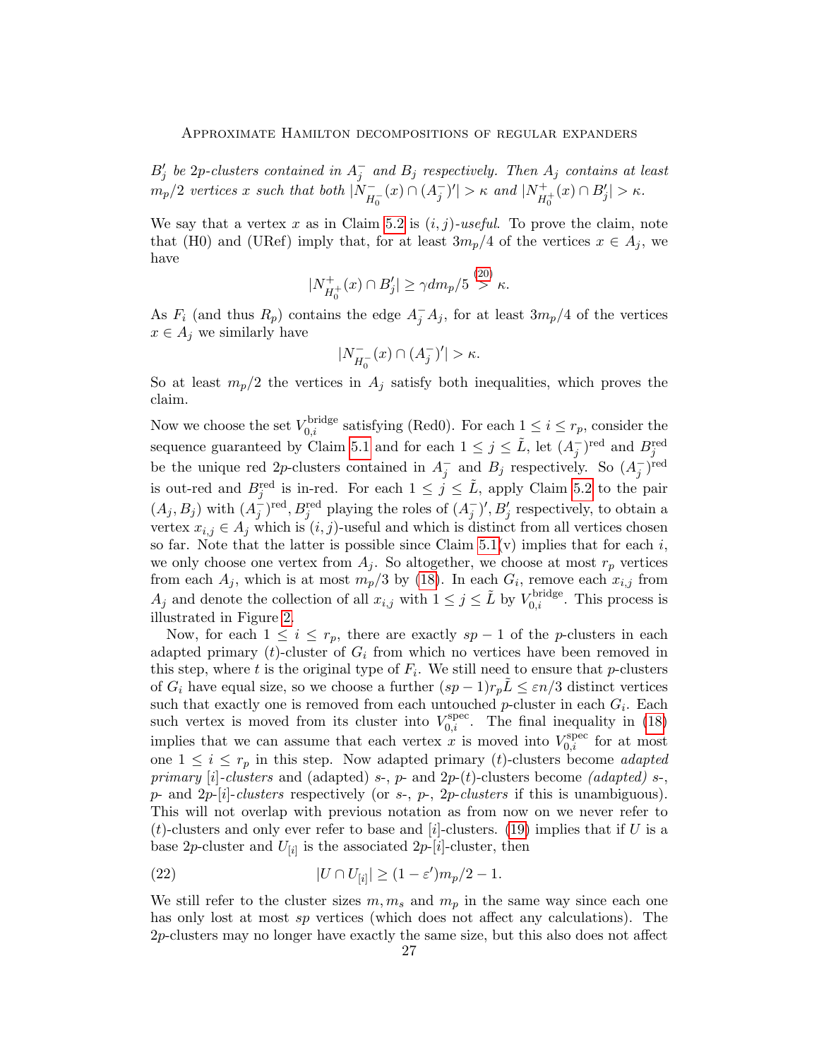*$B_j'$ be $2p$-clusters contained in $A_j^-$ and $B_j$ respectively. Then $A_j$ contains at least $m_p/2$ vertices $x$ such that both $|N^-_{H_0^-}(x) \cap (A_j^-)'| > \kappa$ and $|N^+_{H_0^+}(x) \cap B_j'| > \kappa$.*

We say that a vertex $x$ as in Claim 5.2 is *$(i,j)$-useful*. To prove the claim, note that (H0) and (URef) imply that, for at least $3m_p/4$ of the vertices $x \in A_j$, we have

$$|N^+_{H_0^+}(x) \cap B_j'| \geq \gamma d m_p/5 \overset{(20)}{>} \kappa.$$

As $F_i$ (and thus $R_p$) contains the edge $A_j^- A_j$, for at least $3m_p/4$ of the vertices $x \in A_j$ we similarly have

$$|N^-_{H_0^-}(x) \cap (A_j^-)'| > \kappa.$$

So at least $m_p/2$ the vertices in $A_j$ satisfy both inequalities, which proves the claim.

Now we choose the set $V_{0,i}^{\mathrm{bridge}}$ satisfying (Red0). For each $1 \leq i \leq r_p$, consider the sequence guaranteed by Claim 5.1 and for each $1 \leq j \leq \tilde{L}$, let $(A_j^-)^{\mathrm{red}}$ and $B_j^{\mathrm{red}}$ be the unique red $2p$-clusters contained in $A_j^-$ and $B_j$ respectively. So $(A_j^-)^{\mathrm{red}}$ is out-red and $B_j^{\mathrm{red}}$ is in-red. For each $1 \leq j \leq \tilde{L}$, apply Claim 5.2 to the pair $(A_j, B_j)$ with $(A_j^-)^{\mathrm{red}}, B_j^{\mathrm{red}}$ playing the roles of $(A_j^-)', B_j'$ respectively, to obtain a vertex $x_{i,j} \in A_j$ which is $(i,j)$-useful and which is distinct from all vertices chosen so far. Note that the latter is possible since Claim 5.1(v) implies that for each $i$, we only choose one vertex from $A_j$. So altogether, we choose at most $r_p$ vertices from each $A_j$, which is at most $m_p/3$ by (18). In each $G_i$, remove each $x_{i,j}$ from $A_j$ and denote the collection of all $x_{i,j}$ with $1 \leq j \leq \tilde{L}$ by $V_{0,i}^{\mathrm{bridge}}$. This process is illustrated in Figure 2.

Now, for each $1 \leq i \leq r_p$, there are exactly $sp - 1$ of the $p$-clusters in each adapted primary $(t)$-cluster of $G_i$ from which no vertices have been removed in this step, where $t$ is the original type of $F_i$. We still need to ensure that $p$-clusters of $G_i$ have equal size, so we choose a further $(sp-1)r_p\tilde{L} \leq \varepsilon n/3$ distinct vertices such that exactly one is removed from each untouched $p$-cluster in each $G_i$. Each such vertex is moved from its cluster into $V_{0,i}^{\mathrm{spec}}$. The final inequality in (18) implies that we can assume that each vertex $x$ is moved into $V_{0,i}^{\mathrm{spec}}$ for at most one $1 \leq i \leq r_p$ in this step. Now adapted primary $(t)$-clusters become *adapted primary $[i]$-clusters* and (adapted) $s$-, $p$- and $2p$-$(t)$-clusters become *(adapted) $s$-, $p$- and $2p$-$[i]$-clusters* respectively (or *$s$-, $p$-, $2p$-clusters* if this is unambiguous). This will not overlap with previous notation as from now on we never refer to $(t)$-clusters and only ever refer to base and $[i]$-clusters. (19) implies that if $U$ is a base $2p$-cluster and $U_{[i]}$ is the associated $2p$-$[i]$-cluster, then

$$|U \cap U_{[i]}| \geq (1-\varepsilon')m_p/2 - 1. \tag{22}$$

We still refer to the cluster sizes $m, m_s$ and $m_p$ in the same way since each one has only lost at most $sp$ vertices (which does not affect any calculations). The $2p$-clusters may no longer have exactly the same size, but this also does not affect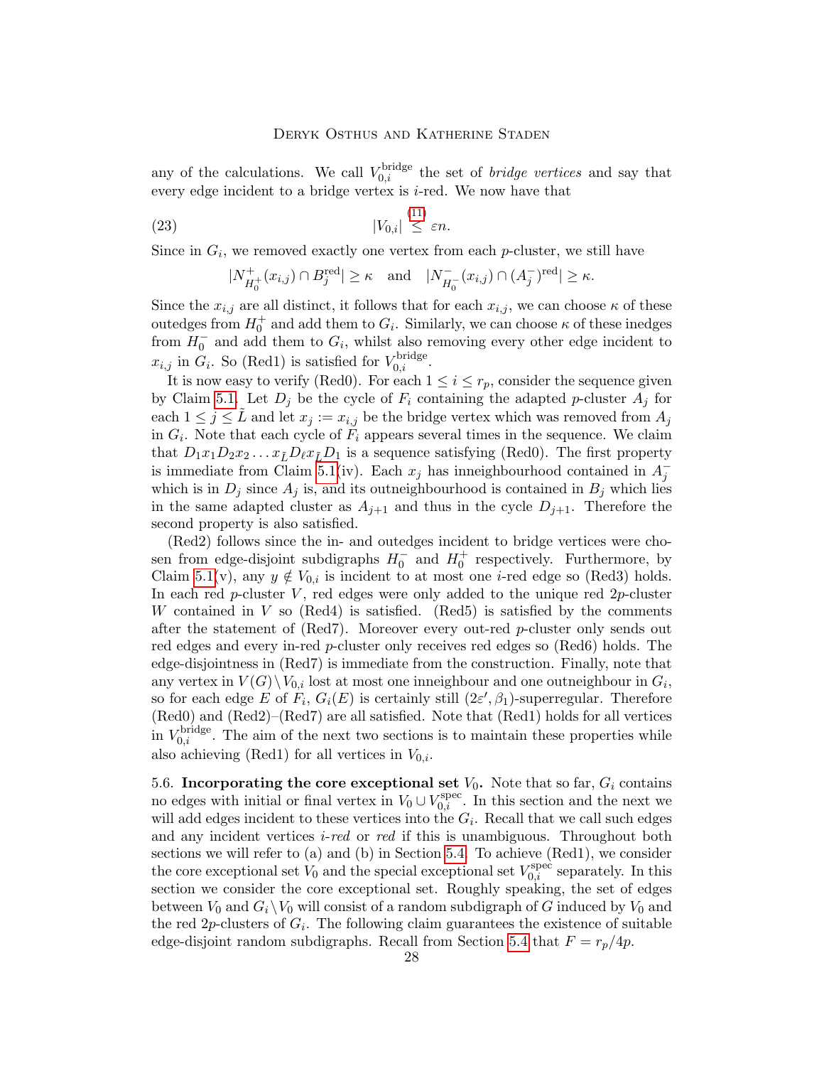any of the calculations. We call $V_{0,i}^{\text{bridge}}$ the set of *bridge vertices* and say that every edge incident to a bridge vertex is $i$-red. We now have that

$$|V_{0,i}| \overset{(11)}{\leq} \varepsilon n. \tag{23}$$

Since in $G_i$, we removed exactly one vertex from each $p$-cluster, we still have

$$|N^+_{H_0^+}(x_{i,j}) \cap B_j^{\text{red}}| \geq \kappa \quad \text{and} \quad |N^-_{H_0^-}(x_{i,j}) \cap (A_j^-)^{\text{red}}| \geq \kappa.$$

Since the $x_{i,j}$ are all distinct, it follows that for each $x_{i,j}$, we can choose $\kappa$ of these outedges from $H_0^+$ and add them to $G_i$. Similarly, we can choose $\kappa$ of these inedges from $H_0^-$ and add them to $G_i$, whilst also removing every other edge incident to $x_{i,j}$ in $G_i$. So (Red1) is satisfied for $V_{0,i}^{\text{bridge}}$.

It is now easy to verify (Red0). For each $1 \leq i \leq r_p$, consider the sequence given by Claim 5.1. Let $D_j$ be the cycle of $F_i$ containing the adapted $p$-cluster $A_j$ for each $1 \leq j \leq \tilde{L}$ and let $x_j := x_{i,j}$ be the bridge vertex which was removed from $A_j$ in $G_i$. Note that each cycle of $F_i$ appears several times in the sequence. We claim that $D_1 x_1 D_2 x_2 \dots x_{\tilde{L}} D_\ell x_{\tilde{L}} D_1$ is a sequence satisfying (Red0). The first property is immediate from Claim 5.1(iv). Each $x_j$ has inneighbourhood contained in $A_j^-$ which is in $D_j$ since $A_j$ is, and its outneighbourhood is contained in $B_j$ which lies in the same adapted cluster as $A_{j+1}$ and thus in the cycle $D_{j+1}$. Therefore the second property is also satisfied.

(Red2) follows since the in- and outedges incident to bridge vertices were chosen from edge-disjoint subdigraphs $H_0^-$ and $H_0^+$ respectively. Furthermore, by Claim 5.1(v), any $y \notin V_{0,i}$ is incident to at most one $i$-red edge so (Red3) holds. In each red $p$-cluster $V$, red edges were only added to the unique red $2p$-cluster $W$ contained in $V$ so (Red4) is satisfied. (Red5) is satisfied by the comments after the statement of (Red7). Moreover every out-red $p$-cluster only sends out red edges and every in-red $p$-cluster only receives red edges so (Red6) holds. The edge-disjointness in (Red7) is immediate from the construction. Finally, note that any vertex in $V(G) \setminus V_{0,i}$ lost at most one inneighbour and one outneighbour in $G_i$, so for each edge $E$ of $F_i$, $G_i(E)$ is certainly still $(2\varepsilon', \beta_1)$-superregular. Therefore (Red0) and (Red2)–(Red7) are all satisfied. Note that (Red1) holds for all vertices in $V_{0,i}^{\text{bridge}}$. The aim of the next two sections is to maintain these properties while also achieving (Red1) for all vertices in $V_{0,i}$.

5.6. **Incorporating the core exceptional set $V_0$.** Note that so far, $G_i$ contains no edges with initial or final vertex in $V_0 \cup V_{0,i}^{\text{spec}}$. In this section and the next we will add edges incident to these vertices into the $G_i$. Recall that we call such edges and any incident vertices *$i$-red* or *red* if this is unambiguous. Throughout both sections we will refer to (a) and (b) in Section 5.4. To achieve (Red1), we consider the core exceptional set $V_0$ and the special exceptional set $V_{0,i}^{\text{spec}}$ separately. In this section we consider the core exceptional set. Roughly speaking, the set of edges between $V_0$ and $G_i \setminus V_0$ will consist of a random subdigraph of $G$ induced by $V_0$ and the red $2p$-clusters of $G_i$. The following claim guarantees the existence of suitable edge-disjoint random subdigraphs. Recall from Section 5.4 that $F = r_p/4p$.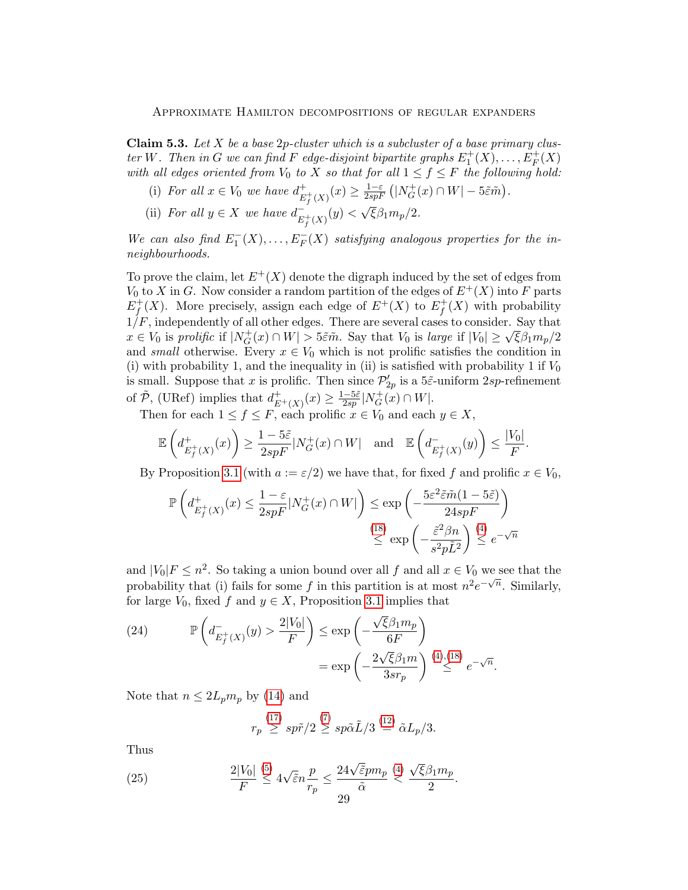**Claim 5.3.** *Let $X$ be a base $2p$-cluster which is a subcluster of a base primary cluster $W$. Then in $G$ we can find $F$ edge-disjoint bipartite graphs $E_1^+(X), \dots, E_F^+(X)$ with all edges oriented from $V_0$ to $X$ so that for all $1 \le f \le F$ the following hold:*

- (i) *For all $x \in V_0$ we have $d^+_{E_f^+(X)}(x) \ge \frac{1-\varepsilon}{2spF}\left(|N_G^+(x) \cap W| - 5\tilde{\varepsilon}\tilde{m}\right)$.*
- (ii) *For all $y \in X$ we have $d^-_{E_f^+(X)}(y) < \sqrt{\xi}\beta_1 m_p/2$.*

*We can also find $E_1^-(X), \dots, E_F^-(X)$ satisfying analogous properties for the in-neighbourhoods.*

To prove the claim, let $E^+(X)$ denote the digraph induced by the set of edges from $V_0$ to $X$ in $G$. Now consider a random partition of the edges of $E^+(X)$ into $F$ parts $E_f^+(X)$. More precisely, assign each edge of $E^+(X)$ to $E_f^+(X)$ with probability $1/F$, independently of all other edges. There are several cases to consider. Say that $x \in V_0$ is *prolific* if $|N_G^+(x) \cap W| > 5\tilde{\varepsilon}\tilde{m}$. Say that $V_0$ is *large* if $|V_0| \ge \sqrt{\xi}\beta_1 m_p/2$ and *small* otherwise. Every $x \in V_0$ which is not prolific satisfies the condition in (i) with probability 1, and the inequality in (ii) is satisfied with probability 1 if $V_0$ is small. Suppose that $x$ is prolific. Then since $\mathcal{P}'_{2p}$ is a $5\tilde{\varepsilon}$-uniform $2sp$-refinement of $\tilde{\mathcal{P}}$, (URef) implies that $d^+_{E^+(X)}(x) \ge \frac{1-5\tilde{\varepsilon}}{2sp}|N_G^+(x) \cap W|$.

Then for each $1 \le f \le F$, each prolific $x \in V_0$ and each $y \in X$,

$$\mathbb{E}\left(d^+_{E_f^+(X)}(x)\right) \ge \frac{1-5\tilde{\varepsilon}}{2spF}|N_G^+(x) \cap W| \quad \text{and} \quad \mathbb{E}\left(d^-_{E_f^+(X)}(y)\right) \le \frac{|V_0|}{F}.$$

By Proposition 3.1 (with $a := \varepsilon/2$) we have that, for fixed $f$ and prolific $x \in V_0$,

$$\mathbb{P}\left(d^+_{E_f^+(X)}(x) \le \frac{1-\varepsilon}{2spF}|N_G^+(x) \cap W|\right) \le \exp\left(-\frac{5\varepsilon^2\tilde{\varepsilon}\tilde{m}(1-5\tilde{\varepsilon})}{24spF}\right) \overset{(18)}{\le} \exp\left(-\frac{\tilde{\varepsilon}^2\beta n}{s^2p\tilde{L}^2}\right) \overset{(4)}{\le} e^{-\sqrt{n}}$$

and $|V_0|F \le n^2$. So taking a union bound over all $f$ and all $x \in V_0$ we see that the probability that (i) fails for some $f$ in this partition is at most $n^2 e^{-\sqrt{n}}$. Similarly, for large $V_0$, fixed $f$ and $y \in X$, Proposition 3.1 implies that

$$\mathbb{P}\left(d^-_{E_f^+(X)}(y) > \frac{2|V_0|}{F}\right) \le \exp\left(-\frac{\sqrt{\xi}\beta_1 m_p}{6F}\right) = \exp\left(-\frac{2\sqrt{\xi}\beta_1 m}{3sr_p}\right) \overset{(4),(18)}{\le} e^{-\sqrt{n}}. \tag{24}$$

Note that $n \le 2L_p m_p$ by (14) and

$$r_p \overset{(17)}{\ge} sp\tilde{r}/2 \overset{(7)}{\ge} sp\tilde{\alpha}\tilde{L}/3 \overset{(12)}{=} \tilde{\alpha}L_p/3.$$

Thus

$$\frac{2|V_0|}{F} \overset{(5)}{\le} 4\sqrt{\tilde{\varepsilon}}n\frac{p}{r_p} \le \frac{24\sqrt{\tilde{\varepsilon}}pm_p}{\tilde{\alpha}} \overset{(4)}{<} \frac{\sqrt{\xi}\beta_1 m_p}{2}. \tag{25}$$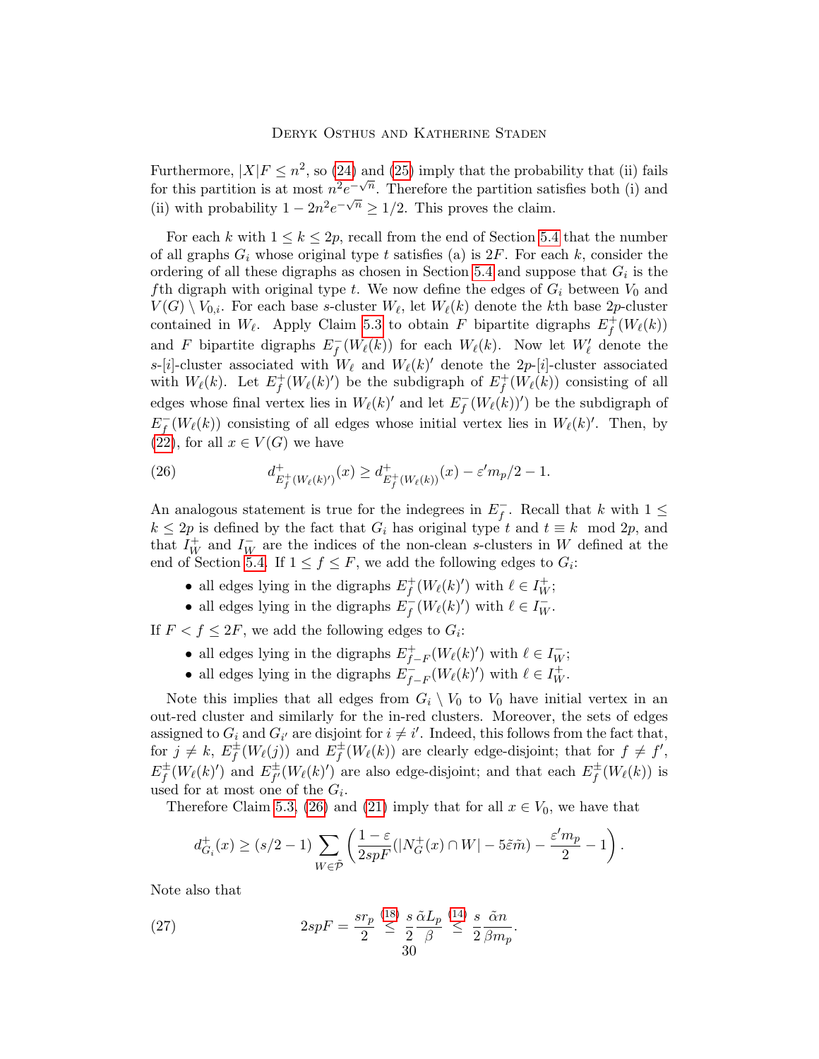Furthermore, $|X|F \le n^2$, so (24) and (25) imply that the probability that (ii) fails for this partition is at most $n^2 e^{-\sqrt{n}}$. Therefore the partition satisfies both (i) and (ii) with probability $1 - 2n^2 e^{-\sqrt{n}} \ge 1/2$. This proves the claim.

For each $k$ with $1 \le k \le 2p$, recall from the end of Section 5.4 that the number of all graphs $G_i$ whose original type $t$ satisfies (a) is $2F$. For each $k$, consider the ordering of all these digraphs as chosen in Section 5.4 and suppose that $G_i$ is the $f$th digraph with original type $t$. We now define the edges of $G_i$ between $V_0$ and $V(G) \setminus V_{0,i}$. For each base $s$-cluster $W_\ell$, let $W_\ell(k)$ denote the $k$th base $2p$-cluster contained in $W_\ell$. Apply Claim 5.3 to obtain $F$ bipartite digraphs $E_f^+(W_\ell(k))$ and $F$ bipartite digraphs $E_f^-(W_\ell(k))$ for each $W_\ell(k)$. Now let $W_\ell'$ denote the $s$-$[i]$-cluster associated with $W_\ell$ and $W_\ell(k)'$ denote the $2p$-$[i]$-cluster associated with $W_\ell(k)$. Let $E_f^+(W_\ell(k)')$ be the subdigraph of $E_f^+(W_\ell(k))$ consisting of all edges whose final vertex lies in $W_\ell(k)'$ and let $E_f^-(W_\ell(k))')$ be the subdigraph of $E_f^-(W_\ell(k))$ consisting of all edges whose initial vertex lies in $W_\ell(k)'$. Then, by (22), for all $x \in V(G)$ we have

$$d^+_{E_f^+(W_\ell(k)')}(x) \ge d^+_{E_f^+(W_\ell(k))}(x) - \varepsilon' m_p/2 - 1. \tag{26}$$

An analogous statement is true for the indegrees in $E_f^-$. Recall that $k$ with $1 \le k \le 2p$ is defined by the fact that $G_i$ has original type $t$ and $t \equiv k \mod 2p$, and that $I_W^+$ and $I_W^-$ are the indices of the non-clean $s$-clusters in $W$ defined at the end of Section 5.4. If $1 \le f \le F$, we add the following edges to $G_i$:

- all edges lying in the digraphs $E_f^+(W_\ell(k)')$ with $\ell \in I_W^+$;
- all edges lying in the digraphs $E_f^-(W_\ell(k)')$ with $\ell \in I_W^-$.

If $F < f \le 2F$, we add the following edges to $G_i$:

- all edges lying in the digraphs $E_{f-F}^+(W_\ell(k)')$ with $\ell \in I_W^-$;
- all edges lying in the digraphs $E_{f-F}^-(W_\ell(k)')$ with $\ell \in I_W^+$.

Note this implies that all edges from $G_i \setminus V_0$ to $V_0$ have initial vertex in an out-red cluster and similarly for the in-red clusters. Moreover, the sets of edges assigned to $G_i$ and $G_{i'}$ are disjoint for $i \neq i'$. Indeed, this follows from the fact that, for $j \neq k$, $E_f^\pm(W_\ell(j))$ and $E_f^\pm(W_\ell(k))$ are clearly edge-disjoint; that for $f \neq f'$, $E_f^\pm(W_\ell(k)')$ and $E_{f'}^\pm(W_\ell(k)')$ are also edge-disjoint; and that each $E_f^\pm(W_\ell(k))$ is used for at most one of the $G_i$.

Therefore Claim 5.3, (26) and (21) imply that for all $x \in V_0$, we have that

$$d^+_{G_i}(x) \ge (s/2 - 1) \sum_{W \in \tilde{\mathcal{P}}} \left( \frac{1-\varepsilon}{2spF}(|N_G^+(x) \cap W| - 5\tilde{\varepsilon}\tilde{m}) - \frac{\varepsilon' m_p}{2} - 1 \right).$$

Note also that

$$2spF = \frac{s r_p}{2} \overset{(18)}{\le} \frac{s}{2}\frac{\tilde{\alpha} L_p}{\beta} \overset{(14)}{\le} \frac{s}{2}\frac{\tilde{\alpha} n}{\beta m_p}. \tag{27}$$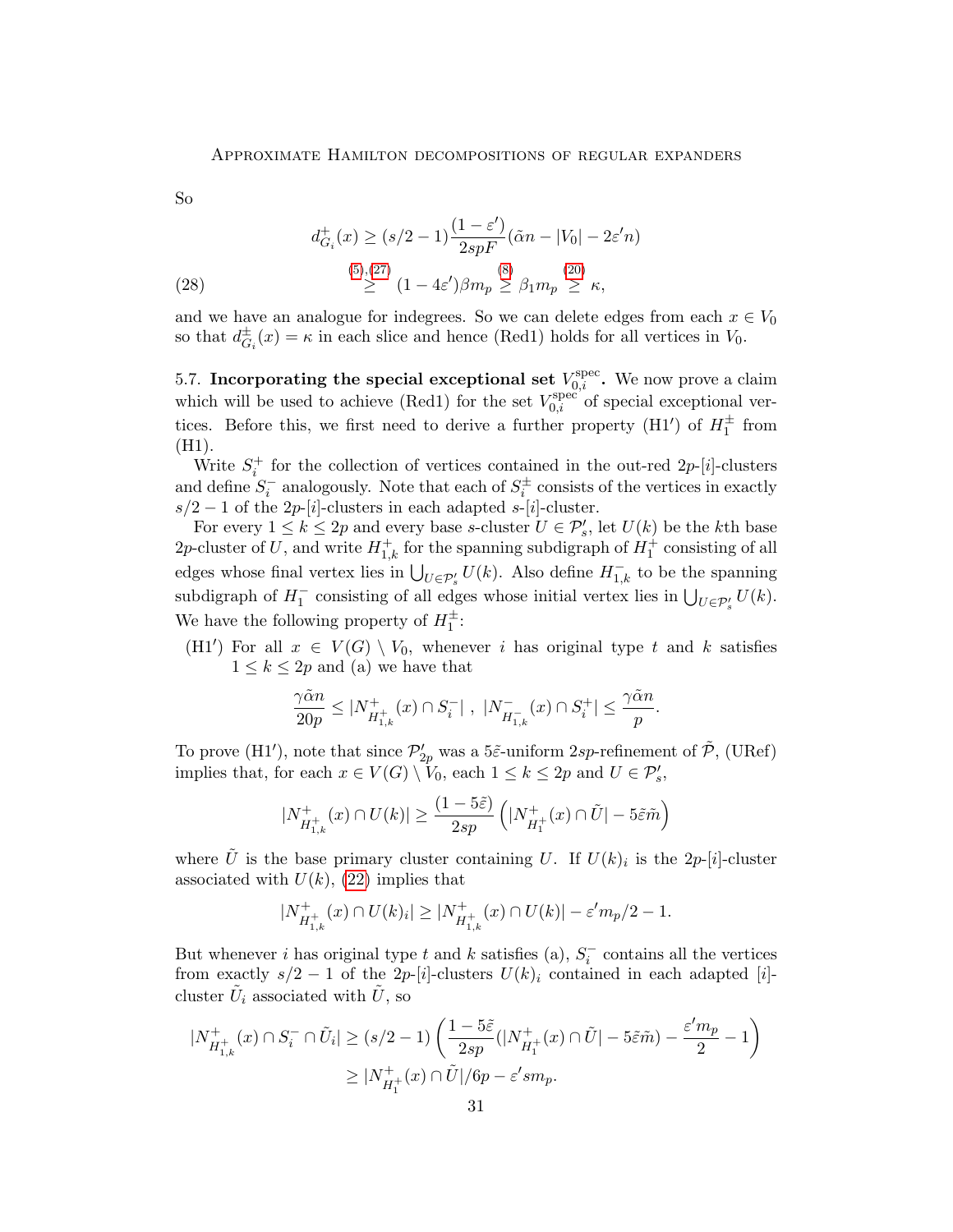So

$$d^+_{G_i}(x) \geq (s/2-1)\frac{(1-\varepsilon')}{2spF}(\tilde{\alpha}n - |V_0| - 2\varepsilon' n)$$

$$\overset{(5),(27)}{\geq} (1-4\varepsilon')\beta m_p \overset{(8)}{\geq} \beta_1 m_p \overset{(20)}{\geq} \kappa, \tag{28}$$

and we have an analogue for indegrees. So we can delete edges from each $x \in V_0$ so that $d^\pm_{G_i}(x) = \kappa$ in each slice and hence (Red1) holds for all vertices in $V_0$.

5.7. **Incorporating the special exceptional set $V_{0,i}^{\rm spec}$.** We now prove a claim which will be used to achieve (Red1) for the set $V_{0,i}^{\rm spec}$ of special exceptional vertices. Before this, we first need to derive a further property (H1$'$) of $H_1^\pm$ from (H1).

Write $S_i^+$ for the collection of vertices contained in the out-red $2p$-$[i]$-clusters and define $S_i^-$ analogously. Note that each of $S_i^\pm$ consists of the vertices in exactly $s/2-1$ of the $2p$-$[i]$-clusters in each adapted $s$-$[i]$-cluster.

For every $1 \leq k \leq 2p$ and every base $s$-cluster $U \in \mathcal{P}'_s$, let $U(k)$ be the $k$th base $2p$-cluster of $U$, and write $H^+_{1,k}$ for the spanning subdigraph of $H_1^+$ consisting of all edges whose final vertex lies in $\bigcup_{U \in \mathcal{P}'_s} U(k)$. Also define $H^-_{1,k}$ to be the spanning subdigraph of $H_1^-$ consisting of all edges whose initial vertex lies in $\bigcup_{U\in\mathcal{P}'_s} U(k)$. We have the following property of $H_1^\pm$:

(H1$'$) For all $x \in V(G) \setminus V_0$, whenever $i$ has original type $t$ and $k$ satisfies $1 \leq k \leq 2p$ and (a) we have that

$$\frac{\gamma\tilde{\alpha}n}{20p} \leq |N^+_{H^+_{1,k}}(x) \cap S_i^-|\ ,\ |N^-_{H^-_{1,k}}(x)\cap S_i^+| \leq \frac{\gamma\tilde{\alpha}n}{p}.$$

To prove (H1$'$), note that since $\mathcal{P}'_{2p}$ was a $5\tilde{\varepsilon}$-uniform $2sp$-refinement of $\tilde{\mathcal{P}}$, (URef) implies that, for each $x \in V(G)\setminus V_0$, each $1 \leq k \leq 2p$ and $U \in \mathcal{P}'_s$,

$$|N^+_{H^+_{1,k}}(x) \cap U(k)| \geq \frac{(1-5\tilde{\varepsilon})}{2sp}\left(|N^+_{H^+_1}(x)\cap \tilde{U}| - 5\tilde{\varepsilon}\tilde{m}\right)$$

where $\tilde{U}$ is the base primary cluster containing $U$. If $U(k)_i$ is the $2p$-$[i]$-cluster associated with $U(k)$, (22) implies that

$$|N^+_{H^+_{1,k}}(x)\cap U(k)_i| \geq |N^+_{H^+_{1,k}}(x) \cap U(k)| - \varepsilon' m_p/2 - 1.$$

But whenever $i$ has original type $t$ and $k$ satisfies (a), $S_i^-$ contains all the vertices from exactly $s/2-1$ of the $2p$-$[i]$-clusters $U(k)_i$ contained in each adapted $[i]$-cluster $\tilde{U}_i$ associated with $\tilde{U}$, so

$$\begin{aligned}
|N^+_{H^+_{1,k}}(x)\cap S_i^- \cap \tilde{U}_i| &\geq (s/2-1)\left(\frac{1-5\tilde{\varepsilon}}{2sp}(|N^+_{H^+_1}(x)\cap\tilde{U}| - 5\tilde{\varepsilon}\tilde{m}) - \frac{\varepsilon' m_p}{2} - 1\right)\\
&\geq |N^+_{H^+_1}(x)\cap \tilde{U}|/6p - \varepsilon' s m_p.
\end{aligned}$$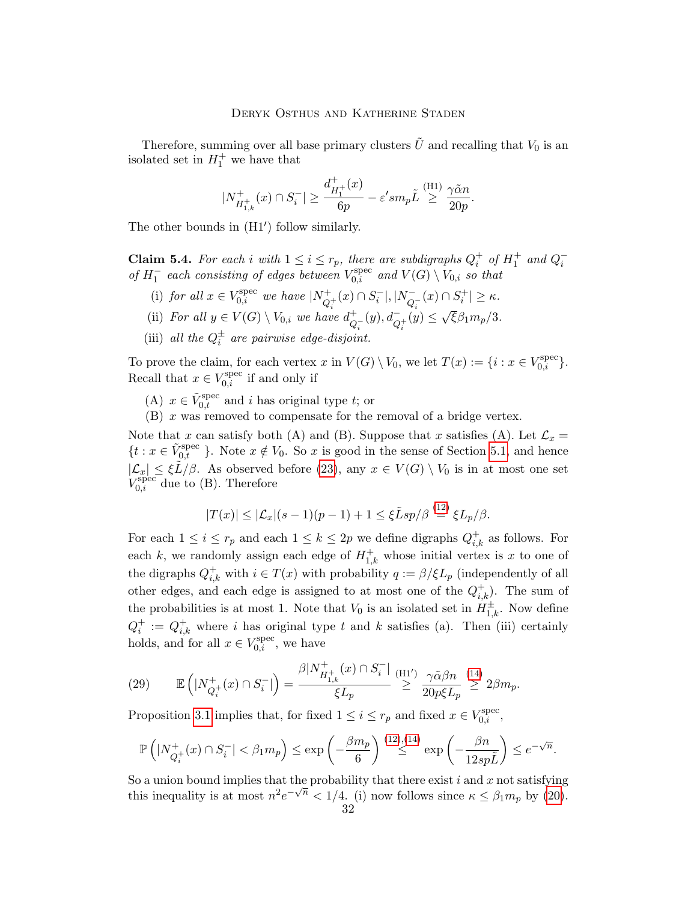Therefore, summing over all base primary clusters $\tilde{U}$ and recalling that $V_0$ is an isolated set in $H_1^+$ we have that

$$|N^+_{H^+_{1,k}}(x) \cap S_i^-| \geq \frac{d^+_{H_1^+}(x)}{6p} - \varepsilon' s m_p \tilde{L} \overset{\text{(H1)}}{\geq} \frac{\gamma\tilde{\alpha}n}{20p}.$$

The other bounds in (H1′) follow similarly.

**Claim 5.4.** *For each $i$ with $1 \leq i \leq r_p$, there are subdigraphs $Q_i^+$ of $H_1^+$ and $Q_i^-$ of $H_1^-$ each consisting of edges between $V_{0,i}^{\text{spec}}$ and $V(G) \setminus V_{0,i}$ so that*

- (i) *for all $x \in V_{0,i}^{\text{spec}}$ we have $|N^+_{Q_i^+}(x) \cap S_i^-|, |N^-_{Q_i^-}(x) \cap S_i^+| \geq \kappa$.*
- (ii) *For all $y \in V(G) \setminus V_{0,i}$ we have $d^+_{Q_i^-}(y), d^-_{Q_i^+}(y) \leq \sqrt{\xi}\beta_1 m_p/3$.*
- (iii) *all the $Q_i^\pm$ are pairwise edge-disjoint.*

To prove the claim, for each vertex $x$ in $V(G) \setminus V_0$, we let $T(x) := \{i : x \in V_{0,i}^{\text{spec}}\}$. Recall that $x \in V_{0,i}^{\text{spec}}$ if and only if

- (A) $x \in \tilde{V}_{0,t}^{\text{spec}}$ and $i$ has original type $t$; or
- (B) $x$ was removed to compensate for the removal of a bridge vertex.

Note that $x$ can satisfy both (A) and (B). Suppose that $x$ satisfies (A). Let $\mathcal{L}_x = \{t : x \in \tilde{V}_{0,t}^{\text{spec}}\}$. Note $x \notin V_0$. So $x$ is good in the sense of Section 5.1, and hence $|\mathcal{L}_x| \leq \xi\tilde{L}/\beta$. As observed before (23), any $x \in V(G) \setminus V_0$ is in at most one set $V_{0,i}^{\text{spec}}$ due to (B). Therefore

$$|T(x)| \leq |\mathcal{L}_x|(s-1)(p-1) + 1 \leq \xi\tilde{L}sp/\beta \overset{(12)}{=} \xi L_p/\beta.$$

For each $1 \leq i \leq r_p$ and each $1 \leq k \leq 2p$ we define digraphs $Q_{i,k}^+$ as follows. For each $k$, we randomly assign each edge of $H_{1,k}^+$ whose initial vertex is $x$ to one of the digraphs $Q_{i,k}^+$ with $i \in T(x)$ with probability $q := \beta/\xi L_p$ (independently of all other edges, and each edge is assigned to at most one of the $Q_{i,k}^+$). The sum of the probabilities is at most 1. Note that $V_0$ is an isolated set in $H_{1,k}^\pm$. Now define $Q_i^+ := Q_{i,k}^+$ where $i$ has original type $t$ and $k$ satisfies (a). Then (iii) certainly holds, and for all $x \in V_{0,i}^{\text{spec}}$, we have

$$\mathbb{E}\left(|N^+_{Q_i^+}(x) \cap S_i^-|\right) = \frac{\beta|N^+_{H^+_{1,k}}(x) \cap S_i^-|}{\xi L_p} \overset{\text{(H1}')}{\geq} \frac{\gamma\tilde{\alpha}\beta n}{20p\xi L_p} \overset{(14)}{\geq} 2\beta m_p. \tag{29}$$

Proposition 3.1 implies that, for fixed $1 \leq i \leq r_p$ and fixed $x \in V_{0,i}^{\text{spec}}$,

$$\mathbb{P}\left(|N^+_{Q_i^+}(x) \cap S_i^-| < \beta_1 m_p\right) \leq \exp\left(-\frac{\beta m_p}{6}\right) \overset{(12),(14)}{\leq} \exp\left(-\frac{\beta n}{12sp\tilde{L}}\right) \leq e^{-\sqrt{n}}.$$

So a union bound implies that the probability that there exist $i$ and $x$ not satisfying this inequality is at most $n^2 e^{-\sqrt{n}} < 1/4$. (i) now follows since $\kappa \leq \beta_1 m_p$ by (20).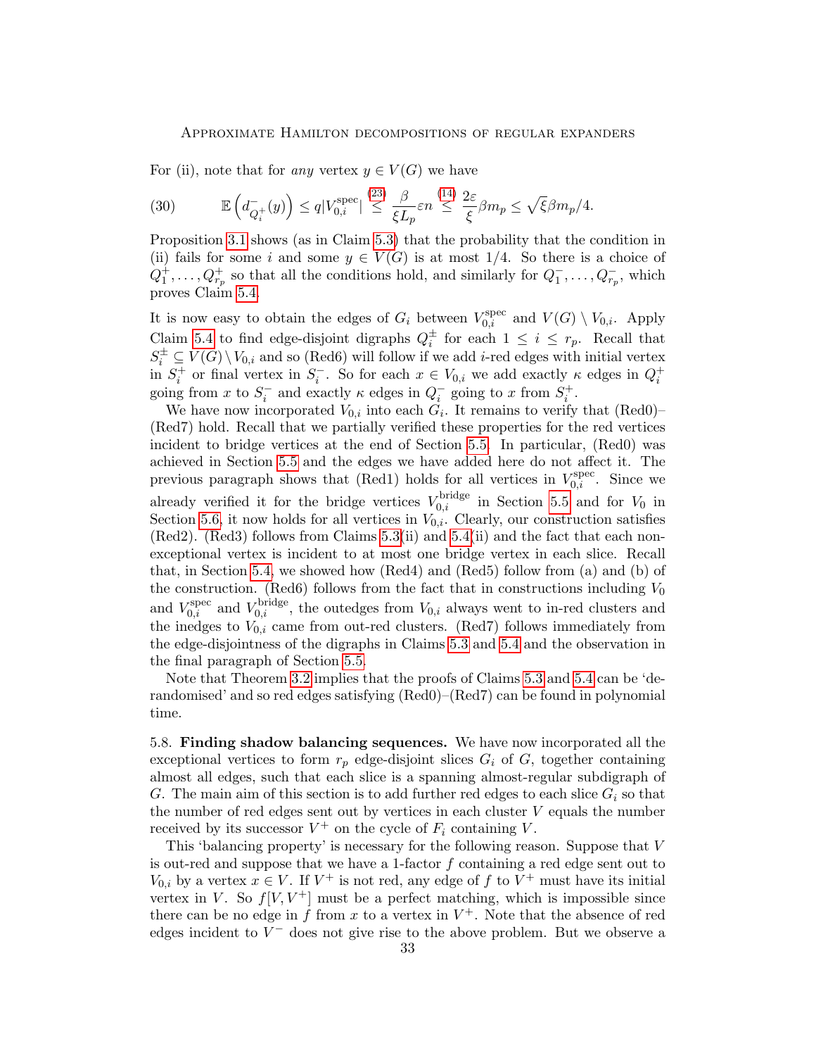For (ii), note that for *any* vertex $y \in V(G)$ we have

$$\mathbb{E}\left(d^-_{Q_i^+}(y)\right) \le q|V_{0,i}^{\rm spec}| \overset{(23)}{\le} \frac{\beta}{\xi L_p}\varepsilon n \overset{(14)}{\le} \frac{2\varepsilon}{\xi}\beta m_p \le \sqrt{\xi}\beta m_p/4. \tag{30}$$

Proposition 3.1 shows (as in Claim 5.3) that the probability that the condition in (ii) fails for some $i$ and some $y \in V(G)$ is at most $1/4$. So there is a choice of $Q_1^+, \dots, Q_{r_p}^+$ so that all the conditions hold, and similarly for $Q_1^-, \dots, Q_{r_p}^-$, which proves Claim 5.4.

It is now easy to obtain the edges of $G_i$ between $V_{0,i}^{\rm spec}$ and $V(G) \setminus V_{0,i}$. Apply Claim 5.4 to find edge-disjoint digraphs $Q_i^\pm$ for each $1 \le i \le r_p$. Recall that $S_i^\pm \subseteq V(G) \setminus V_{0,i}$ and so (Red6) will follow if we add $i$-red edges with initial vertex in $S_i^+$ or final vertex in $S_i^-$. So for each $x \in V_{0,i}$ we add exactly $\kappa$ edges in $Q_i^+$ going from $x$ to $S_i^-$ and exactly $\kappa$ edges in $Q_i^-$ going to $x$ from $S_i^+$.

We have now incorporated $V_{0,i}$ into each $G_i$. It remains to verify that (Red0)–(Red7) hold. Recall that we partially verified these properties for the red vertices incident to bridge vertices at the end of Section 5.5. In particular, (Red0) was achieved in Section 5.5 and the edges we have added here do not affect it. The previous paragraph shows that (Red1) holds for all vertices in $V_{0,i}^{\rm spec}$. Since we already verified it for the bridge vertices $V_{0,i}^{\rm bridge}$ in Section 5.5 and for $V_0$ in Section 5.6, it now holds for all vertices in $V_{0,i}$. Clearly, our construction satisfies (Red2). (Red3) follows from Claims 5.3(ii) and 5.4(ii) and the fact that each non-exceptional vertex is incident to at most one bridge vertex in each slice. Recall that, in Section 5.4, we showed how (Red4) and (Red5) follow from (a) and (b) of the construction. (Red6) follows from the fact that in constructions including $V_0$ and $V_{0,i}^{\rm spec}$ and $V_{0,i}^{\rm bridge}$, the outedges from $V_{0,i}$ always went to in-red clusters and the inedges to $V_{0,i}$ came from out-red clusters. (Red7) follows immediately from the edge-disjointness of the digraphs in Claims 5.3 and 5.4 and the observation in the final paragraph of Section 5.5.

Note that Theorem 3.2 implies that the proofs of Claims 5.3 and 5.4 can be 'derandomised' and so red edges satisfying (Red0)–(Red7) can be found in polynomial time.

**5.8. Finding shadow balancing sequences.** We have now incorporated all the exceptional vertices to form $r_p$ edge-disjoint slices $G_i$ of $G$, together containing almost all edges, such that each slice is a spanning almost-regular subdigraph of $G$. The main aim of this section is to add further red edges to each slice $G_i$ so that the number of red edges sent out by vertices in each cluster $V$ equals the number received by its successor $V^+$ on the cycle of $F_i$ containing $V$.

This 'balancing property' is necessary for the following reason. Suppose that $V$ is out-red and suppose that we have a 1-factor $f$ containing a red edge sent out to $V_{0,i}$ by a vertex $x \in V$. If $V^+$ is not red, any edge of $f$ to $V^+$ must have its initial vertex in $V$. So $f[V, V^+]$ must be a perfect matching, which is impossible since there can be no edge in $f$ from $x$ to a vertex in $V^+$. Note that the absence of red edges incident to $V^-$ does not give rise to the above problem. But we observe a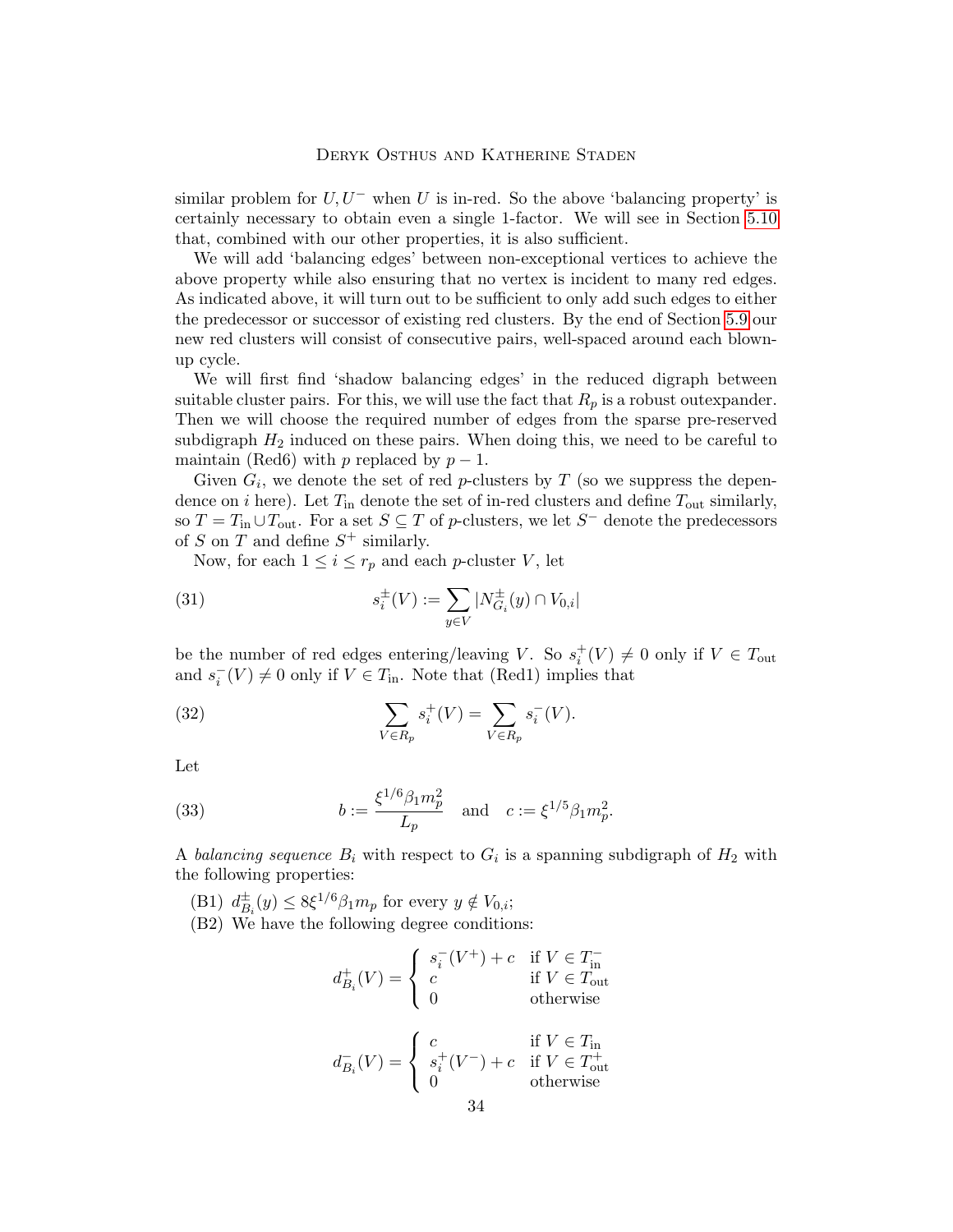similar problem for $U, U^-$ when $U$ is in-red. So the above 'balancing property' is certainly necessary to obtain even a single 1-factor. We will see in Section 5.10 that, combined with our other properties, it is also sufficient.

We will add 'balancing edges' between non-exceptional vertices to achieve the above property while also ensuring that no vertex is incident to many red edges. As indicated above, it will turn out to be sufficient to only add such edges to either the predecessor or successor of existing red clusters. By the end of Section 5.9 our new red clusters will consist of consecutive pairs, well-spaced around each blown-up cycle.

We will first find 'shadow balancing edges' in the reduced digraph between suitable cluster pairs. For this, we will use the fact that $R_p$ is a robust outexpander. Then we will choose the required number of edges from the sparse pre-reserved subdigraph $H_2$ induced on these pairs. When doing this, we need to be careful to maintain (Red6) with $p$ replaced by $p-1$.

Given $G_i$, we denote the set of red $p$-clusters by $T$ (so we suppress the dependence on $i$ here). Let $T_{\rm in}$ denote the set of in-red clusters and define $T_{\rm out}$ similarly, so $T = T_{\rm in} \cup T_{\rm out}$. For a set $S \subseteq T$ of $p$-clusters, we let $S^-$ denote the predecessors of $S$ on $T$ and define $S^+$ similarly.

Now, for each $1 \leq i \leq r_p$ and each $p$-cluster $V$, let

$$s_i^{\pm}(V) := \sum_{y \in V} |N^{\pm}_{G_i}(y) \cap V_{0,i}| \tag{31}$$

be the number of red edges entering/leaving $V$. So $s_i^+(V) \neq 0$ only if $V \in T_{\rm out}$ and $s_i^-(V) \neq 0$ only if $V \in T_{\rm in}$. Note that (Red1) implies that

$$\sum_{V \in R_p} s_i^+(V) = \sum_{V \in R_p} s_i^-(V). \tag{32}$$

Let

$$b := \frac{\xi^{1/6}\beta_1 m_p^2}{L_p} \quad \text{and} \quad c := \xi^{1/5}\beta_1 m_p^2. \tag{33}$$

A *balancing sequence* $B_i$ with respect to $G_i$ is a spanning subdigraph of $H_2$ with the following properties:

(B1) $d^{\pm}_{B_i}(y) \leq 8\xi^{1/6}\beta_1 m_p$ for every $y \notin V_{0,i}$;

(B2) We have the following degree conditions:

$$d^+_{B_i}(V) = \begin{cases} s_i^-(V^+) + c & \text{if } V \in T^-_{\rm in} \\ c & \text{if } V \in T_{\rm out} \\ 0 & \text{otherwise} \end{cases}$$

$$d^-_{B_i}(V) = \begin{cases} c & \text{if } V \in T_{\rm in} \\ s_i^+(V^-) + c & \text{if } V \in T^+_{\rm out} \\ 0 & \text{otherwise} \end{cases}$$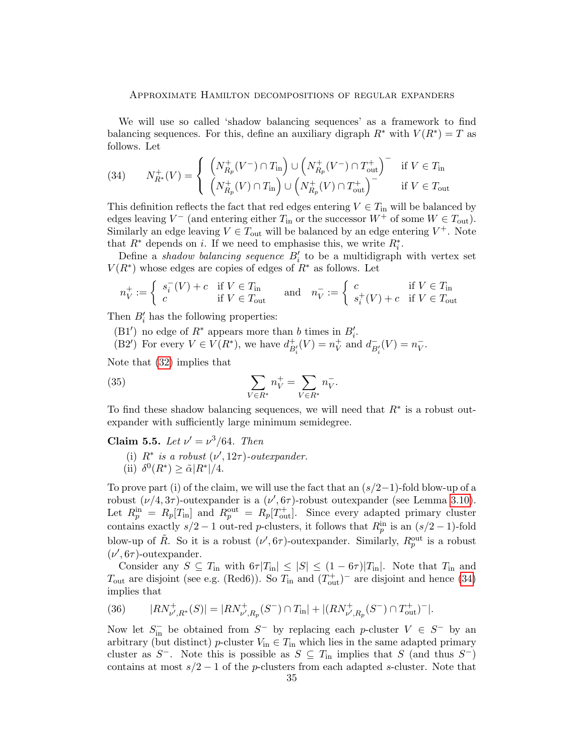We will use so called 'shadow balancing sequences' as a framework to find balancing sequences. For this, define an auxiliary digraph $R^*$ with $V(R^*) = T$ as follows. Let

$$N^+_{R^*}(V) = \begin{cases} \left(N^+_{R_p}(V^-) \cap T_{\text{in}}\right) \cup \left(N^+_{R_p}(V^-) \cap T^+_{\text{out}}\right)^- & \text{if } V \in T_{\text{in}} \\ \left(N^+_{R_p}(V) \cap T_{\text{in}}\right) \cup \left(N^+_{R_p}(V) \cap T^+_{\text{out}}\right)^- & \text{if } V \in T_{\text{out}} \end{cases} \tag{34}$$

This definition reflects the fact that red edges entering $V \in T_{\text{in}}$ will be balanced by edges leaving $V^-$ (and entering either $T_{\text{in}}$ or the successor $W^+$ of some $W \in T_{\text{out}}$). Similarly an edge leaving $V \in T_{\text{out}}$ will be balanced by an edge entering $V^+$. Note that $R^*$ depends on $i$. If we need to emphasise this, we write $R^*_i$.

Define a *shadow balancing sequence* $B'_i$ to be a multidigraph with vertex set $V(R^*)$ whose edges are copies of edges of $R^*$ as follows. Let

$$n^+_V := \begin{cases} s^-_i(V) + c & \text{if } V \in T_{\text{in}} \\ c & \text{if } V \in T_{\text{out}} \end{cases} \quad \text{and} \quad n^-_V := \begin{cases} c & \text{if } V \in T_{\text{in}} \\ s^+_i(V) + c & \text{if } V \in T_{\text{out}} \end{cases}$$

Then $B'_i$ has the following properties:

(B1$'$) no edge of $R^*$ appears more than $b$ times in $B'_i$.

(B2$'$) For every $V \in V(R^*)$, we have $d^+_{B'_i}(V) = n^+_V$ and $d^-_{B'_i}(V) = n^-_V$.

Note that (32) implies that

$$\sum_{V \in R^*} n^+_V = \sum_{V \in R^*} n^-_V. \tag{35}$$

To find these shadow balancing sequences, we will need that $R^*$ is a robust out-expander with sufficiently large minimum semidegree.

**Claim 5.5.** *Let $\nu' = \nu^3/64$. Then*

(i) *$R^*$ is a robust $(\nu', 12\tau)$-outexpander.*

(ii) *$\delta^0(R^*) \geq \tilde{\alpha}|R^*|/4$.*

To prove part (i) of the claim, we will use the fact that an $(s/2-1)$-fold blow-up of a robust $(\nu/4, 3\tau)$-outexpander is a $(\nu', 6\tau)$-robust outexpander (see Lemma 3.10). Let $R^{\text{in}}_p = R_p[T_{\text{in}}]$ and $R^{\text{out}}_p = R_p[T^+_{\text{out}}]$. Since every adapted primary cluster contains exactly $s/2-1$ out-red $p$-clusters, it follows that $R^{\text{in}}_p$ is an $(s/2-1)$-fold blow-up of $\tilde{R}$. So it is a robust $(\nu', 6\tau)$-outexpander. Similarly, $R^{\text{out}}_p$ is a robust $(\nu', 6\tau)$-outexpander.

Consider any $S \subseteq T_{\text{in}}$ with $6\tau|T_{\text{in}}| \leq |S| \leq (1-6\tau)|T_{\text{in}}|$. Note that $T_{\text{in}}$ and $T_{\text{out}}$ are disjoint (see e.g. (Red6)). So $T_{\text{in}}$ and $(T^+_{\text{out}})^-$ are disjoint and hence (34) implies that

$$|RN^+_{\nu',R^*}(S)| = |RN^+_{\nu',R_p}(S^-) \cap T_{\text{in}}| + |(RN^+_{\nu',R_p}(S^-) \cap T^+_{\text{out}})^-|. \tag{36}$$

Now let $S^-_{\text{in}}$ be obtained from $S^-$ by replacing each $p$-cluster $V \in S^-$ by an arbitrary (but distinct) $p$-cluster $V_{\text{in}} \in T_{\text{in}}$ which lies in the same adapted primary cluster as $S^-$. Note this is possible as $S \subseteq T_{\text{in}}$ implies that $S$ (and thus $S^-$) contains at most $s/2-1$ of the $p$-clusters from each adapted $s$-cluster. Note that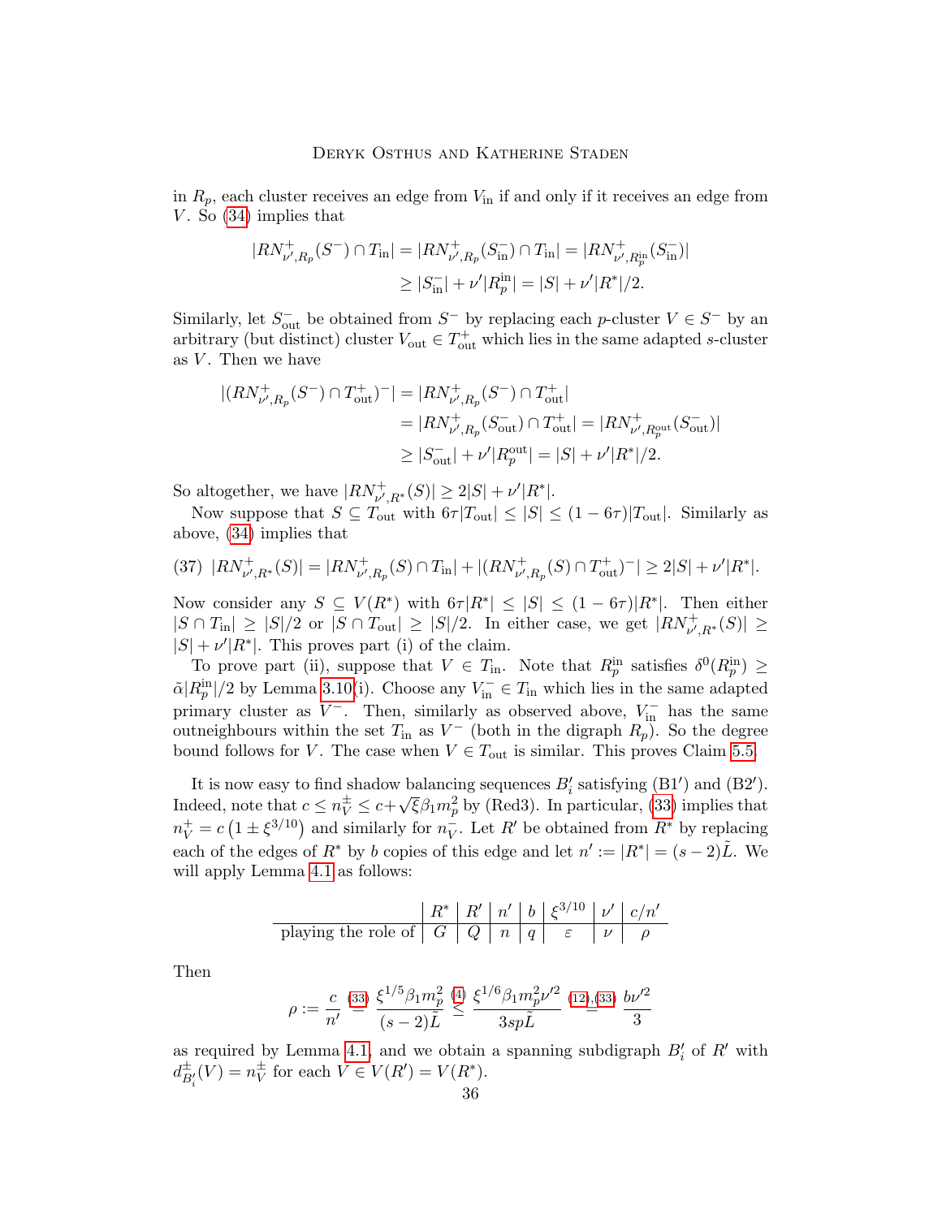in $R_p$, each cluster receives an edge from $V_{\rm in}$ if and only if it receives an edge from $V$. So (34) implies that

$$\begin{aligned}|RN^+_{\nu',R_p}(S^-)\cap T_{\rm in}| &= |RN^+_{\nu',R_p}(S^-_{\rm in})\cap T_{\rm in}| = |RN^+_{\nu',R_p^{\rm in}}(S^-_{\rm in})|\\ &\geq |S^-_{\rm in}|+\nu'|R_p^{\rm in}| = |S|+\nu'|R^*|/2.\end{aligned}$$

Similarly, let $S^-_{\rm out}$ be obtained from $S^-$ by replacing each $p$-cluster $V\in S^-$ by an arbitrary (but distinct) cluster $V_{\rm out}\in T^+_{\rm out}$ which lies in the same adapted $s$-cluster as $V$. Then we have

$$\begin{aligned}|(RN^+_{\nu',R_p}(S^-)\cap T^+_{\rm out})^-| &= |RN^+_{\nu',R_p}(S^-)\cap T^+_{\rm out}|\\ &= |RN^+_{\nu',R_p}(S^-_{\rm out})\cap T^+_{\rm out}| = |RN^+_{\nu',R_p^{\rm out}}(S^-_{\rm out})|\\ &\geq |S^-_{\rm out}|+\nu'|R_p^{\rm out}| = |S|+\nu'|R^*|/2.\end{aligned}$$

So altogether, we have $|RN^+_{\nu',R^*}(S)|\geq 2|S|+\nu'|R^*|$.

Now suppose that $S\subseteq T_{\rm out}$ with $6\tau|T_{\rm out}|\leq |S|\leq (1-6\tau)|T_{\rm out}|$. Similarly as above, (34) implies that

$$(37)\ \ |RN^+_{\nu',R^*}(S)| = |RN^+_{\nu',R_p}(S)\cap T_{\rm in}|+|(RN^+_{\nu',R_p}(S)\cap T^+_{\rm out})^-|\geq 2|S|+\nu'|R^*|.$$

Now consider any $S\subseteq V(R^*)$ with $6\tau|R^*|\leq |S|\leq (1-6\tau)|R^*|$. Then either $|S\cap T_{\rm in}|\geq |S|/2$ or $|S\cap T_{\rm out}|\geq |S|/2$. In either case, we get $|RN^+_{\nu',R^*}(S)|\geq |S|+\nu'|R^*|$. This proves part (i) of the claim.

To prove part (ii), suppose that $V\in T_{\rm in}$. Note that $R_p^{\rm in}$ satisfies $\delta^0(R_p^{\rm in})\geq \tilde\alpha|R_p^{\rm in}|/2$ by Lemma 3.10(i). Choose any $V^-_{\rm in}\in T_{\rm in}$ which lies in the same adapted primary cluster as $V^-$. Then, similarly as observed above, $V^-_{\rm in}$ has the same outneighbours within the set $T_{\rm in}$ as $V^-$ (both in the digraph $R_p$). So the degree bound follows for $V$. The case when $V\in T_{\rm out}$ is similar. This proves Claim 5.5.

It is now easy to find shadow balancing sequences $B'_i$ satisfying (B1′) and (B2′). Indeed, note that $c\leq n^\pm_V\leq c+\sqrt{\xi}\beta_1 m_p^2$ by (Red3). In particular, (33) implies that $n^+_V = c\left(1\pm \xi^{3/10}\right)$ and similarly for $n^-_V$. Let $R'$ be obtained from $R^*$ by replacing each of the edges of $R^*$ by $b$ copies of this edge and let $n' := |R^*| = (s-2)\tilde L$. We will apply Lemma 4.1 as follows:

| | $R^*$ | $R'$ | $n'$ | $b$ | $\xi^{3/10}$ | $\nu'$ | $c/n'$ |
|---|---|---|---|---|---|---|---|
| playing the role of | $G$ | $Q$ | $n$ | $q$ | $\varepsilon$ | $\nu$ | $\rho$ |

Then

$$\rho := \frac{c}{n'} \overset{(33)}{=} \frac{\xi^{1/5}\beta_1 m_p^2}{(s-2)\tilde L} \overset{(4)}{\leq} \frac{\xi^{1/6}\beta_1 m_p^2\nu'^2}{3sp\tilde L} \overset{(12),(33)}{=} \frac{b\nu'^2}{3}$$

as required by Lemma 4.1, and we obtain a spanning subdigraph $B'_i$ of $R'$ with $d^\pm_{B'_i}(V) = n^\pm_V$ for each $V\in V(R') = V(R^*)$.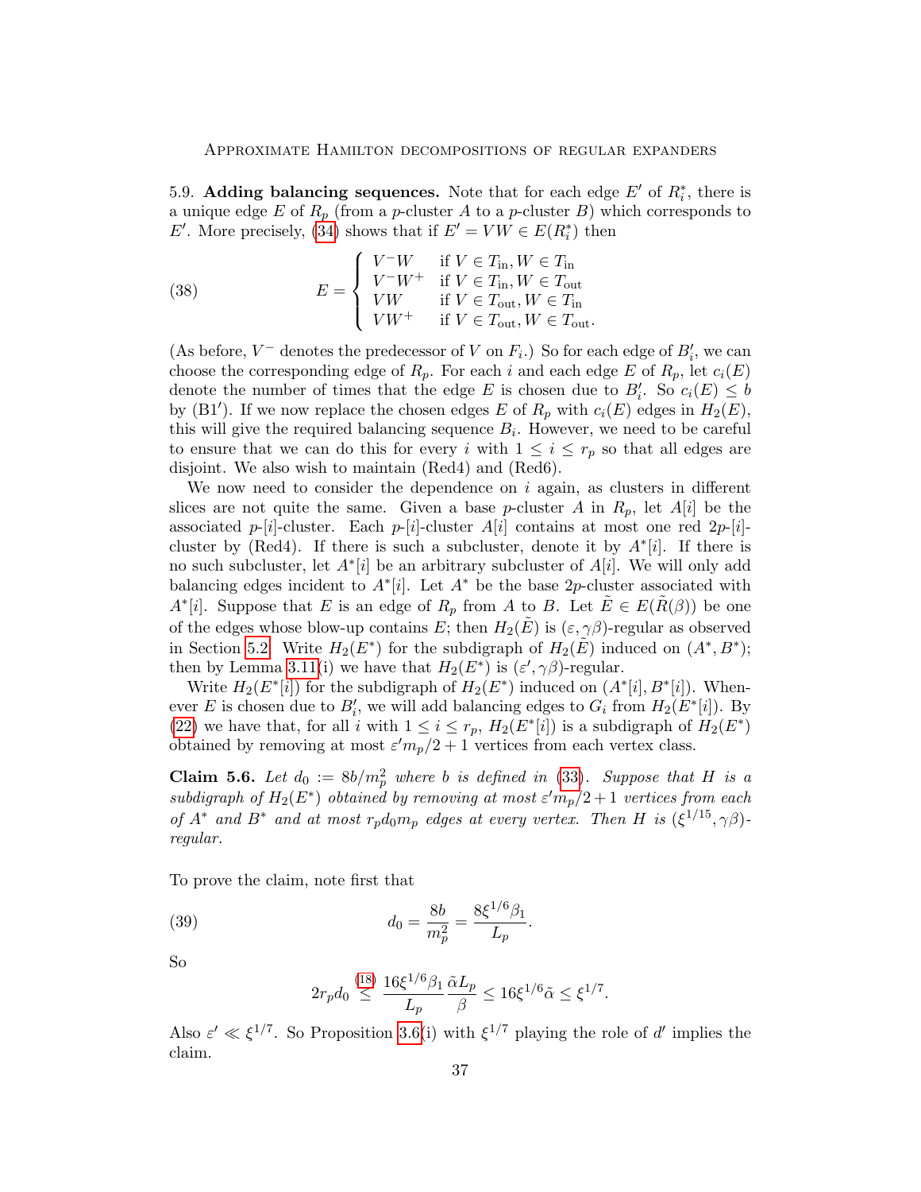5.9. **Adding balancing sequences.** Note that for each edge $E'$ of $R^*_i$, there is a unique edge $E$ of $R_p$ (from a $p$-cluster $A$ to a $p$-cluster $B$) which corresponds to $E'$. More precisely, (34) shows that if $E' = VW \in E(R^*_i)$ then

$$E = \begin{cases} V^-W & \text{if } V \in T_{\text{in}}, W \in T_{\text{in}} \\ V^-W^+ & \text{if } V \in T_{\text{in}}, W \in T_{\text{out}} \\ VW & \text{if } V \in T_{\text{out}}, W \in T_{\text{in}} \\ VW^+ & \text{if } V \in T_{\text{out}}, W \in T_{\text{out}}. \end{cases} \tag{38}$$

(As before, $V^-$ denotes the predecessor of $V$ on $F_i$.) So for each edge of $B'_i$, we can choose the corresponding edge of $R_p$. For each $i$ and each edge $E$ of $R_p$, let $c_i(E)$ denote the number of times that the edge $E$ is chosen due to $B'_i$. So $c_i(E) \le b$ by (B1$'$). If we now replace the chosen edges $E$ of $R_p$ with $c_i(E)$ edges in $H_2(E)$, this will give the required balancing sequence $B_i$. However, we need to be careful to ensure that we can do this for every $i$ with $1 \le i \le r_p$ so that all edges are disjoint. We also wish to maintain (Red4) and (Red6).

We now need to consider the dependence on $i$ again, as clusters in different slices are not quite the same. Given a base $p$-cluster $A$ in $R_p$, let $A[i]$ be the associated $p$-$[i]$-cluster. Each $p$-$[i]$-cluster $A[i]$ contains at most one red $2p$-$[i]$-cluster by (Red4). If there is such a subcluster, denote it by $A^*[i]$. If there is no such subcluster, let $A^*[i]$ be an arbitrary subcluster of $A[i]$. We will only add balancing edges incident to $A^*[i]$. Let $A^*$ be the base $2p$-cluster associated with $A^*[i]$. Suppose that $E$ is an edge of $R_p$ from $A$ to $B$. Let $\tilde{E} \in E(\tilde{R}(\beta))$ be one of the edges whose blow-up contains $E$; then $H_2(\tilde{E})$ is $(\varepsilon, \gamma\beta)$-regular as observed in Section 5.2. Write $H_2(E^*)$ for the subdigraph of $H_2(\tilde{E})$ induced on $(A^*, B^*)$; then by Lemma 3.11(i) we have that $H_2(E^*)$ is $(\varepsilon', \gamma\beta)$-regular.

Write $H_2(E^*[i])$ for the subdigraph of $H_2(E^*)$ induced on $(A^*[i], B^*[i])$. Whenever $E$ is chosen due to $B'_i$, we will add balancing edges to $G_i$ from $H_2(E^*[i])$. By (22) we have that, for all $i$ with $1 \le i \le r_p$, $H_2(E^*[i])$ is a subdigraph of $H_2(E^*)$ obtained by removing at most $\varepsilon' m_p/2 + 1$ vertices from each vertex class.

**Claim 5.6.** *Let $d_0 := 8b/m_p^2$ where $b$ is defined in (33). Suppose that $H$ is a subdigraph of $H_2(E^*)$ obtained by removing at most $\varepsilon' m_p/2+1$ vertices from each of $A^*$ and $B^*$ and at most $r_p d_0 m_p$ edges at every vertex. Then $H$ is $(\xi^{1/15}, \gamma\beta)$-regular.*

To prove the claim, note first that

$$d_0 = \frac{8b}{m_p^2} = \frac{8\xi^{1/6}\beta_1}{L_p}. \tag{39}$$

So

$$2r_p d_0 \overset{(18)}{\le} \frac{16\xi^{1/6}\beta_1}{L_p}\frac{\tilde{\alpha}L_p}{\beta} \le 16\xi^{1/6}\tilde{\alpha} \le \xi^{1/7}.$$

Also $\varepsilon' \ll \xi^{1/7}$. So Proposition 3.6(i) with $\xi^{1/7}$ playing the role of $d'$ implies the claim.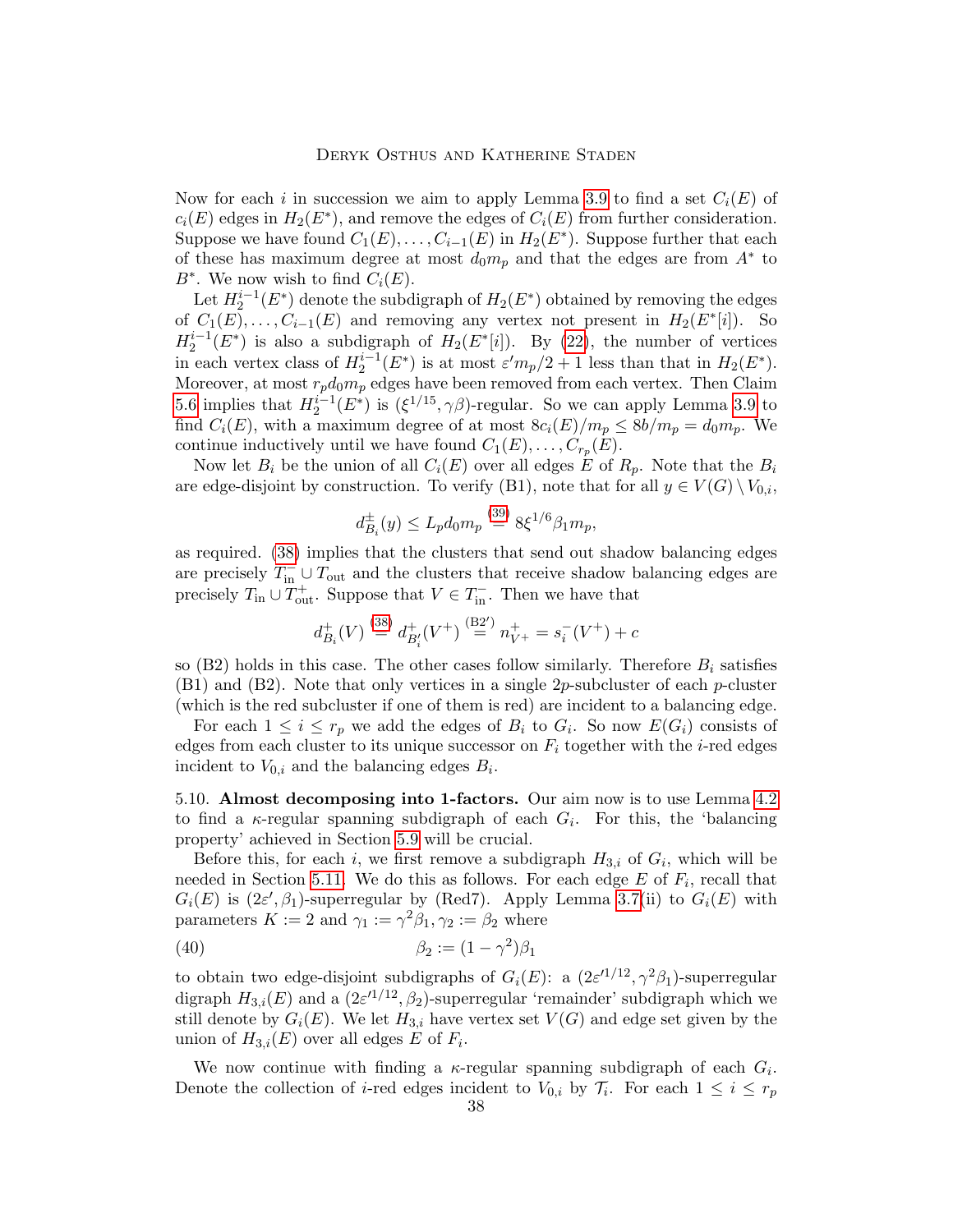Now for each $i$ in succession we aim to apply Lemma 3.9 to find a set $C_i(E)$ of $c_i(E)$ edges in $H_2(E^*)$, and remove the edges of $C_i(E)$ from further consideration. Suppose we have found $C_1(E), \dots, C_{i-1}(E)$ in $H_2(E^*)$. Suppose further that each of these has maximum degree at most $d_0 m_p$ and that the edges are from $A^*$ to $B^*$. We now wish to find $C_i(E)$.

Let $H_2^{i-1}(E^*)$ denote the subdigraph of $H_2(E^*)$ obtained by removing the edges of $C_1(E), \dots, C_{i-1}(E)$ and removing any vertex not present in $H_2(E^*[i])$. So $H_2^{i-1}(E^*)$ is also a subgraph of $H_2(E^*[i])$. By (22), the number of vertices in each vertex class of $H_2^{i-1}(E^*)$ is at most $\varepsilon' m_p/2 + 1$ less than that in $H_2(E^*)$. Moreover, at most $r_p d_0 m_p$ edges have been removed from each vertex. Then Claim 5.6 implies that $H_2^{i-1}(E^*)$ is $(\xi^{1/15}, \gamma\beta)$-regular. So we can apply Lemma 3.9 to find $C_i(E)$, with a maximum degree of at most $8c_i(E)/m_p \leq 8b/m_p = d_0 m_p$. We continue inductively until we have found $C_1(E), \dots, C_{r_p}(E)$.

Now let $B_i$ be the union of all $C_i(E)$ over all edges $E$ of $R_p$. Note that the $B_i$ are edge-disjoint by construction. To verify (B1), note that for all $y \in V(G) \setminus V_{0,i}$,

$$d^{\pm}_{B_i}(y) \leq L_p d_0 m_p \overset{(39)}{=} 8\xi^{1/6}\beta_1 m_p,$$

as required. (38) implies that the clusters that send out shadow balancing edges are precisely $T^-_{\mathrm{in}} \cup T_{\mathrm{out}}$ and the clusters that receive shadow balancing edges are precisely $T_{\mathrm{in}} \cup T^+_{\mathrm{out}}$. Suppose that $V \in T^-_{\mathrm{in}}$. Then we have that

$$d^+_{B_i}(V) \overset{(38)}{=} d^+_{B'_i}(V^+) \overset{(\mathrm{B2}')}{=} n^+_{V^+} = s^-_i(V^+) + c$$

so (B2) holds in this case. The other cases follow similarly. Therefore $B_i$ satisfies (B1) and (B2). Note that only vertices in a single $2p$-subcluster of each $p$-cluster (which is the red subcluster if one of them is red) are incident to a balancing edge.

For each $1 \leq i \leq r_p$ we add the edges of $B_i$ to $G_i$. So now $E(G_i)$ consists of edges from each cluster to its unique successor on $F_i$ together with the $i$-red edges incident to $V_{0,i}$ and the balancing edges $B_i$.

5.10. **Almost decomposing into 1-factors.** Our aim now is to use Lemma 4.2 to find a $\kappa$-regular spanning subdigraph of each $G_i$. For this, the 'balancing property' achieved in Section 5.9 will be crucial.

Before this, for each $i$, we first remove a subgraph $H_{3,i}$ of $G_i$, which will be needed in Section 5.11. We do this as follows. For each edge $E$ of $F_i$, recall that $G_i(E)$ is $(2\varepsilon', \beta_1)$-superregular by (Red7). Apply Lemma 3.7(ii) to $G_i(E)$ with parameters $K := 2$ and $\gamma_1 := \gamma^2\beta_1, \gamma_2 := \beta_2$ where

$$\beta_2 := (1-\gamma^2)\beta_1 \tag{40}$$

to obtain two edge-disjoint subdigraphs of $G_i(E)$: a $(2\varepsilon'^{1/12}, \gamma^2\beta_1)$-superregular digraph $H_{3,i}(E)$ and a $(2\varepsilon'^{1/12}, \beta_2)$-superregular 'remainder' subdigraph which we still denote by $G_i(E)$. We let $H_{3,i}$ have vertex set $V(G)$ and edge set given by the union of $H_{3,i}(E)$ over all edges $E$ of $F_i$.

We now continue with finding a $\kappa$-regular spanning subdigraph of each $G_i$. Denote the collection of $i$-red edges incident to $V_{0,i}$ by $\mathcal{T}_i$. For each $1 \leq i \leq r_p$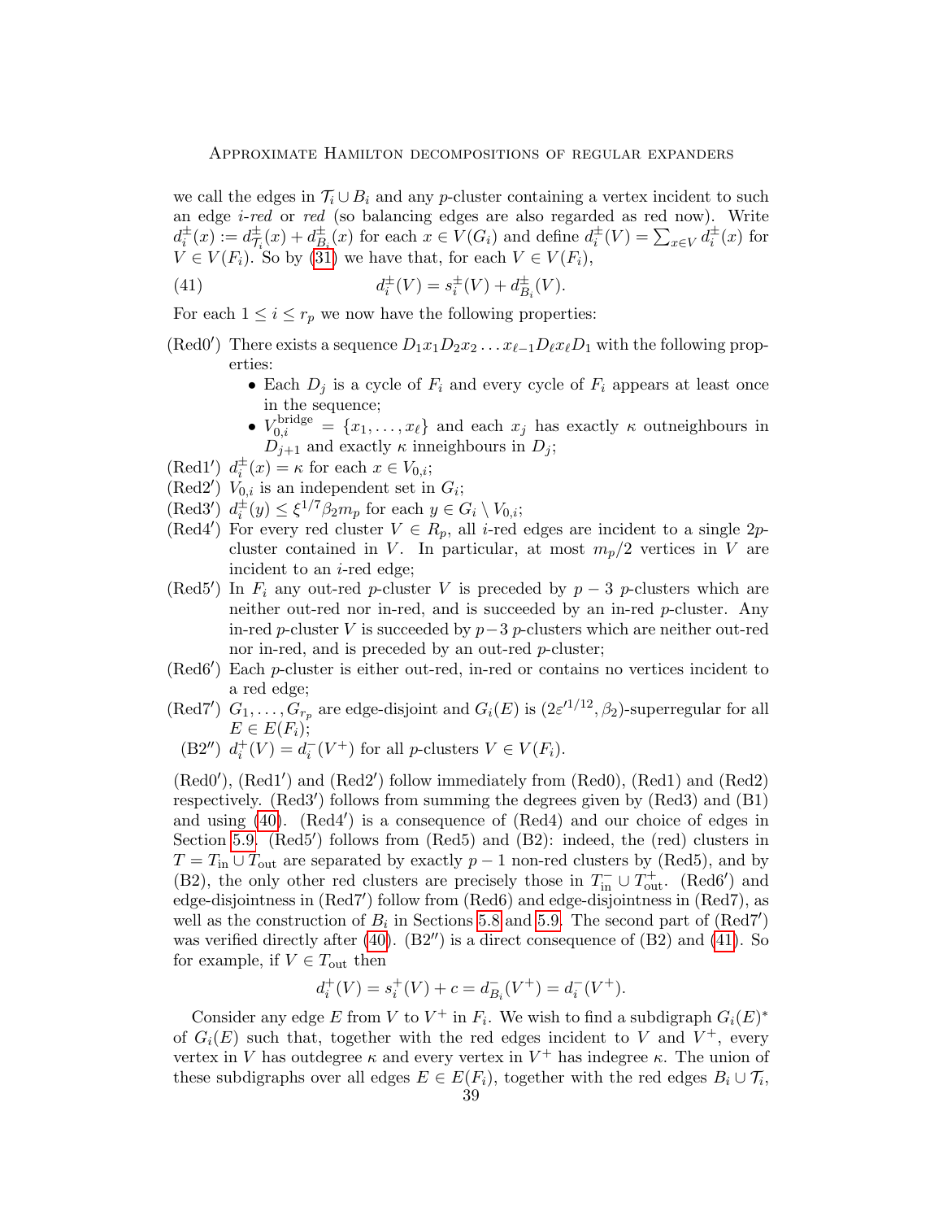we call the edges in $\mathcal{T}_i \cup B_i$ and any $p$-cluster containing a vertex incident to such an edge *$i$-red* or *red* (so balancing edges are also regarded as red now). Write $d_i^\pm(x) := d_{\mathcal{T}_i}^\pm(x) + d_{B_i}^\pm(x)$ for each $x \in V(G_i)$ and define $d_i^\pm(V) = \sum_{x \in V} d_i^\pm(x)$ for $V \in V(F_i)$. So by (31) we have that, for each $V \in V(F_i)$,

$$d_i^\pm(V) = s_i^\pm(V) + d_{B_i}^\pm(V). \tag{41}$$

For each $1 \leq i \leq r_p$ we now have the following properties:

(Red0′) There exists a sequence $D_1 x_1 D_2 x_2 \dots x_{\ell-1} D_\ell x_\ell D_1$ with the following properties:
- Each $D_j$ is a cycle of $F_i$ and every cycle of $F_i$ appears at least once in the sequence;
- $V_{0,i}^{\text{bridge}} = \{x_1, \dots, x_\ell\}$ and each $x_j$ has exactly $\kappa$ outneighbours in $D_{j+1}$ and exactly $\kappa$ inneighbours in $D_j$;

(Red1′) $d_i^\pm(x) = \kappa$ for each $x \in V_{0,i}$;

(Red2′) $V_{0,i}$ is an independent set in $G_i$;

(Red3′) $d_i^\pm(y) \leq \xi^{1/7}\beta_2 m_p$ for each $y \in G_i \setminus V_{0,i}$;

(Red4′) For every red cluster $V \in R_p$, all $i$-red edges are incident to a single $2p$-cluster contained in $V$. In particular, at most $m_p/2$ vertices in $V$ are incident to an $i$-red edge;

(Red5′) In $F_i$ any out-red $p$-cluster $V$ is preceded by $p-3$ $p$-clusters which are neither out-red nor in-red, and is succeeded by an in-red $p$-cluster. Any in-red $p$-cluster $V$ is succeeded by $p-3$ $p$-clusters which are neither out-red nor in-red, and is preceded by an out-red $p$-cluster;

(Red6′) Each $p$-cluster is either out-red, in-red or contains no vertices incident to a red edge;

(Red7′) $G_1, \dots, G_{r_p}$ are edge-disjoint and $G_i(E)$ is $(2\varepsilon'^{1/12}, \beta_2)$-superregular for all $E \in E(F_i)$;

(B2″) $d_i^+(V) = d_i^-(V^+)$ for all $p$-clusters $V \in V(F_i)$.

(Red0′), (Red1′) and (Red2′) follow immediately from (Red0), (Red1) and (Red2) respectively. (Red3′) follows from summing the degrees given by (Red3) and (B1) and using (40). (Red4′) is a consequence of (Red4) and our choice of edges in Section 5.9. (Red5′) follows from (Red5) and (B2): indeed, the (red) clusters in $T = T_{\text{in}} \cup T_{\text{out}}$ are separated by exactly $p-1$ non-red clusters by (Red5), and by (B2), the only other red clusters are precisely those in $T_{\text{in}}^- \cup T_{\text{out}}^+$. (Red6′) and edge-disjointness in (Red7′) follow from (Red6) and edge-disjointness in (Red7), as well as the construction of $B_i$ in Sections 5.8 and 5.9. The second part of (Red7′) was verified directly after (40). (B2″) is a direct consequence of (B2) and (41). So for example, if $V \in T_{\text{out}}$ then

$$d_i^+(V) = s_i^+(V) + c = d_{B_i}^-(V^+) = d_i^-(V^+).$$

Consider any edge $E$ from $V$ to $V^+$ in $F_i$. We wish to find a subdigraph $G_i(E)^*$ of $G_i(E)$ such that, together with the red edges incident to $V$ and $V^+$, every vertex in $V$ has outdegree $\kappa$ and every vertex in $V^+$ has indegree $\kappa$. The union of these subdigraphs over all edges $E \in E(F_i)$, together with the red edges $B_i \cup \mathcal{T}_i$,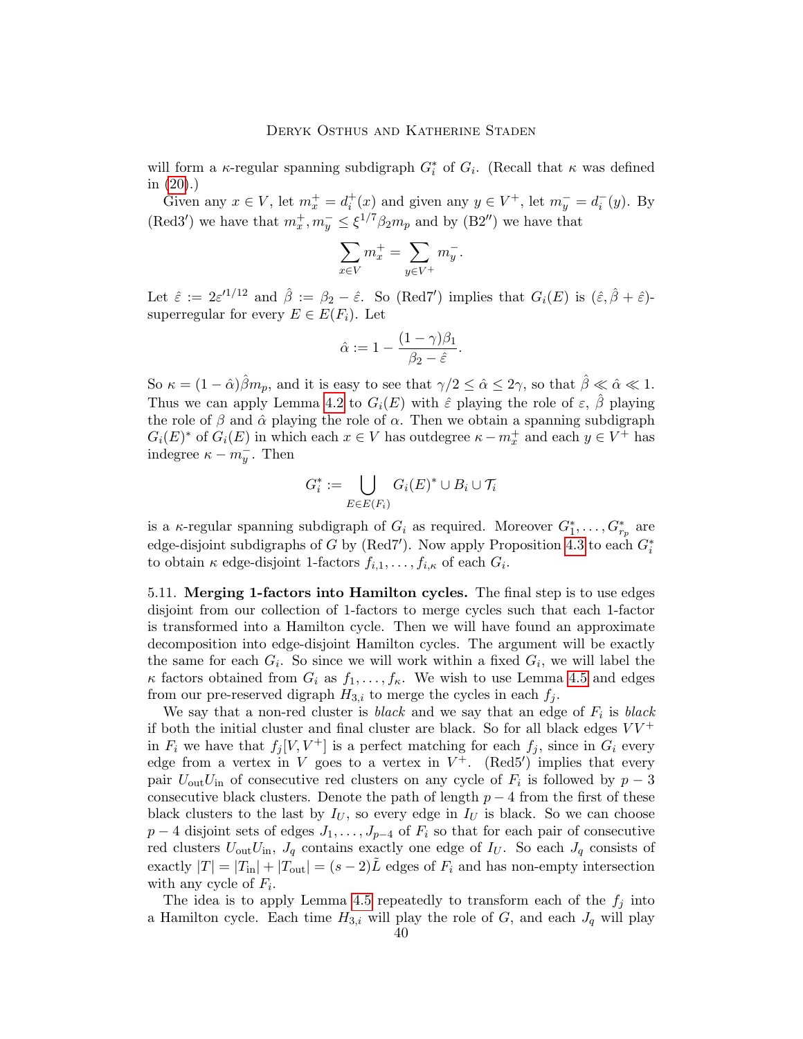will form a $\kappa$-regular spanning subdigraph $G_i^*$ of $G_i$. (Recall that $\kappa$ was defined in (20).)

Given any $x \in V$, let $m_x^+ = d_i^+(x)$ and given any $y \in V^+$, let $m_y^- = d_i^-(y)$. By (Red3′) we have that $m_x^+, m_y^- \leq \xi^{1/7}\beta_2 m_p$ and by (B2″) we have that

$$\sum_{x \in V} m_x^+ = \sum_{y \in V^+} m_y^-.$$

Let $\hat{\varepsilon} := 2\varepsilon'^{1/12}$ and $\hat{\beta} := \beta_2 - \hat{\varepsilon}$. So (Red7′) implies that $G_i(E)$ is $(\hat{\varepsilon}, \hat{\beta} + \hat{\varepsilon})$-superregular for every $E \in E(F_i)$. Let

$$\hat{\alpha} := 1 - \frac{(1-\gamma)\beta_1}{\beta_2 - \hat{\varepsilon}}.$$

So $\kappa = (1-\hat{\alpha})\hat{\beta} m_p$, and it is easy to see that $\gamma/2 \leq \hat{\alpha} \leq 2\gamma$, so that $\hat{\beta} \ll \hat{\alpha} \ll 1$. Thus we can apply Lemma 4.2 to $G_i(E)$ with $\hat{\varepsilon}$ playing the role of $\varepsilon$, $\hat{\beta}$ playing the role of $\beta$ and $\hat{\alpha}$ playing the role of $\alpha$. Then we obtain a spanning subdigraph $G_i(E)^*$ of $G_i(E)$ in which each $x \in V$ has outdegree $\kappa - m_x^+$ and each $y \in V^+$ has indegree $\kappa - m_y^-$. Then

$$G_i^* := \bigcup_{E \in E(F_i)} G_i(E)^* \cup B_i \cup \mathcal{T}_i$$

is a $\kappa$-regular spanning subdigraph of $G_i$ as required. Moreover $G_1^*, \ldots, G_{r_p}^*$ are edge-disjoint subdigraphs of $G$ by (Red7′). Now apply Proposition 4.3 to each $G_i^*$ to obtain $\kappa$ edge-disjoint 1-factors $f_{i,1}, \ldots, f_{i,\kappa}$ of each $G_i$.

5.11. **Merging 1-factors into Hamilton cycles.** The final step is to use edges disjoint from our collection of 1-factors to merge cycles such that each 1-factor is transformed into a Hamilton cycle. Then we will have found an approximate decomposition into edge-disjoint Hamilton cycles. The argument will be exactly the same for each $G_i$. So since we will work within a fixed $G_i$, we will label the $\kappa$ factors obtained from $G_i$ as $f_1, \ldots, f_\kappa$. We wish to use Lemma 4.5 and edges from our pre-reserved digraph $H_{3,i}$ to merge the cycles in each $f_j$.

We say that a non-red cluster is *black* and we say that an edge of $F_i$ is *black* if both the initial cluster and final cluster are black. So for all black edges $VV^+$ in $F_i$ we have that $f_j[V, V^+]$ is a perfect matching for each $f_j$, since in $G_i$ every edge from a vertex in $V$ goes to a vertex in $V^+$. (Red5′) implies that every pair $U_{\text{out}}U_{\text{in}}$ of consecutive red clusters on any cycle of $F_i$ is followed by $p-3$ consecutive black clusters. Denote the path of length $p-4$ from the first of these black clusters to the last by $I_U$, so every edge in $I_U$ is black. So we can choose $p-4$ disjoint sets of edges $J_1, \ldots, J_{p-4}$ of $F_i$ so that for each pair of consecutive red clusters $U_{\text{out}}U_{\text{in}}$, $J_q$ contains exactly one edge of $I_U$. So each $J_q$ consists of exactly $|T| = |T_{\text{in}}| + |T_{\text{out}}| = (s-2)\tilde{L}$ edges of $F_i$ and has non-empty intersection with any cycle of $F_i$.

The idea is to apply Lemma 4.5 repeatedly to transform each of the $f_j$ into a Hamilton cycle. Each time $H_{3,i}$ will play the role of $G$, and each $J_q$ will play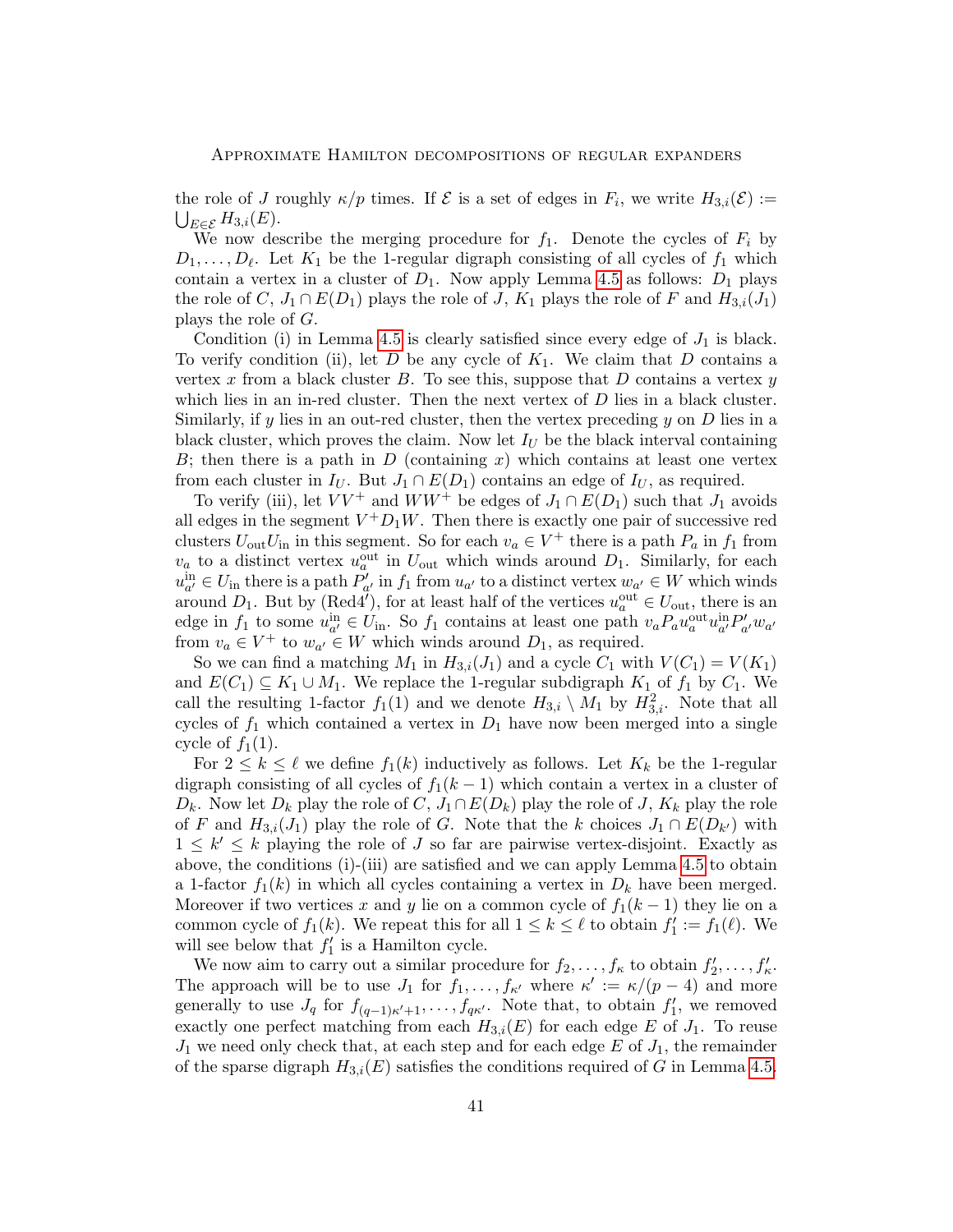the role of $J$ roughly $\kappa/p$ times. If $\mathcal{E}$ is a set of edges in $F_i$, we write $H_{3,i}(\mathcal{E}) := \bigcup_{E \in \mathcal{E}} H_{3,i}(E)$.

We now describe the merging procedure for $f_1$. Denote the cycles of $F_i$ by $D_1, \dots, D_\ell$. Let $K_1$ be the 1-regular digraph consisting of all cycles of $f_1$ which contain a vertex in a cluster of $D_1$. Now apply Lemma 4.5 as follows: $D_1$ plays the role of $C$, $J_1 \cap E(D_1)$ plays the role of $J$, $K_1$ plays the role of $F$ and $H_{3,i}(J_1)$ plays the role of $G$.

Condition (i) in Lemma 4.5 is clearly satisfied since every edge of $J_1$ is black. To verify condition (ii), let $D$ be any cycle of $K_1$. We claim that $D$ contains a vertex $x$ from a black cluster $B$. To see this, suppose that $D$ contains a vertex $y$ which lies in an in-red cluster. Then the next vertex of $D$ lies in a black cluster. Similarly, if $y$ lies in an out-red cluster, then the vertex preceding $y$ on $D$ lies in a black cluster, which proves the claim. Now let $I_U$ be the black interval containing $B$; then there is a path in $D$ (containing $x$) which contains at least one vertex from each cluster in $I_U$. But $J_1 \cap E(D_1)$ contains an edge of $I_U$, as required.

To verify (iii), let $VV^+$ and $WW^+$ be edges of $J_1 \cap E(D_1)$ such that $J_1$ avoids all edges in the segment $V^+ D_1 W$. Then there is exactly one pair of successive red clusters $U_{\text{out}} U_{\text{in}}$ in this segment. So for each $v_a \in V^+$ there is a path $P_a$ in $f_1$ from $v_a$ to a distinct vertex $u_a^{\text{out}}$ in $U_{\text{out}}$ which winds around $D_1$. Similarly, for each $u_{a'}^{\text{in}} \in U_{\text{in}}$ there is a path $P'_{a'}$ in $f_1$ from $u_{a'}$ to a distinct vertex $w_{a'} \in W$ which winds around $D_1$. But by (Red4′), for at least half of the vertices $u_a^{\text{out}} \in U_{\text{out}}$, there is an edge in $f_1$ to some $u_{a'}^{\text{in}} \in U_{\text{in}}$. So $f_1$ contains at least one path $v_a P_a u_a^{\text{out}} u_{a'}^{\text{in}} P'_{a'} w_{a'}$ from $v_a \in V^+$ to $w_{a'} \in W$ which winds around $D_1$, as required.

So we can find a matching $M_1$ in $H_{3,i}(J_1)$ and a cycle $C_1$ with $V(C_1) = V(K_1)$ and $E(C_1) \subseteq K_1 \cup M_1$. We replace the 1-regular subdigraph $K_1$ of $f_1$ by $C_1$. We call the resulting 1-factor $f_1(1)$ and we denote $H_{3,i} \setminus M_1$ by $H^2_{3,i}$. Note that all cycles of $f_1$ which contained a vertex in $D_1$ have now been merged into a single cycle of $f_1(1)$.

For $2 \leq k \leq \ell$ we define $f_1(k)$ inductively as follows. Let $K_k$ be the 1-regular digraph consisting of all cycles of $f_1(k-1)$ which contain a vertex in a cluster of $D_k$. Now let $D_k$ play the role of $C$, $J_1 \cap E(D_k)$ play the role of $J$, $K_k$ play the role of $F$ and $H_{3,i}(J_1)$ play the role of $G$. Note that the $k$ choices $J_1 \cap E(D_{k'})$ with $1 \leq k' \leq k$ playing the role of $J$ so far are pairwise vertex-disjoint. Exactly as above, the conditions (i)-(iii) are satisfied and we can apply Lemma 4.5 to obtain a 1-factor $f_1(k)$ in which all cycles containing a vertex in $D_k$ have been merged. Moreover if two vertices $x$ and $y$ lie on a common cycle of $f_1(k-1)$ they lie on a common cycle of $f_1(k)$. We repeat this for all $1 \leq k \leq \ell$ to obtain $f'_1 := f_1(\ell)$. We will see below that $f'_1$ is a Hamilton cycle.

We now aim to carry out a similar procedure for $f_2, \dots, f_\kappa$ to obtain $f'_2, \dots, f'_\kappa$. The approach will be to use $J_1$ for $f_1, \dots, f_{\kappa'}$ where $\kappa' := \kappa/(p-4)$ and more generally to use $J_q$ for $f_{(q-1)\kappa'+1}, \dots, f_{q\kappa'}$. Note that, to obtain $f'_1$, we removed exactly one perfect matching from each $H_{3,i}(E)$ for each edge $E$ of $J_1$. To reuse $J_1$ we need only check that, at each step and for each edge $E$ of $J_1$, the remainder of the sparse digraph $H_{3,i}(E)$ satisfies the conditions required of $G$ in Lemma 4.5.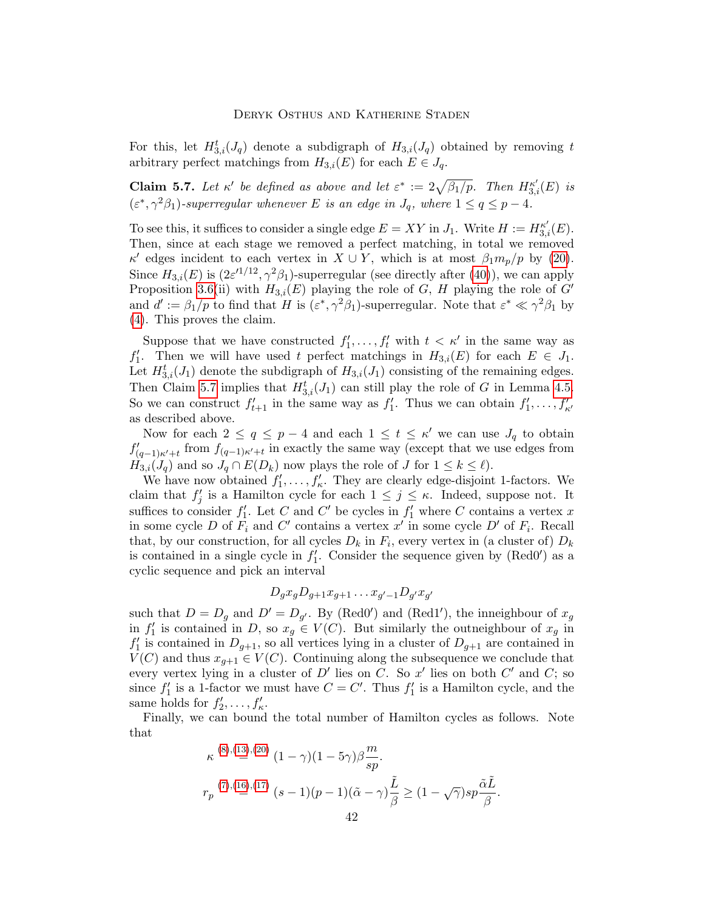For this, let $H^t_{3,i}(J_q)$ denote a subdigraph of $H_{3,i}(J_q)$ obtained by removing $t$ arbitrary perfect matchings from $H_{3,i}(E)$ for each $E \in J_q$.

**Claim 5.7.** *Let $\kappa'$ be defined as above and let $\varepsilon^* := 2\sqrt{\beta_1/p}$. Then $H^{\kappa'}_{3,i}(E)$ is $(\varepsilon^*, \gamma^2\beta_1)$-superregular whenever $E$ is an edge in $J_q$, where $1 \le q \le p-4$.*

To see this, it suffices to consider a single edge $E = XY$ in $J_1$. Write $H := H^{\kappa'}_{3,i}(E)$. Then, since at each stage we removed a perfect matching, in total we removed $\kappa'$ edges incident to each vertex in $X \cup Y$, which is at most $\beta_1 m_p/p$ by (20). Since $H_{3,i}(E)$ is $(2\varepsilon'^{1/12}, \gamma^2\beta_1)$-superregular (see directly after (40)), we can apply Proposition 3.6(ii) with $H_{3,i}(E)$ playing the role of $G$, $H$ playing the role of $G'$ and $d' := \beta_1/p$ to find that $H$ is $(\varepsilon^*, \gamma^2\beta_1)$-superregular. Note that $\varepsilon^* \ll \gamma^2\beta_1$ by (4). This proves the claim.

Suppose that we have constructed $f'_1, \dots, f'_t$ with $t < \kappa'$ in the same way as $f'_1$. Then we will have used $t$ perfect matchings in $H_{3,i}(E)$ for each $E \in J_1$. Let $H^t_{3,i}(J_1)$ denote the subdigraph of $H_{3,i}(J_1)$ consisting of the remaining edges. Then Claim 5.7 implies that $H^t_{3,i}(J_1)$ can still play the role of $G$ in Lemma 4.5. So we can construct $f'_{t+1}$ in the same way as $f'_1$. Thus we can obtain $f'_1, \dots, f'_{\kappa'}$ as described above.

Now for each $2 \le q \le p-4$ and each $1 \le t \le \kappa'$ we can use $J_q$ to obtain $f'_{(q-1)\kappa'+t}$ from $f_{(q-1)\kappa'+t}$ in exactly the same way (except that we use edges from $H_{3,i}(J_q)$ and so $J_q \cap E(D_k)$ now plays the role of $J$ for $1 \le k \le \ell$).

We have now obtained $f'_1, \dots, f'_\kappa$. They are clearly edge-disjoint 1-factors. We claim that $f'_j$ is a Hamilton cycle for each $1 \le j \le \kappa$. Indeed, suppose not. It suffices to consider $f'_1$. Let $C$ and $C'$ be cycles in $f'_1$ where $C$ contains a vertex $x$ in some cycle $D$ of $F_i$ and $C'$ contains a vertex $x'$ in some cycle $D'$ of $F_i$. Recall that, by our construction, for all cycles $D_k$ in $F_i$, every vertex in (a cluster of) $D_k$ is contained in a single cycle in $f'_1$. Consider the sequence given by (Red0$'$) as a cyclic sequence and pick an interval

$$D_g x_g D_{g+1} x_{g+1} \dots x_{g'-1} D_{g'} x_{g'}$$

such that $D = D_g$ and $D' = D_{g'}$. By (Red0$'$) and (Red1$'$), the inneighbour of $x_g$ in $f'_1$ is contained in $D$, so $x_g \in V(C)$. But similarly the outneighbour of $x_g$ in $f'_1$ is contained in $D_{g+1}$, so all vertices lying in a cluster of $D_{g+1}$ are contained in $V(C)$ and thus $x_{g+1} \in V(C)$. Continuing along the subsequence we conclude that every vertex lying in a cluster of $D'$ lies on $C$. So $x'$ lies on both $C'$ and $C$; so since $f'_1$ is a 1-factor we must have $C = C'$. Thus $f'_1$ is a Hamilton cycle, and the same holds for $f'_2, \dots, f'_\kappa$.

Finally, we can bound the total number of Hamilton cycles as follows. Note that

$$\kappa \overset{(8),(13),(20)}{=} (1-\gamma)(1-5\gamma)\beta\frac{m}{sp}.$$

$$r_p \overset{(7),(16),(17)}{=} (s-1)(p-1)(\tilde{\alpha}-\gamma)\frac{\tilde{L}}{\beta} \ge (1-\sqrt{\gamma})sp\frac{\tilde{\alpha}\tilde{L}}{\beta}.$$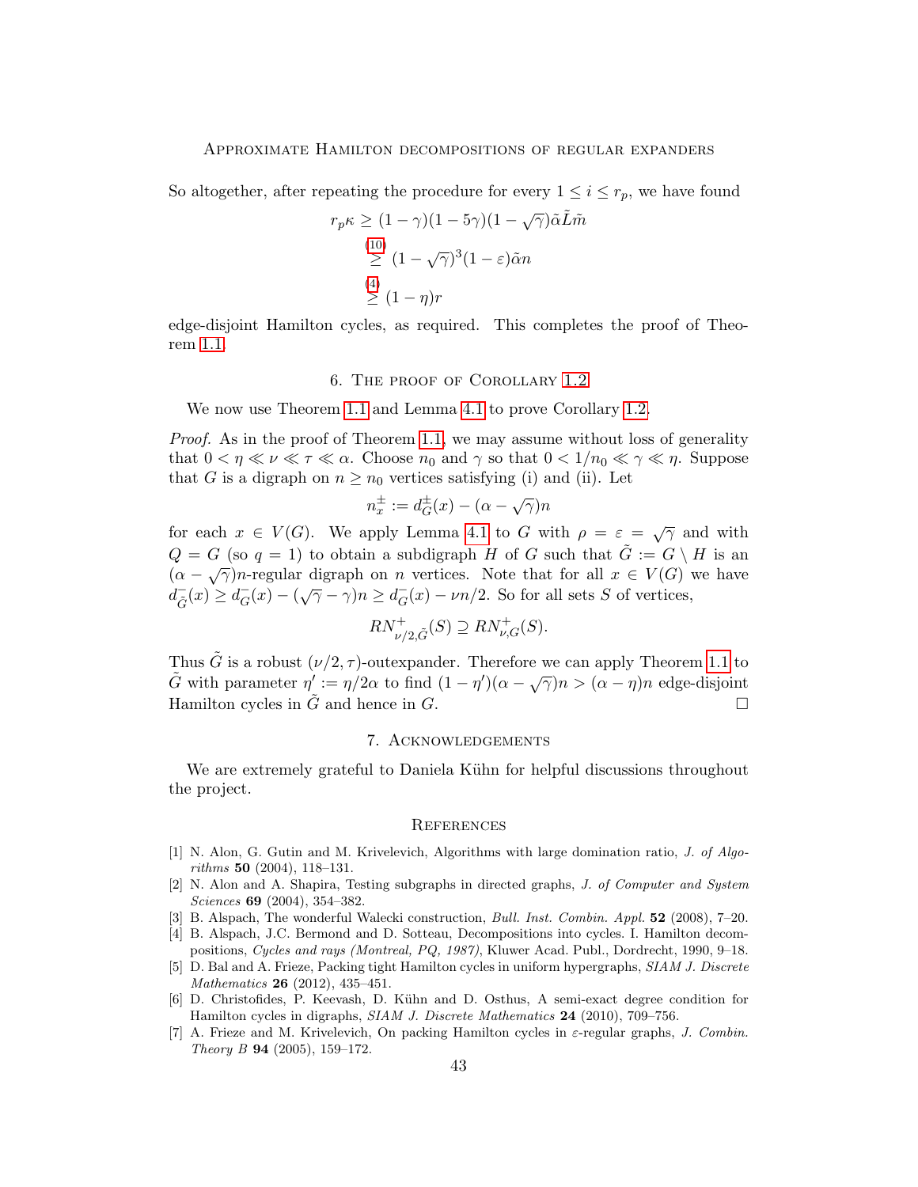So altogether, after repeating the procedure for every $1 \leq i \leq r_p$, we have found

$$
\begin{aligned}
r_p \kappa &\geq (1-\gamma)(1-5\gamma)(1-\sqrt{\gamma})\tilde{\alpha}\tilde{L}\tilde{m} \\
&\overset{(10)}{\geq} (1-\sqrt{\gamma})^3(1-\varepsilon)\tilde{\alpha}n \\
&\overset{(4)}{\geq} (1-\eta)r
\end{aligned}
$$

edge-disjoint Hamilton cycles, as required. This completes the proof of Theorem 1.1.

## 6. The proof of Corollary 1.2

We now use Theorem 1.1 and Lemma 4.1 to prove Corollary 1.2.

*Proof.* As in the proof of Theorem 1.1, we may assume without loss of generality that $0 < \eta \ll \nu \ll \tau \ll \alpha$. Choose $n_0$ and $\gamma$ so that $0 < 1/n_0 \ll \gamma \ll \eta$. Suppose that $G$ is a digraph on $n \geq n_0$ vertices satisfying (i) and (ii). Let

$$
n_x^{\pm} := d_G^{\pm}(x) - (\alpha - \sqrt{\gamma})n
$$

for each $x \in V(G)$. We apply Lemma 4.1 to $G$ with $\rho = \varepsilon = \sqrt{\gamma}$ and with $Q = G$ (so $q = 1$) to obtain a subdigraph $H$ of $G$ such that $\tilde{G} := G \setminus H$ is an $(\alpha - \sqrt{\gamma})n$-regular digraph on $n$ vertices. Note that for all $x \in V(G)$ we have $d^-_{\tilde{G}}(x) \geq d^-_G(x) - (\sqrt{\gamma} - \gamma)n \geq d^-_G(x) - \nu n/2$. So for all sets $S$ of vertices,

$$
RN^+_{\nu/2,\tilde{G}}(S) \supseteq RN^+_{\nu,G}(S).
$$

Thus $\tilde{G}$ is a robust $(\nu/2, \tau)$-outexpander. Therefore we can apply Theorem 1.1 to $\tilde{G}$ with parameter $\eta' := \eta/2\alpha$ to find $(1-\eta')(\alpha - \sqrt{\gamma})n > (\alpha - \eta)n$ edge-disjoint Hamilton cycles in $\tilde{G}$ and hence in $G$. $\square$

## 7. Acknowledgements

We are extremely grateful to Daniela Kühn for helpful discussions throughout the project.

## References

[1] N. Alon, G. Gutin and M. Krivelevich, Algorithms with large domination ratio, *J. of Algorithms* **50** (2004), 118–131.

[2] N. Alon and A. Shapira, Testing subgraphs in directed graphs, *J. of Computer and System Sciences* **69** (2004), 354–382.

[3] B. Alspach, The wonderful Walecki construction, *Bull. Inst. Combin. Appl.* **52** (2008), 7–20.

[4] B. Alspach, J.C. Bermond and D. Sotteau, Decompositions into cycles. I. Hamilton decompositions, *Cycles and rays (Montreal, PQ, 1987)*, Kluwer Acad. Publ., Dordrecht, 1990, 9–18.

[5] D. Bal and A. Frieze, Packing tight Hamilton cycles in uniform hypergraphs, *SIAM J. Discrete Mathematics* **26** (2012), 435–451.

[6] D. Christofides, P. Keevash, D. Kühn and D. Osthus, A semi-exact degree condition for Hamilton cycles in digraphs, *SIAM J. Discrete Mathematics* **24** (2010), 709–756.

[7] A. Frieze and M. Krivelevich, On packing Hamilton cycles in $\varepsilon$-regular graphs, *J. Combin. Theory B* **94** (2005), 159–172.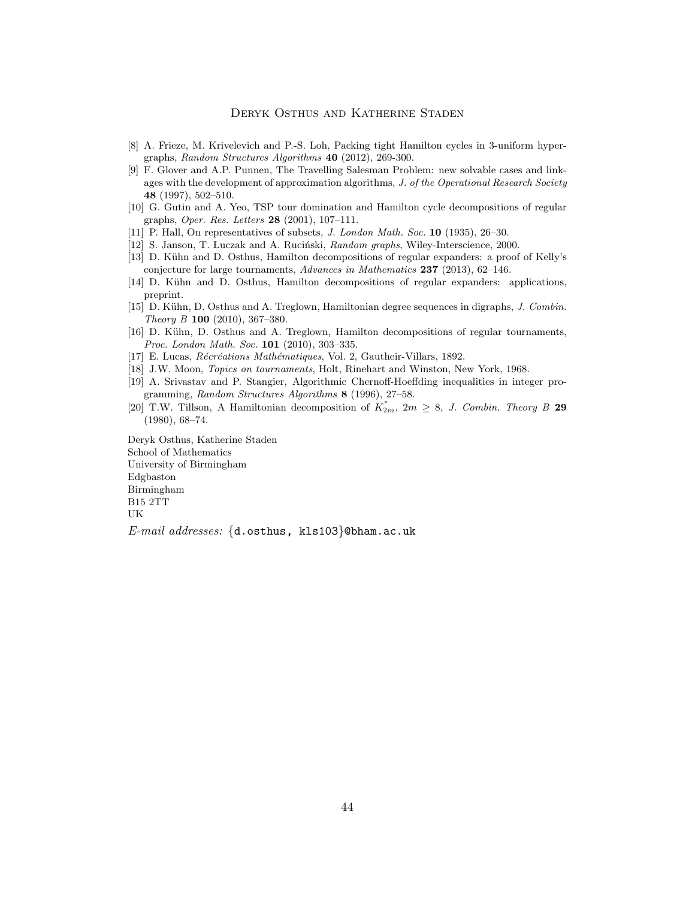[8] A. Frieze, M. Krivelevich and P.-S. Loh, Packing tight Hamilton cycles in 3-uniform hypergraphs, *Random Structures Algorithms* **40** (2012), 269-300.

[9] F. Glover and A.P. Punnen, The Travelling Salesman Problem: new solvable cases and linkages with the development of approximation algorithms, *J. of the Operational Research Society* **48** (1997), 502–510.

[10] G. Gutin and A. Yeo, TSP tour domination and Hamilton cycle decompositions of regular graphs, *Oper. Res. Letters* **28** (2001), 107–111.

[11] P. Hall, On representatives of subsets, *J. London Math. Soc.* **10** (1935), 26–30.

[12] S. Janson, T. Łuczak and A. Ruciński, *Random graphs*, Wiley-Interscience, 2000.

[13] D. Kühn and D. Osthus, Hamilton decompositions of regular expanders: a proof of Kelly's conjecture for large tournaments, *Advances in Mathematics* **237** (2013), 62–146.

[14] D. Kühn and D. Osthus, Hamilton decompositions of regular expanders: applications, preprint.

[15] D. Kühn, D. Osthus and A. Treglown, Hamiltonian degree sequences in digraphs, *J. Combin. Theory B* **100** (2010), 367–380.

[16] D. Kühn, D. Osthus and A. Treglown, Hamilton decompositions of regular tournaments, *Proc. London Math. Soc.* **101** (2010), 303–335.

[17] E. Lucas, *Récréations Mathématiques*, Vol. 2, Gautheir-Villars, 1892.

[18] J.W. Moon, *Topics on tournaments*, Holt, Rinehart and Winston, New York, 1968.

[19] A. Srivastav and P. Stangier, Algorithmic Chernoff-Hoeffding inequalities in integer programming, *Random Structures Algorithms* **8** (1996), 27–58.

[20] T.W. Tillson, A Hamiltonian decomposition of $K_{2m}^*$, $2m \geq 8$, *J. Combin. Theory B* **29** (1980), 68–74.

Deryk Osthus, Katherine Staden
School of Mathematics
University of Birmingham
Edgbaston
Birmingham
B15 2TT
UK

*E-mail addresses:* {d.osthus, kls103}@bham.ac.uk